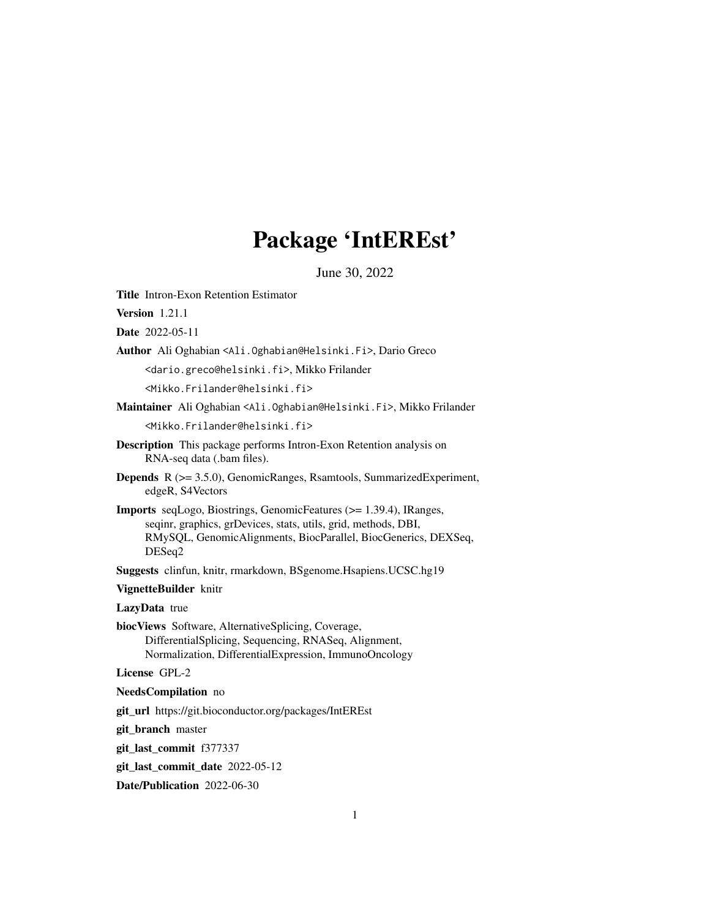# Package 'IntEREst'

June 30, 2022

**Title** Intron-Exon Retention Estimator

**Version** 1.21.1

**Date** 2022-05-11

**Author** Ali Oghabian <Ali.Oghabian@Helsinki.Fi>, Dario Greco <dario.greco@helsinki.fi>, Mikko Frilander <Mikko.Frilander@helsinki.fi>

**Maintainer** Ali Oghabian <Ali.Oghabian@Helsinki.Fi>, Mikko Frilander <Mikko.Frilander@helsinki.fi>

**Description** This package performs Intron-Exon Retention analysis on RNA-seq data (.bam files).

**Depends** R (>= 3.5.0), GenomicRanges, Rsamtools, SummarizedExperiment, edgeR, S4Vectors

**Imports** seqLogo, Biostrings, GenomicFeatures (>= 1.39.4), IRanges, seqinr, graphics, grDevices, stats, utils, grid, methods, DBI, RMySQL, GenomicAlignments, BiocParallel, BiocGenerics, DEXSeq, DESeq2

**Suggests** clinfun, knitr, rmarkdown, BSgenome.Hsapiens.UCSC.hg19

**VignetteBuilder** knitr

**LazyData** true

**biocViews** Software, AlternativeSplicing, Coverage, DifferentialSplicing, Sequencing, RNASeq, Alignment, Normalization, DifferentialExpression, ImmunoOncology

**License** GPL-2

**NeedsCompilation** no

**git_url** https://git.bioconductor.org/packages/IntEREst

**git_branch** master

**git_last_commit** f377337

**git_last_commit_date** 2022-05-12

**Date/Publication** 2022-06-30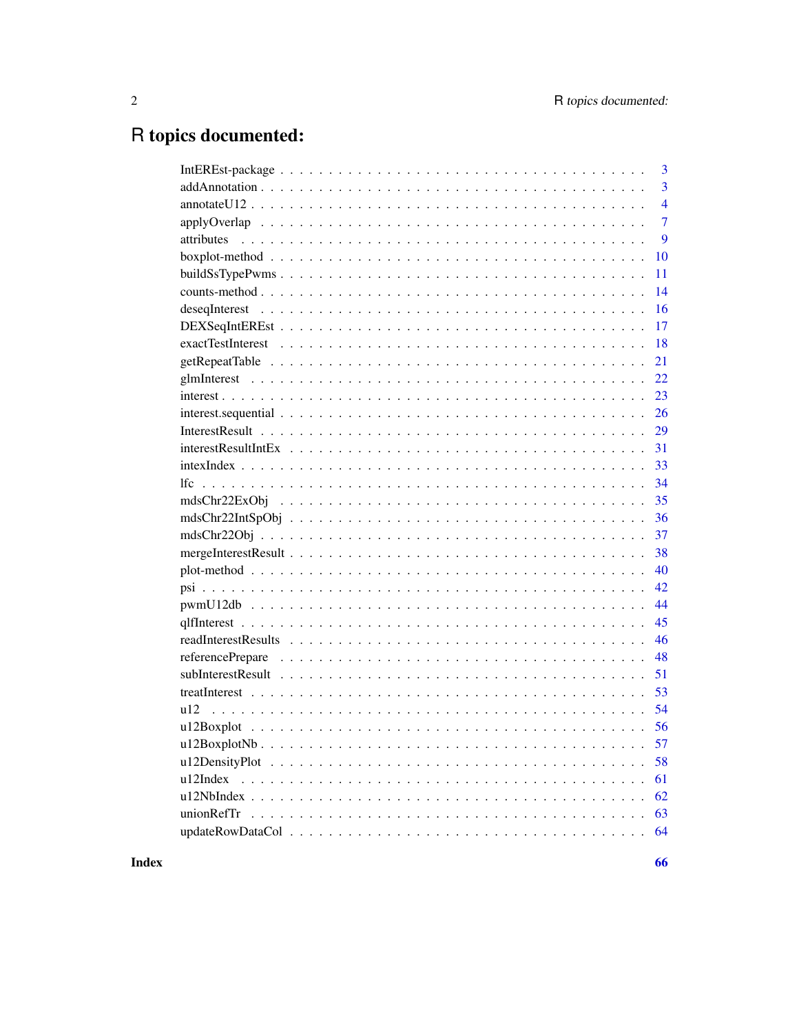# R topics documented:

| | |
|---|---|
| IntEREst-package | 3 |
| addAnnotation | 3 |
| annotateU12 | 4 |
| applyOverlap | 7 |
| attributes | 9 |
| boxplot-method | 10 |
| buildSsTypePwms | 11 |
| counts-method | 14 |
| deseqInterest | 16 |
| DEXSeqIntEREst | 17 |
| exactTestInterest | 18 |
| getRepeatTable | 21 |
| glmInterest | 22 |
| interest | 23 |
| interest.sequential | 26 |
| InterestResult | 29 |
| interestResultIntEx | 31 |
| intexIndex | 33 |
| lfc | 34 |
| mdsChr22ExObj | 35 |
| mdsChr22IntSpObj | 36 |
| mdsChr22Obj | 37 |
| mergeInterestResult | 38 |
| plot-method | 40 |
| psi | 42 |
| pwmU12db | 44 |
| qlfInterest | 45 |
| readInterestResults | 46 |
| referencePrepare | 48 |
| subInterestResult | 51 |
| treatInterest | 53 |
| u12 | 54 |
| u12Boxplot | 56 |
| u12BoxplotNb | 57 |
| u12DensityPlot | 58 |
| u12Index | 61 |
| u12NbIndex | 62 |
| unionRefTr | 63 |
| updateRowDataCol | 64 |
| **Index** | **66** |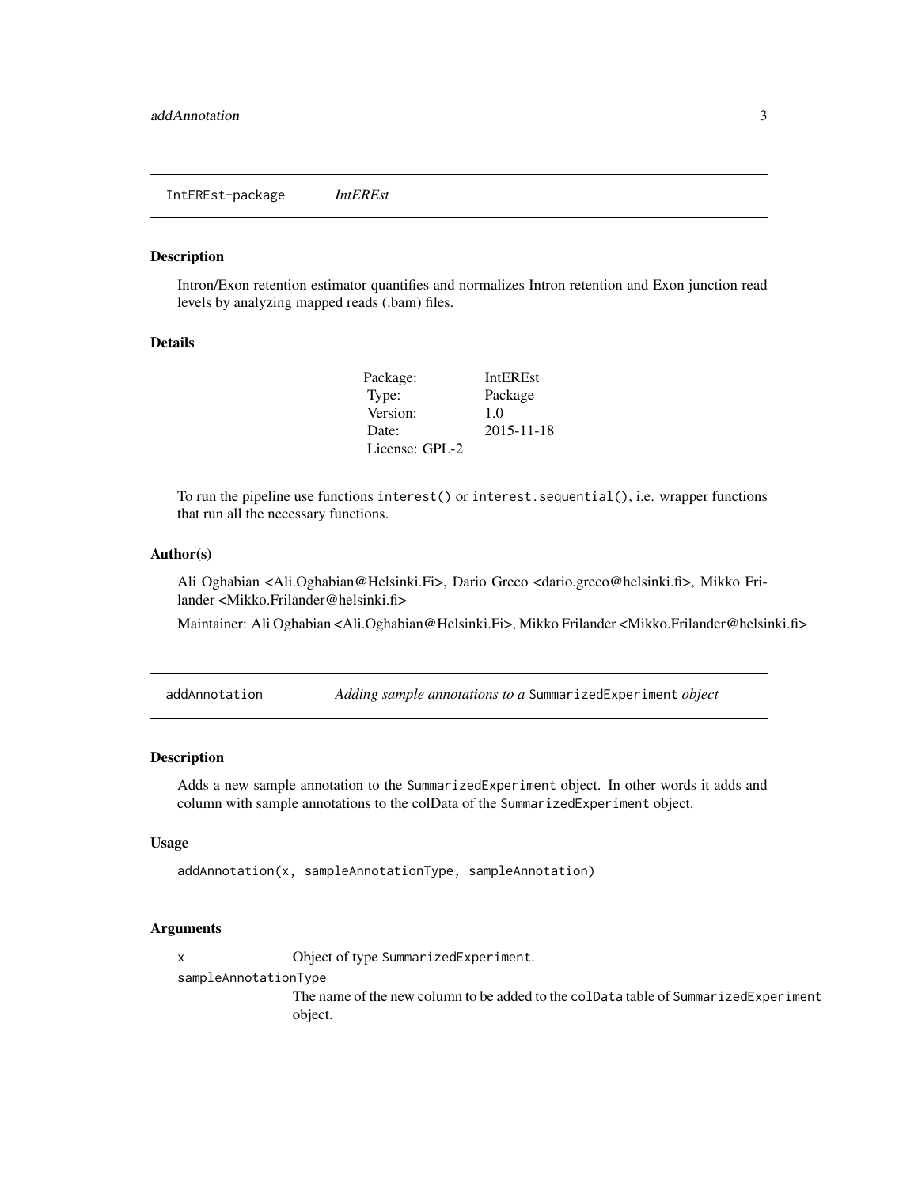## IntEREst-package *IntEREst*

### Description

Intron/Exon retention estimator quantifies and normalizes Intron retention and Exon junction read levels by analyzing mapped reads (.bam) files.

### Details

| | |
|---|---|
| Package: | IntEREst |
| Type: | Package |
| Version: | 1.0 |
| Date: | 2015-11-18 |
| License: | GPL-2 |

To run the pipeline use functions `interest()` or `interest.sequential()`, i.e. wrapper functions that run all the necessary functions.

### Author(s)

Ali Oghabian <Ali.Oghabian@Helsinki.Fi>, Dario Greco <dario.greco@helsinki.fi>, Mikko Frilander <Mikko.Frilander@helsinki.fi>

Maintainer: Ali Oghabian <Ali.Oghabian@Helsinki.Fi>, Mikko Frilander <Mikko.Frilander@helsinki.fi>

## addAnnotation *Adding sample annotations to a `SummarizedExperiment` object*

### Description

Adds a new sample annotation to the `SummarizedExperiment` object. In other words it adds and column with sample annotations to the colData of the `SummarizedExperiment` object.

### Usage

```
addAnnotation(x, sampleAnnotationType, sampleAnnotation)
```

### Arguments

`x` Object of type `SummarizedExperiment`.

`sampleAnnotationType` The name of the new column to be added to the `colData` table of `SummarizedExperiment` object.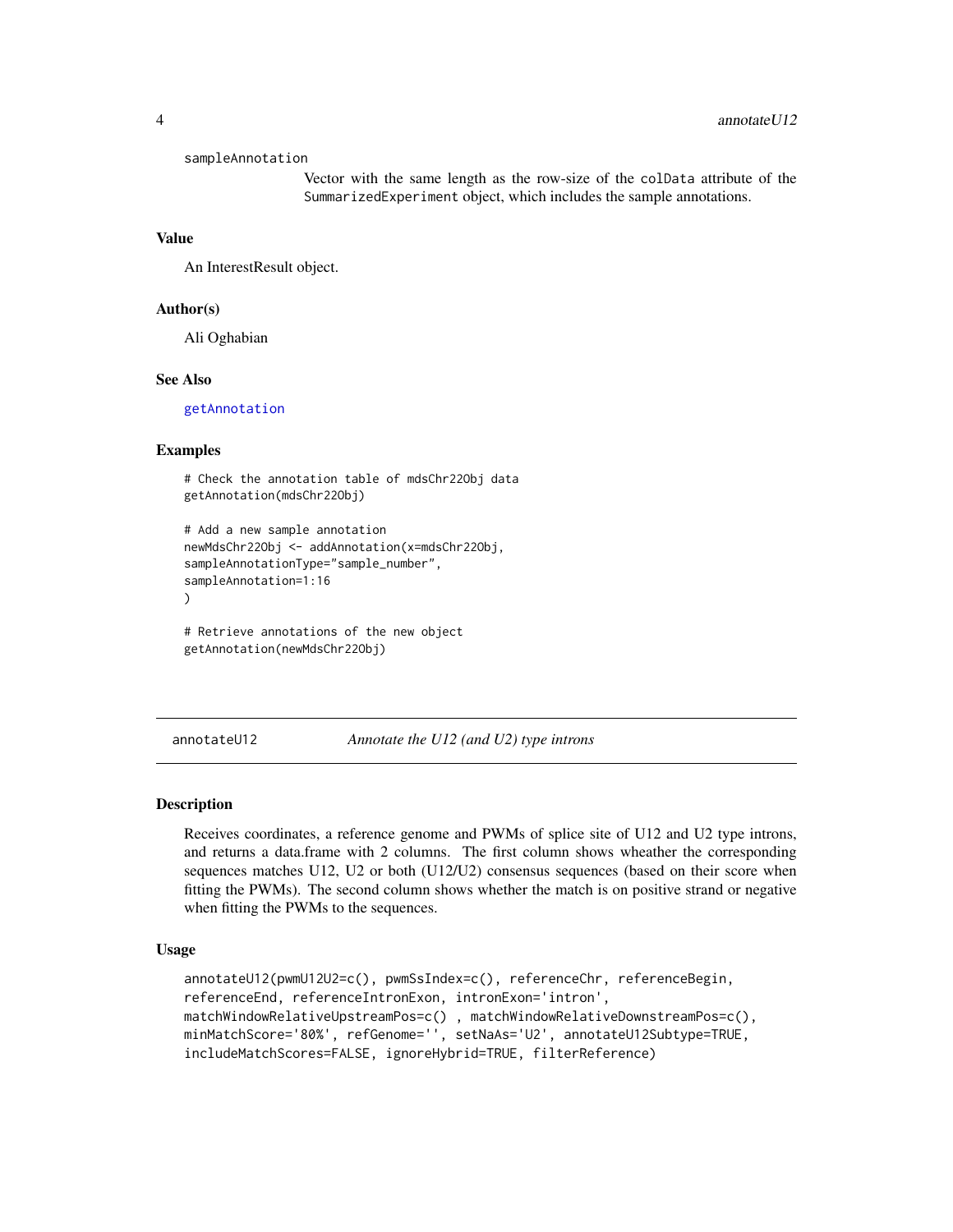sampleAnnotation
: Vector with the same length as the row-size of the `colData` attribute of the `SummarizedExperiment` object, which includes the sample annotations.

### Value

An InterestResult object.

### Author(s)

Ali Oghabian

### See Also

getAnnotation

### Examples

```
# Check the annotation table of mdsChr22Obj data
getAnnotation(mdsChr22Obj)

# Add a new sample annotation
newMdsChr22Obj <- addAnnotation(x=mdsChr22Obj,
sampleAnnotationType="sample_number",
sampleAnnotation=1:16
)

# Retrieve annotations of the new object
getAnnotation(newMdsChr22Obj)
```

## annotateU12 — *Annotate the U12 (and U2) type introns*

### Description

Receives coordinates, a reference genome and PWMs of splice site of U12 and U2 type introns, and returns a data.frame with 2 columns. The first column shows wheather the corresponding sequences matches U12, U2 or both (U12/U2) consensus sequences (based on their score when fitting the PWMs). The second column shows whether the match is on positive strand or negative when fitting the PWMs to the sequences.

### Usage

```
annotateU12(pwmU12U2=c(), pwmSsIndex=c(), referenceChr, referenceBegin,
referenceEnd, referenceIntronExon, intronExon='intron',
matchWindowRelativeUpstreamPos=c() , matchWindowRelativeDownstreamPos=c(),
minMatchScore='80%', refGenome='', setNaAs='U2', annotateU12Subtype=TRUE,
includeMatchScores=FALSE, ignoreHybrid=TRUE, filterReference)
```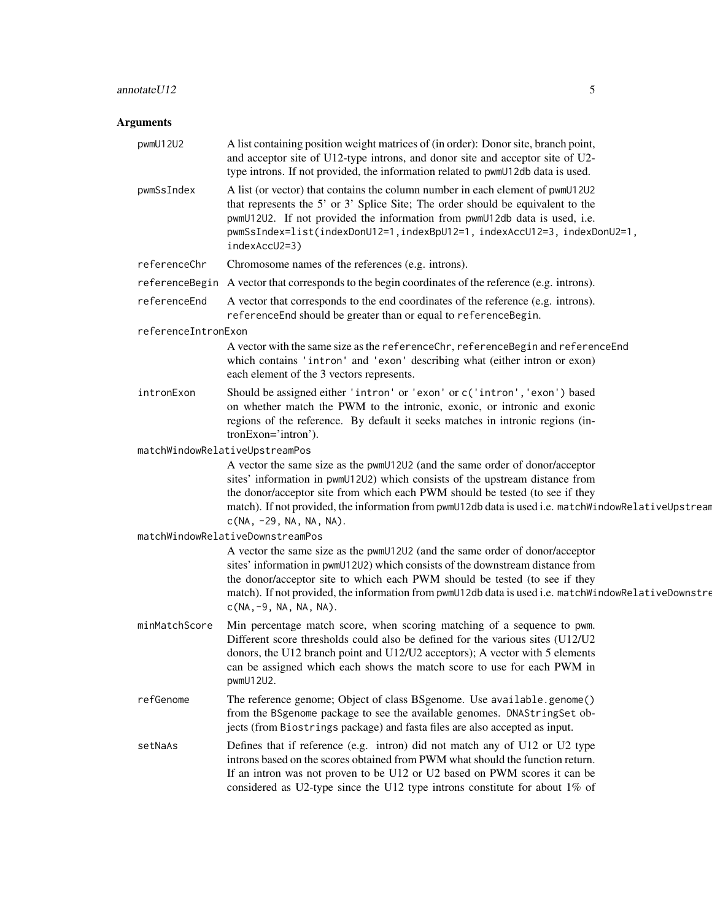## Arguments

**pwmU12U2** A list containing position weight matrices of (in order): Donor site, branch point, and acceptor site of U12-type introns, and donor site and acceptor site of U2-type introns. If not provided, the information related to pwmU12db data is used.

**pwmSsIndex** A list (or vector) that contains the column number in each element of pwmU12U2 that represents the 5' or 3' Splice Site; The order should be equivalent to the pwmU12U2. If not provided the information from pwmU12db data is used, i.e. `pwmSsIndex=list(indexDonU12=1,indexBpU12=1, indexAccU12=3, indexDonU2=1, indexAccU2=3)`

**referenceChr** Chromosome names of the references (e.g. introns).

**referenceBegin** A vector that corresponds to the begin coordinates of the reference (e.g. introns).

**referenceEnd** A vector that corresponds to the end coordinates of the reference (e.g. introns). referenceEnd should be greater than or equal to referenceBegin.

**referenceIntronExon** A vector with the same size as the referenceChr, referenceBegin and referenceEnd which contains 'intron' and 'exon' describing what (either intron or exon) each element of the 3 vectors represents.

**intronExon** Should be assigned either 'intron' or 'exon' or c('intron','exon') based on whether match the PWM to the intronic, exonic, or intronic and exonic regions of the reference. By default it seeks matches in intronic regions (intronExon='intron').

**matchWindowRelativeUpstreamPos** A vector the same size as the pwmU12U2 (and the same order of donor/acceptor sites' information in pwmU12U2) which consists of the upstream distance from the donor/acceptor site from which each PWM should be tested (to see if they match). If not provided, the information from pwmU12db data is used i.e. `matchWindowRelativeUpstreamPos=c(NA, -29, NA, NA, NA)`.

**matchWindowRelativeDownstreamPos** A vector the same size as the pwmU12U2 (and the same order of donor/acceptor sites' information in pwmU12U2) which consists of the downstream distance from the donor/acceptor site to which each PWM should be tested (to see if they match). If not provided, the information from pwmU12db data is used i.e. `matchWindowRelativeDownstreamPos=c(NA,-9, NA, NA, NA)`.

**minMatchScore** Min percentage match score, when scoring matching of a sequence to pwm. Different score thresholds could also be defined for the various sites (U12/U2 donors, the U12 branch point and U12/U2 acceptors); A vector with 5 elements can be assigned which each shows the match score to use for each PWM in pwmU12U2.

**refGenome** The reference genome; Object of class BSgenome. Use available.genome() from the BSgenome package to see the available genomes. DNAStringSet objects (from Biostrings package) and fasta files are also accepted as input.

**setNaAs** Defines that if reference (e.g. intron) did not match any of U12 or U2 type introns based on the scores obtained from PWM what should the function return. If an intron was not proven to be U12 or U2 based on PWM scores it can be considered as U2-type since the U12 type introns constitute for about 1% of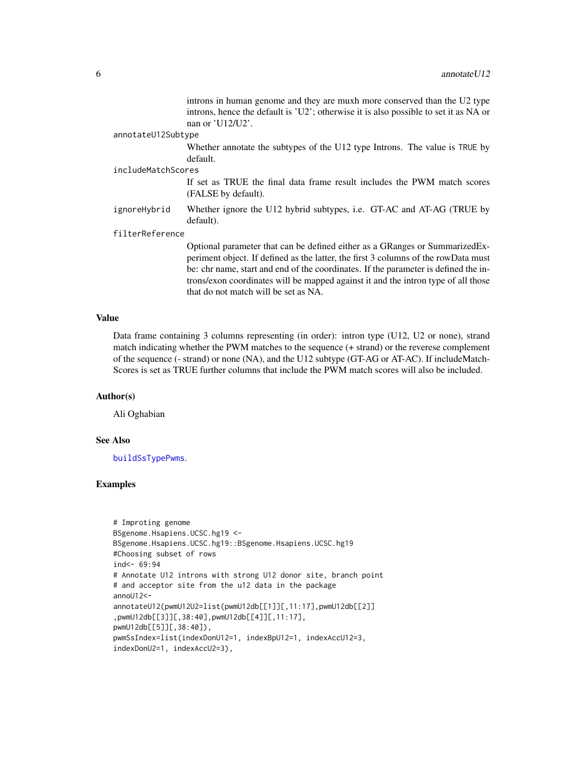introns in human genome and they are muxh more conserved than the U2 type introns, hence the default is 'U2'; otherwise it is also possible to set it as NA or nan or 'U12/U2'.

annotateU12Subtype
: Whether annotate the subtypes of the U12 type Introns. The value is TRUE by default.

includeMatchScores
: If set as TRUE the final data frame result includes the PWM match scores (FALSE by default).

ignoreHybrid
: Whether ignore the U12 hybrid subtypes, i.e. GT-AC and AT-AG (TRUE by default).

filterReference
: Optional parameter that can be defined either as a GRanges or SummarizedExperiment object. If defined as the latter, the first 3 columns of the rowData must be: chr name, start and end of the coordinates. If the parameter is defined the introns/exon coordinates will be mapped against it and the intron type of all those that do not match will be set as NA.

## Value

Data frame containing 3 columns representing (in order): intron type (U12, U2 or none), strand match indicating whether the PWM matches to the sequence (+ strand) or the reverese complement of the sequence (- strand) or none (NA), and the U12 subtype (GT-AG or AT-AC). If includeMatchScores is set as TRUE further columns that include the PWM match scores will also be included.

## Author(s)

Ali Oghabian

## See Also

buildSsTypePwms.

## Examples

```
# Improting genome
BSgenome.Hsapiens.UCSC.hg19 <-
BSgenome.Hsapiens.UCSC.hg19::BSgenome.Hsapiens.UCSC.hg19
#Choosing subset of rows
ind<- 69:94
# Annotate U12 introns with strong U12 donor site, branch point
# and acceptor site from the u12 data in the package
annoU12<-
annotateU12(pwmU12U2=list(pwmU12db[[1]][,11:17],pwmU12db[[2]]
,pwmU12db[[3]][,38:40],pwmU12db[[4]][,11:17],
pwmU12db[[5]][,38:40]),
pwmSsIndex=list(indexDonU12=1, indexBpU12=1, indexAccU12=3,
indexDonU2=1, indexAccU2=3),
```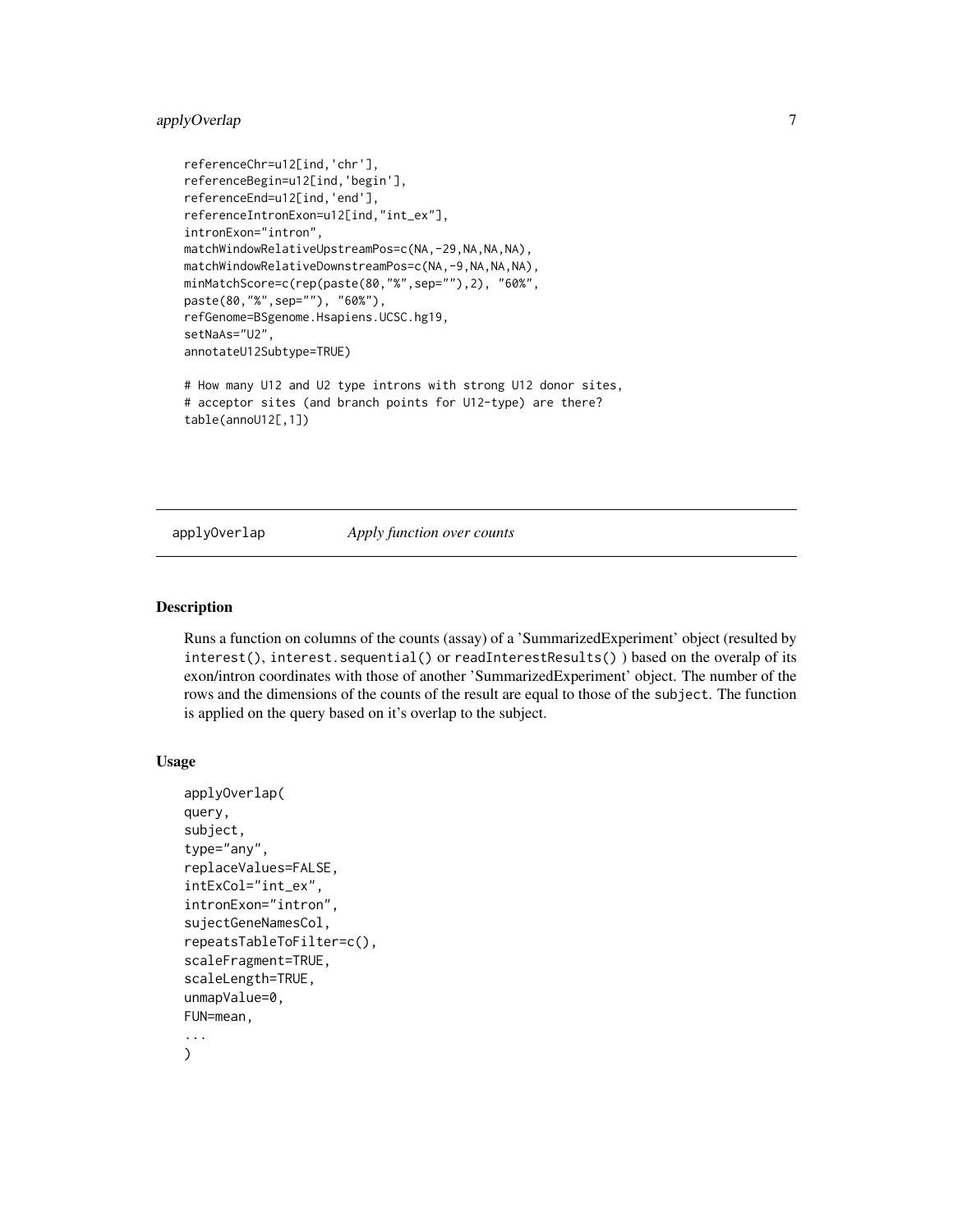```
referenceChr=u12[ind,'chr'],
referenceBegin=u12[ind,'begin'],
referenceEnd=u12[ind,'end'],
referenceIntronExon=u12[ind,"int_ex"],
intronExon="intron",
matchWindowRelativeUpstreamPos=c(NA,-29,NA,NA,NA),
matchWindowRelativeDownstreamPos=c(NA,-9,NA,NA,NA),
minMatchScore=c(rep(paste(80,"%",sep=""),2), "60%",
paste(80,"%",sep=""), "60%"),
refGenome=BSgenome.Hsapiens.UCSC.hg19,
setNaAs="U2",
annotateU12Subtype=TRUE)

# How many U12 and U2 type introns with strong U12 donor sites,
# acceptor sites (and branch points for U12-type) are there?
table(annoU12[,1])
```

---

applyOverlap &nbsp;&nbsp;&nbsp;&nbsp;&nbsp;&nbsp;&nbsp; *Apply function over counts*

---

## Description

Runs a function on columns of the counts (assay) of a 'SummarizedExperiment' object (resulted by `interest()`, `interest.sequential()` or `readInterestResults()` ) based on the overalp of its exon/intron coordinates with those of another 'SummarizedExperiment' object. The number of the rows and the dimensions of the counts of the result are equal to those of the `subject`. The function is applied on the query based on it's overlap to the subject.

## Usage

```
applyOverlap(
query,
subject,
type="any",
replaceValues=FALSE,
intExCol="int_ex",
intronExon="intron",
sujectGeneNamesCol,
repeatsTableToFilter=c(),
scaleFragment=TRUE,
scaleLength=TRUE,
unmapValue=0,
FUN=mean,
...
)
```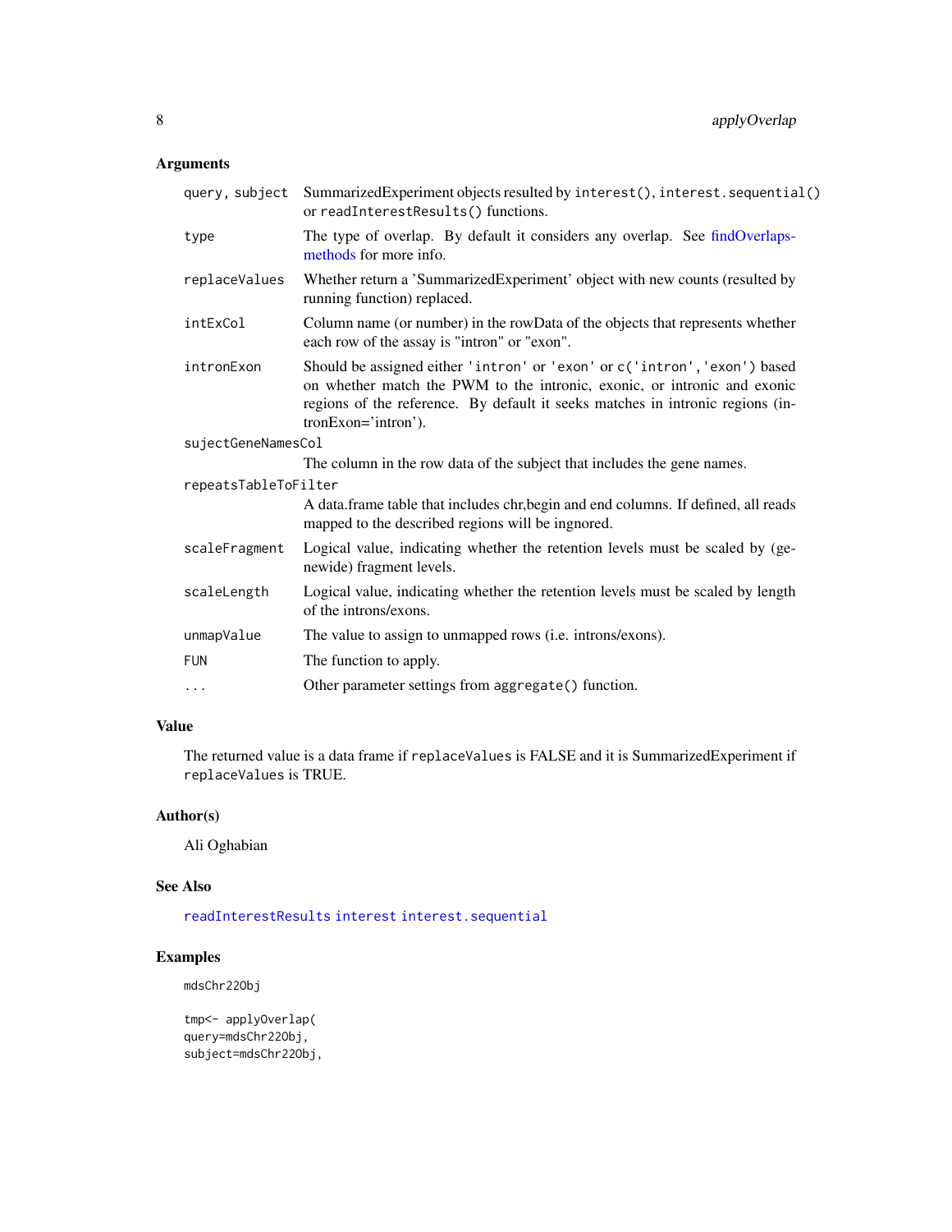## Arguments

| | |
|---|---|
| `query, subject` | SummarizedExperiment objects resulted by `interest()`, `interest.sequential()` or `readInterestResults()` functions. |
| `type` | The type of overlap. By default it considers any overlap. See findOverlaps-methods for more info. |
| `replaceValues` | Whether return a 'SummarizedExperiment' object with new counts (resulted by running function) replaced. |
| `intExCol` | Column name (or number) in the rowData of the objects that represents whether each row of the assay is "intron" or "exon". |
| `intronExon` | Should be assigned either `'intron'` or `'exon'` or `c('intron','exon')` based on whether match the PWM to the intronic, exonic, or intronic and exonic regions of the reference. By default it seeks matches in intronic regions (intronExon='intron'). |
| `sujectGeneNamesCol` | The column in the row data of the subject that includes the gene names. |
| `repeatsTableToFilter` | A data.frame table that includes chr,begin and end columns. If defined, all reads mapped to the described regions will be ingnored. |
| `scaleFragment` | Logical value, indicating whether the retention levels must be scaled by (genewide) fragment levels. |
| `scaleLength` | Logical value, indicating whether the retention levels must be scaled by length of the introns/exons. |
| `unmapValue` | The value to assign to unmapped rows (i.e. introns/exons). |
| `FUN` | The function to apply. |
| `...` | Other parameter settings from `aggregate()` function. |

## Value

The returned value is a data frame if `replaceValues` is FALSE and it is SummarizedExperiment if `replaceValues` is TRUE.

## Author(s)

Ali Oghabian

## See Also

`readInterestResults` `interest` `interest.sequential`

## Examples

```
mdsChr22Obj

tmp<- applyOverlap(
query=mdsChr22Obj,
subject=mdsChr22Obj,
```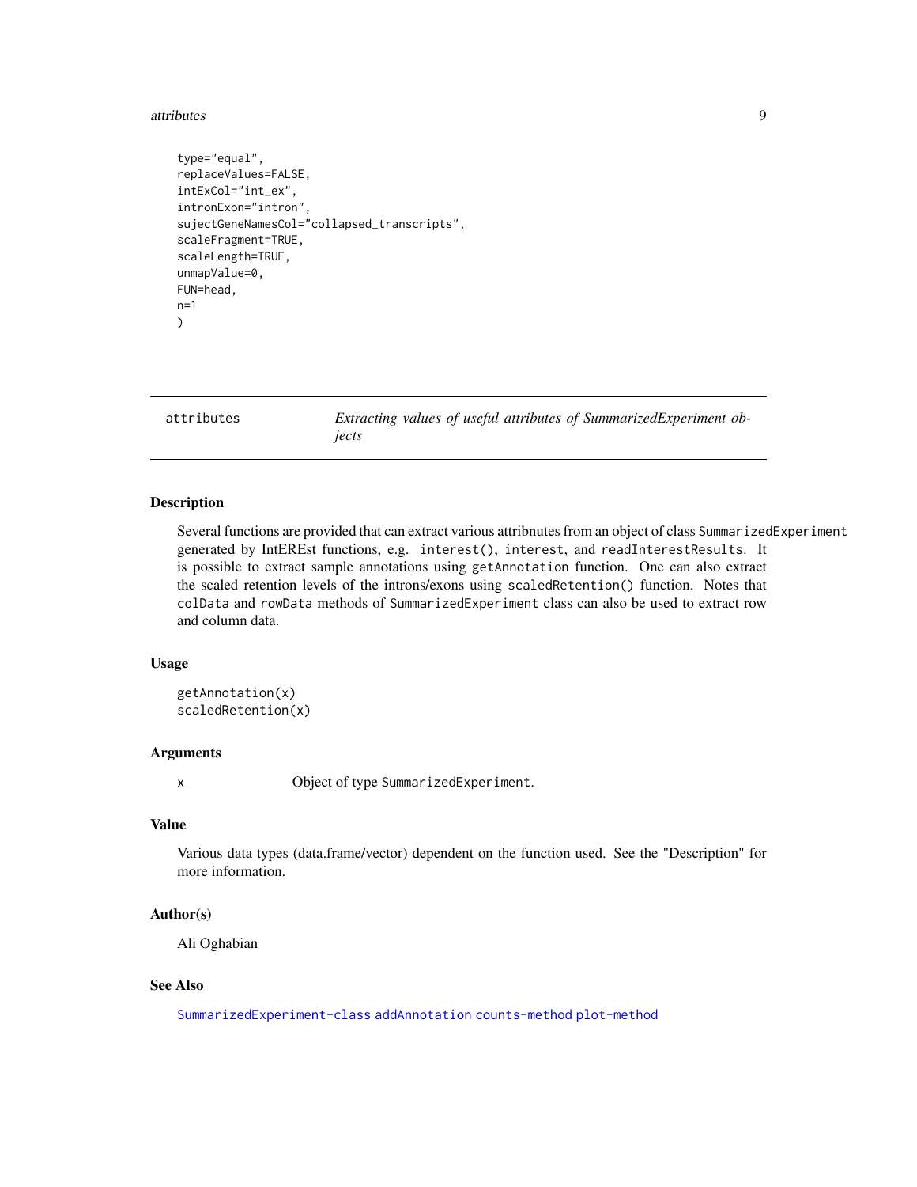```
type="equal",
replaceValues=FALSE,
intExCol="int_ex",
intronExon="intron",
sujectGeneNamesCol="collapsed_transcripts",
scaleFragment=TRUE,
scaleLength=TRUE,
unmapValue=0,
FUN=head,
n=1
)
```

## attributes — *Extracting values of useful attributes of SummarizedExperiment objects*

### Description

Several functions are provided that can extract various attribnutes from an object of class `SummarizedExperiment` generated by IntEREst functions, e.g. `interest()`, `interest`, and `readInterestResults`. It is possible to extract sample annotations using `getAnnotation` function. One can also extract the scaled retention levels of the introns/exons using `scaledRetention()` function. Notes that `colData` and `rowData` methods of `SummarizedExperiment` class can also be used to extract row and column data.

### Usage

```
getAnnotation(x)
scaledRetention(x)
```

### Arguments

| | |
|---|---|
| x | Object of type `SummarizedExperiment`. |

### Value

Various data types (data.frame/vector) dependent on the function used. See the "Description" for more information.

### Author(s)

Ali Oghabian

### See Also

`SummarizedExperiment-class` `addAnnotation` `counts-method` `plot-method`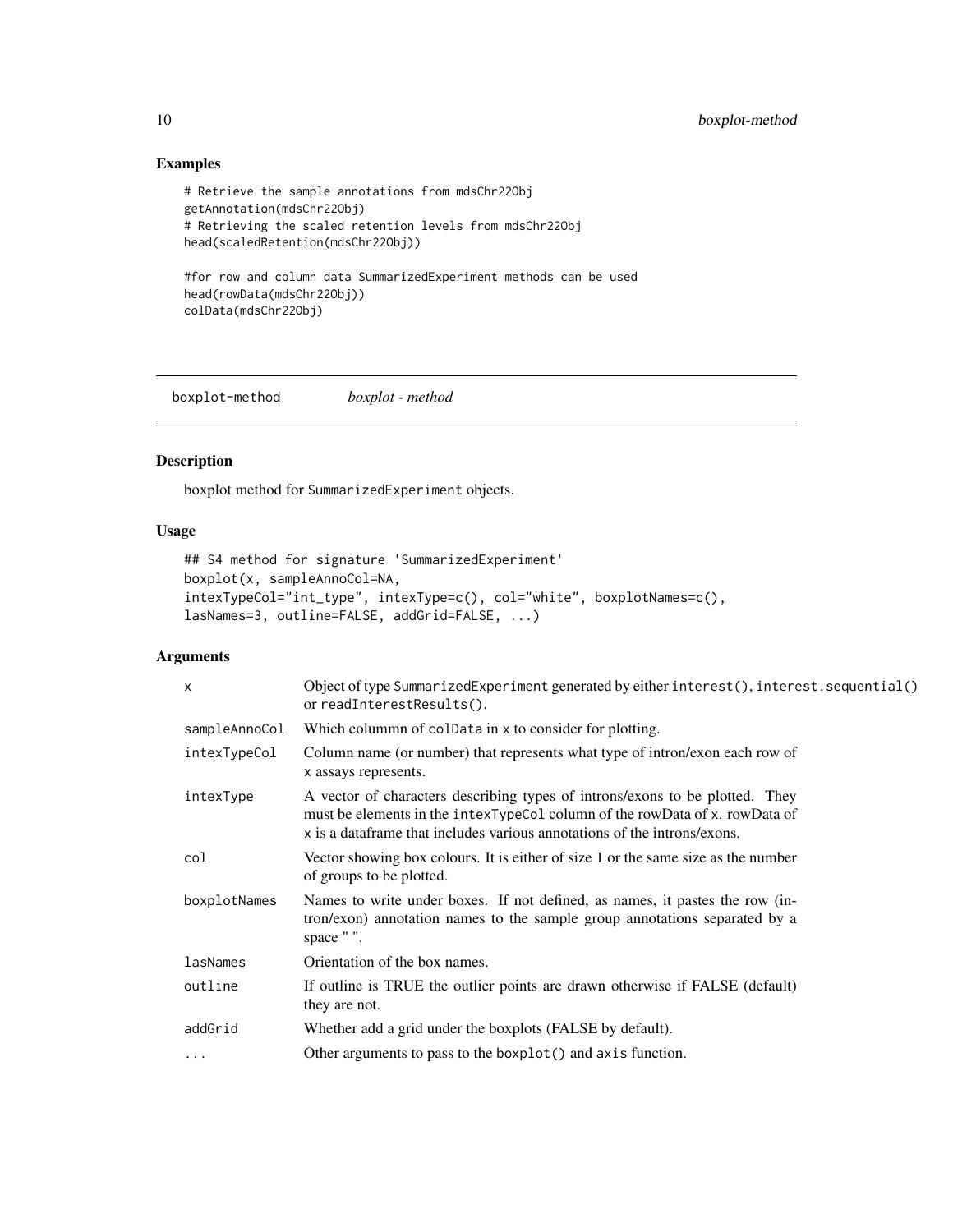## Examples

```
# Retrieve the sample annotations from mdsChr22Obj
getAnnotation(mdsChr22Obj)
# Retrieving the scaled retention levels from mdsChr22Obj
head(scaledRetention(mdsChr22Obj))

#for row and column data SummarizedExperiment methods can be used
head(rowData(mdsChr22Obj))
colData(mdsChr22Obj)
```

---

boxplot-method    *boxplot - method*

---

## Description

boxplot method for SummarizedExperiment objects.

## Usage

```
## S4 method for signature 'SummarizedExperiment'
boxplot(x, sampleAnnoCol=NA,
intexTypeCol="int_type", intexType=c(), col="white", boxplotNames=c(),
lasNames=3, outline=FALSE, addGrid=FALSE, ...)
```

## Arguments

| | |
|---|---|
| x | Object of type SummarizedExperiment generated by either interest(), interest.sequential() or readInterestResults(). |
| sampleAnnoCol | Which colummn of colData in x to consider for plotting. |
| intexTypeCol | Column name (or number) that represents what type of intron/exon each row of x assays represents. |
| intexType | A vector of characters describing types of introns/exons to be plotted. They must be elements in the intexTypeCol column of the rowData of x. rowData of x is a dataframe that includes various annotations of the introns/exons. |
| col | Vector showing box colours. It is either of size 1 or the same size as the number of groups to be plotted. |
| boxplotNames | Names to write under boxes. If not defined, as names, it pastes the row (intron/exon) annotation names to the sample group annotations separated by a space " ". |
| lasNames | Orientation of the box names. |
| outline | If outline is TRUE the outlier points are drawn otherwise if FALSE (default) they are not. |
| addGrid | Whether add a grid under the boxplots (FALSE by default). |
| ... | Other arguments to pass to the boxplot() and axis function. |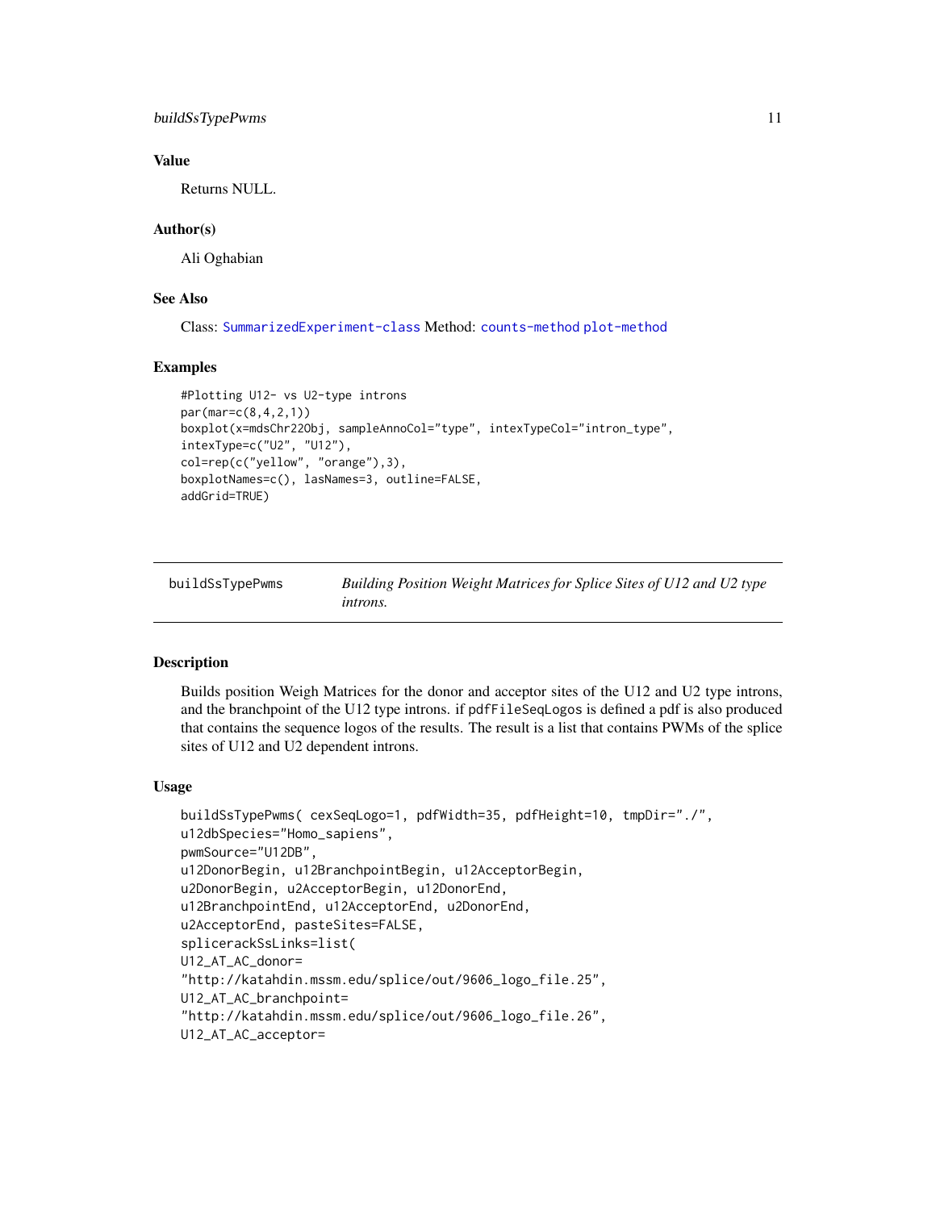## Value

Returns NULL.

## Author(s)

Ali Oghabian

## See Also

Class: SummarizedExperiment-class Method: counts-method plot-method

## Examples

```
#Plotting U12- vs U2-type introns
par(mar=c(8,4,2,1))
boxplot(x=mdsChr22Obj, sampleAnnoCol="type", intexTypeCol="intron_type",
intexType=c("U2", "U12"),
col=rep(c("yellow", "orange"),3),
boxplotNames=c(), lasNames=3, outline=FALSE,
addGrid=TRUE)
```

---

`buildSsTypePwms` *Building Position Weight Matrices for Splice Sites of U12 and U2 type introns.*

---

## Description

Builds position Weigh Matrices for the donor and acceptor sites of the U12 and U2 type introns, and the branchpoint of the U12 type introns. if `pdfFileSeqLogos` is defined a pdf is also produced that contains the sequence logos of the results. The result is a list that contains PWMs of the splice sites of U12 and U2 dependent introns.

## Usage

```
buildSsTypePwms( cexSeqLogo=1, pdfWidth=35, pdfHeight=10, tmpDir="./",
u12dbSpecies="Homo_sapiens",
pwmSource="U12DB",
u12DonorBegin, u12BranchpointBegin, u12AcceptorBegin,
u2DonorBegin, u2AcceptorBegin, u12DonorEnd,
u12BranchpointEnd, u12AcceptorEnd, u2DonorEnd,
u2AcceptorEnd, pasteSites=FALSE,
splicerackSsLinks=list(
U12_AT_AC_donor=
"http://katahdin.mssm.edu/splice/out/9606_logo_file.25",
U12_AT_AC_branchpoint=
"http://katahdin.mssm.edu/splice/out/9606_logo_file.26",
U12_AT_AC_acceptor=
```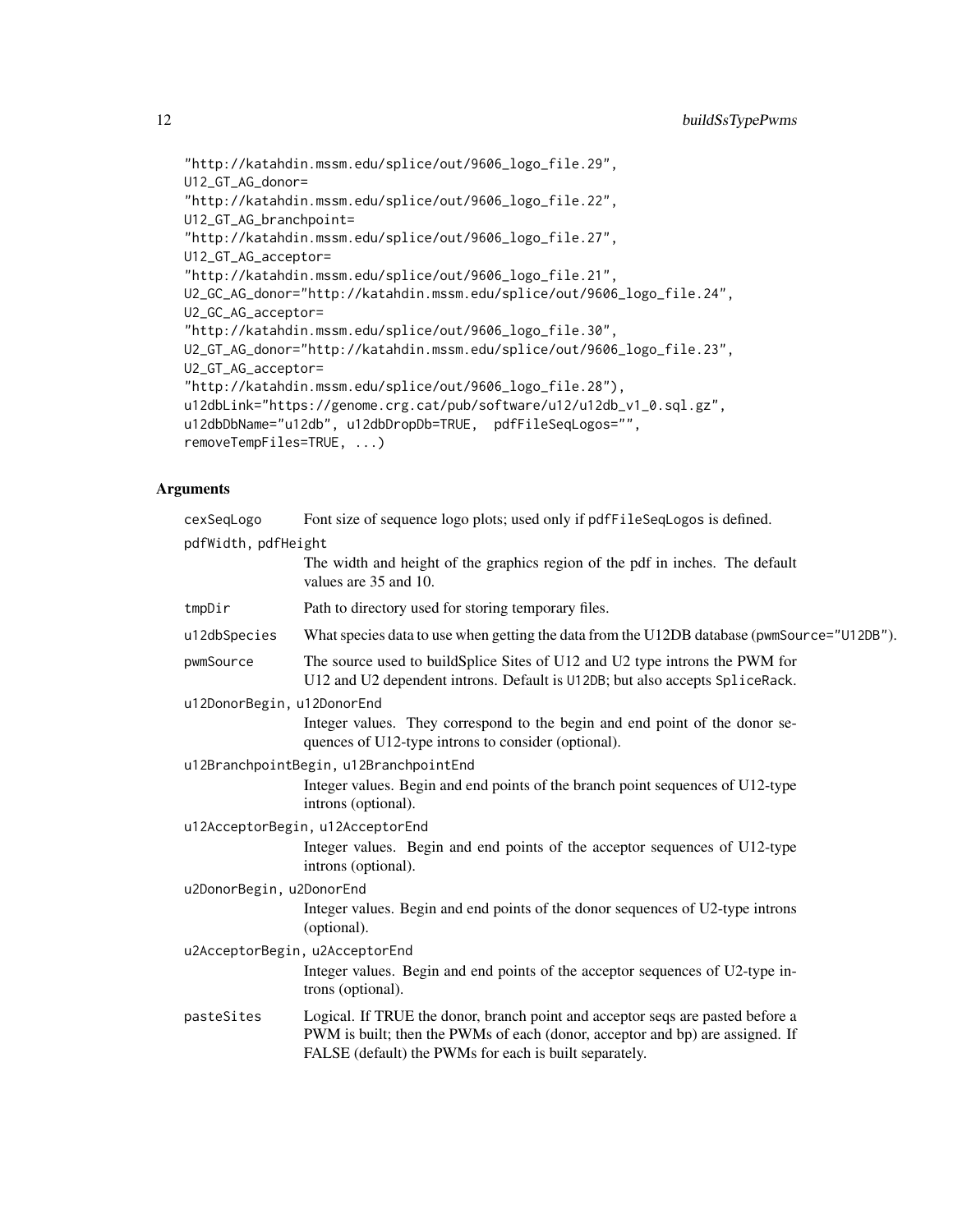```
"http://katahdin.mssm.edu/splice/out/9606_logo_file.29",
U12_GT_AG_donor=
"http://katahdin.mssm.edu/splice/out/9606_logo_file.22",
U12_GT_AG_branchpoint=
"http://katahdin.mssm.edu/splice/out/9606_logo_file.27",
U12_GT_AG_acceptor=
"http://katahdin.mssm.edu/splice/out/9606_logo_file.21",
U2_GC_AG_donor="http://katahdin.mssm.edu/splice/out/9606_logo_file.24",
U2_GC_AG_acceptor=
"http://katahdin.mssm.edu/splice/out/9606_logo_file.30",
U2_GT_AG_donor="http://katahdin.mssm.edu/splice/out/9606_logo_file.23",
U2_GT_AG_acceptor=
"http://katahdin.mssm.edu/splice/out/9606_logo_file.28"),
u12dbLink="https://genome.crg.cat/pub/software/u12/u12db_v1_0.sql.gz",
u12dbDbName="u12db", u12dbDropDb=TRUE,  pdfFileSeqLogos="",
removeTempFiles=TRUE, ...)
```

## Arguments

| | |
|---|---|
| `cexSeqLogo` | Font size of sequence logo plots; used only if `pdfFileSeqLogos` is defined. |
| `pdfWidth, pdfHeight` | The width and height of the graphics region of the pdf in inches. The default values are 35 and 10. |
| `tmpDir` | Path to directory used for storing temporary files. |
| `u12dbSpecies` | What species data to use when getting the data from the U12DB database (`pwmSource="U12DB"`). |
| `pwmSource` | The source used to buildSplice Sites of U12 and U2 type introns the PWM for U12 and U2 dependent introns. Default is `U12DB`; but also accepts `SpliceRack`. |
| `u12DonorBegin, u12DonorEnd` | Integer values. They correspond to the begin and end point of the donor sequences of U12-type introns to consider (optional). |
| `u12BranchpointBegin, u12BranchpointEnd` | Integer values. Begin and end points of the branch point sequences of U12-type introns (optional). |
| `u12AcceptorBegin, u12AcceptorEnd` | Integer values. Begin and end points of the acceptor sequences of U12-type introns (optional). |
| `u2DonorBegin, u2DonorEnd` | Integer values. Begin and end points of the donor sequences of U2-type introns (optional). |
| `u2AcceptorBegin, u2AcceptorEnd` | Integer values. Begin and end points of the acceptor sequences of U2-type introns (optional). |
| `pasteSites` | Logical. If TRUE the donor, branch point and acceptor seqs are pasted before a PWM is built; then the PWMs of each (donor, acceptor and bp) are assigned. If FALSE (default) the PWMs for each is built separately. |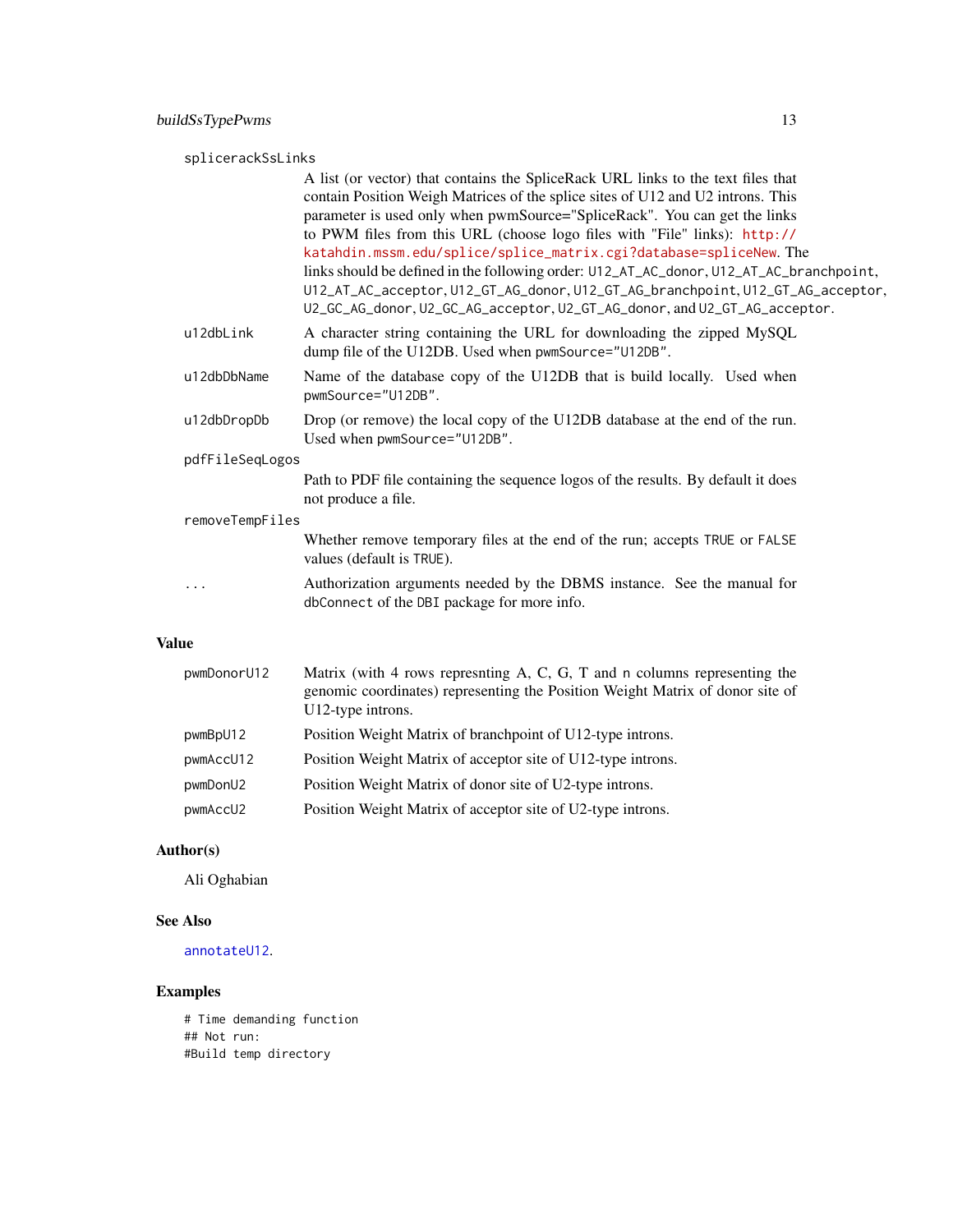splicerackSsLinks

A list (or vector) that contains the SpliceRack URL links to the text files that contain Position Weigh Matrices of the splice sites of U12 and U2 introns. This parameter is used only when pwmSource="SpliceRack". You can get the links to PWM files from this URL (choose logo files with "File" links): http://katahdin.mssm.edu/splice/splice_matrix.cgi?database=spliceNew. The links should be defined in the following order: U12_AT_AC_donor, U12_AT_AC_branchpoint, U12_AT_AC_acceptor, U12_GT_AG_donor, U12_GT_AG_branchpoint, U12_GT_AG_acceptor, U2_GC_AG_donor, U2_GC_AG_acceptor, U2_GT_AG_donor, and U2_GT_AG_acceptor.

u12dbLink
A character string containing the URL for downloading the zipped MySQL dump file of the U12DB. Used when pwmSource="U12DB".

u12dbDbName
Name of the database copy of the U12DB that is build locally. Used when pwmSource="U12DB".

u12dbDropDb
Drop (or remove) the local copy of the U12DB database at the end of the run. Used when pwmSource="U12DB".

pdfFileSeqLogos

Path to PDF file containing the sequence logos of the results. By default it does not produce a file.

removeTempFiles

Whether remove temporary files at the end of the run; accepts TRUE or FALSE values (default is TRUE).

...
Authorization arguments needed by the DBMS instance. See the manual for dbConnect of the DBI package for more info.

## Value

pwmDonorU12
Matrix (with 4 rows represnting A, C, G, T and n columns representing the genomic coordinates) representing the Position Weight Matrix of donor site of U12-type introns.

pwmBpU12
Position Weight Matrix of branchpoint of U12-type introns.

pwmAccU12
Position Weight Matrix of acceptor site of U12-type introns.

pwmDonU2
Position Weight Matrix of donor site of U2-type introns.

pwmAccU2
Position Weight Matrix of acceptor site of U2-type introns.

## Author(s)

Ali Oghabian

## See Also

annotateU12.

## Examples

```
# Time demanding function
## Not run:
#Build temp directory
```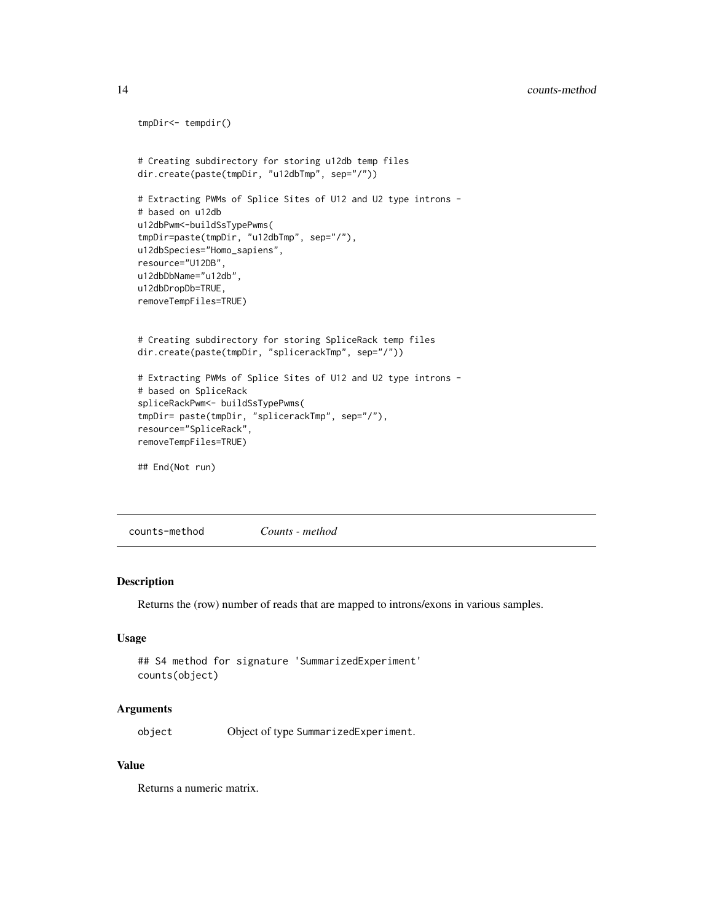```
tmpDir<- tempdir()


# Creating subdirectory for storing u12db temp files
dir.create(paste(tmpDir, "u12dbTmp", sep="/"))

# Extracting PWMs of Splice Sites of U12 and U2 type introns -
# based on u12db
u12dbPwm<-buildSsTypePwms(
tmpDir=paste(tmpDir, "u12dbTmp", sep="/"),
u12dbSpecies="Homo_sapiens",
resource="U12DB",
u12dbDbName="u12db",
u12dbDropDb=TRUE,
removeTempFiles=TRUE)


# Creating subdirectory for storing SpliceRack temp files
dir.create(paste(tmpDir, "splicerackTmp", sep="/"))

# Extracting PWMs of Splice Sites of U12 and U2 type introns -
# based on SpliceRack
spliceRackPwm<- buildSsTypePwms(
tmpDir= paste(tmpDir, "splicerackTmp", sep="/"),
resource="SpliceRack",
removeTempFiles=TRUE)

## End(Not run)
```

---

## counts-method *Counts - method*

### Description

Returns the (row) number of reads that are mapped to introns/exons in various samples.

### Usage

```
## S4 method for signature 'SummarizedExperiment'
counts(object)
```

### Arguments

| | |
|---|---|
| object | Object of type SummarizedExperiment. |

### Value

Returns a numeric matrix.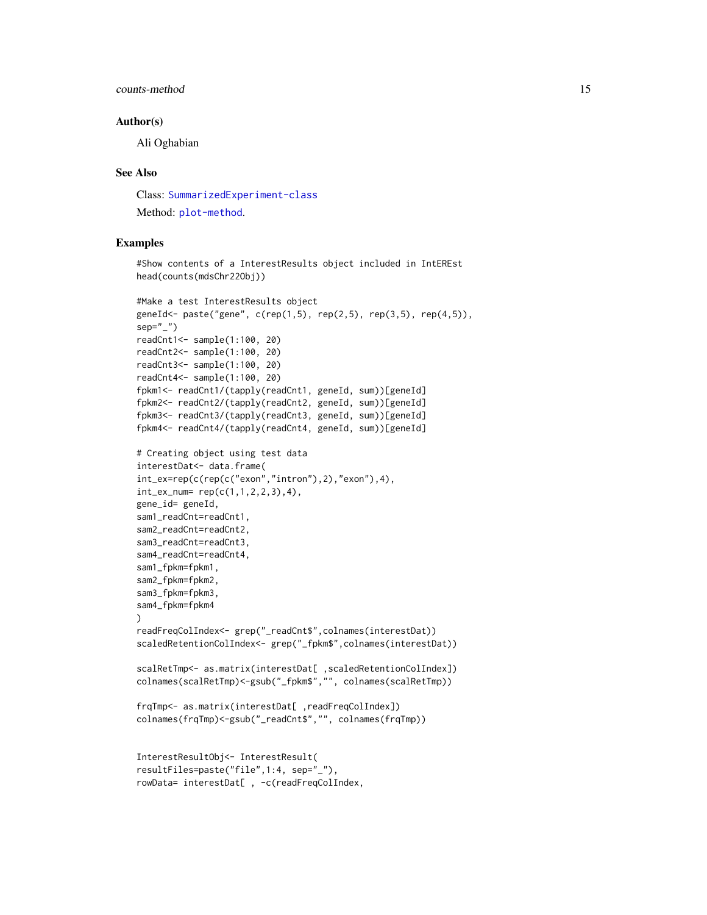### Author(s)

Ali Oghabian

### See Also

Class: SummarizedExperiment-class

Method: plot-method.

### Examples

```
#Show contents of a InterestResults object included in IntEREst
head(counts(mdsChr22Obj))

#Make a test InterestResults object
geneId<- paste("gene", c(rep(1,5), rep(2,5), rep(3,5), rep(4,5)),
sep="_")
readCnt1<- sample(1:100, 20)
readCnt2<- sample(1:100, 20)
readCnt3<- sample(1:100, 20)
readCnt4<- sample(1:100, 20)
fpkm1<- readCnt1/(tapply(readCnt1, geneId, sum))[geneId]
fpkm2<- readCnt2/(tapply(readCnt2, geneId, sum))[geneId]
fpkm3<- readCnt3/(tapply(readCnt3, geneId, sum))[geneId]
fpkm4<- readCnt4/(tapply(readCnt4, geneId, sum))[geneId]

# Creating object using test data
interestDat<- data.frame(
int_ex=rep(c(rep(c("exon","intron"),2),"exon"),4),
int_ex_num= rep(c(1,1,2,2,3),4),
gene_id= geneId,
sam1_readCnt=readCnt1,
sam2_readCnt=readCnt2,
sam3_readCnt=readCnt3,
sam4_readCnt=readCnt4,
sam1_fpkm=fpkm1,
sam2_fpkm=fpkm2,
sam3_fpkm=fpkm3,
sam4_fpkm=fpkm4
)
readFreqColIndex<- grep("_readCnt$",colnames(interestDat))
scaledRetentionColIndex<- grep("_fpkm$",colnames(interestDat))

scalRetTmp<- as.matrix(interestDat[ ,scaledRetentionColIndex])
colnames(scalRetTmp)<-gsub("_fpkm$","", colnames(scalRetTmp))

frqTmp<- as.matrix(interestDat[ ,readFreqColIndex])
colnames(frqTmp)<-gsub("_readCnt$","", colnames(frqTmp))


InterestResultObj<- InterestResult(
resultFiles=paste("file",1:4, sep="_"),
rowData= interestDat[ , -c(readFreqColIndex,
```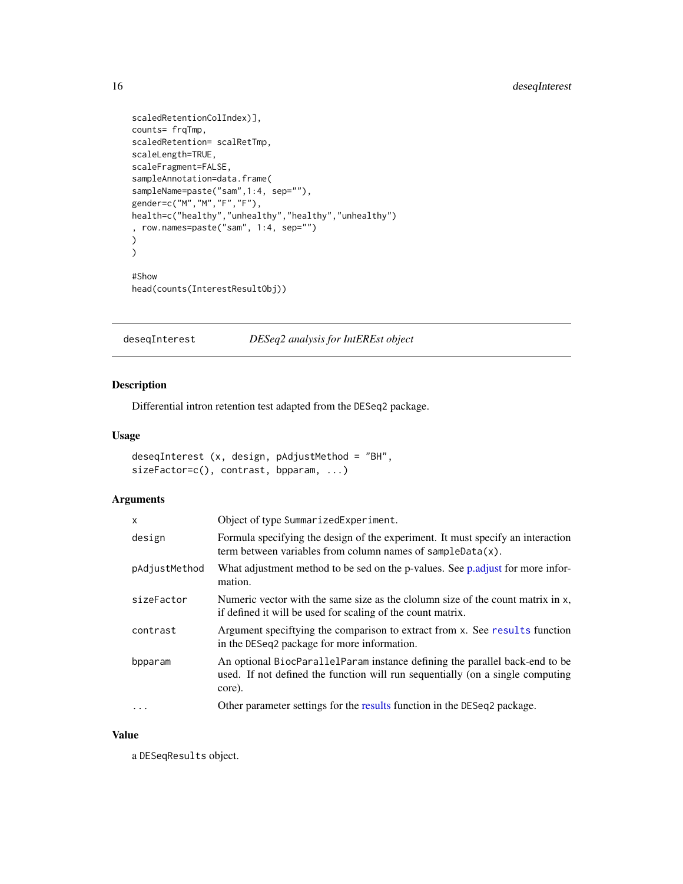```
scaledRetentionColIndex)],
counts= frqTmp,
scaledRetention= scalRetTmp,
scaleLength=TRUE,
scaleFragment=FALSE,
sampleAnnotation=data.frame(
sampleName=paste("sam",1:4, sep=""),
gender=c("M","M","F","F"),
health=c("healthy","unhealthy","healthy","unhealthy")
, row.names=paste("sam", 1:4, sep="")
)
)

#Show
head(counts(InterestResultObj))
```

---

## deseqInterest    *DESeq2 analysis for IntEREst object*

---

### Description

Differential intron retention test adapted from the DESeq2 package.

### Usage

```
deseqInterest (x, design, pAdjustMethod = "BH",
sizeFactor=c(), contrast, bpparam, ...)
```

### Arguments

| | |
|---|---|
| x | Object of type SummarizedExperiment. |
| design | Formula specifying the design of the experiment. It must specify an interaction term between variables from column names of sampleData(x). |
| pAdjustMethod | What adjustment method to be sed on the p-values. See p.adjust for more information. |
| sizeFactor | Numeric vector with the same size as the clolumn size of the count matrix in x, if defined it will be used for scaling of the count matrix. |
| contrast | Argument speciftying the comparison to extract from x. See results function in the DESeq2 package for more information. |
| bpparam | An optional BiocParallelParam instance defining the parallel back-end to be used. If not defined the function will run sequentially (on a single computing core). |
| ... | Other parameter settings for the results function in the DESeq2 package. |

### Value

a DESeqResults object.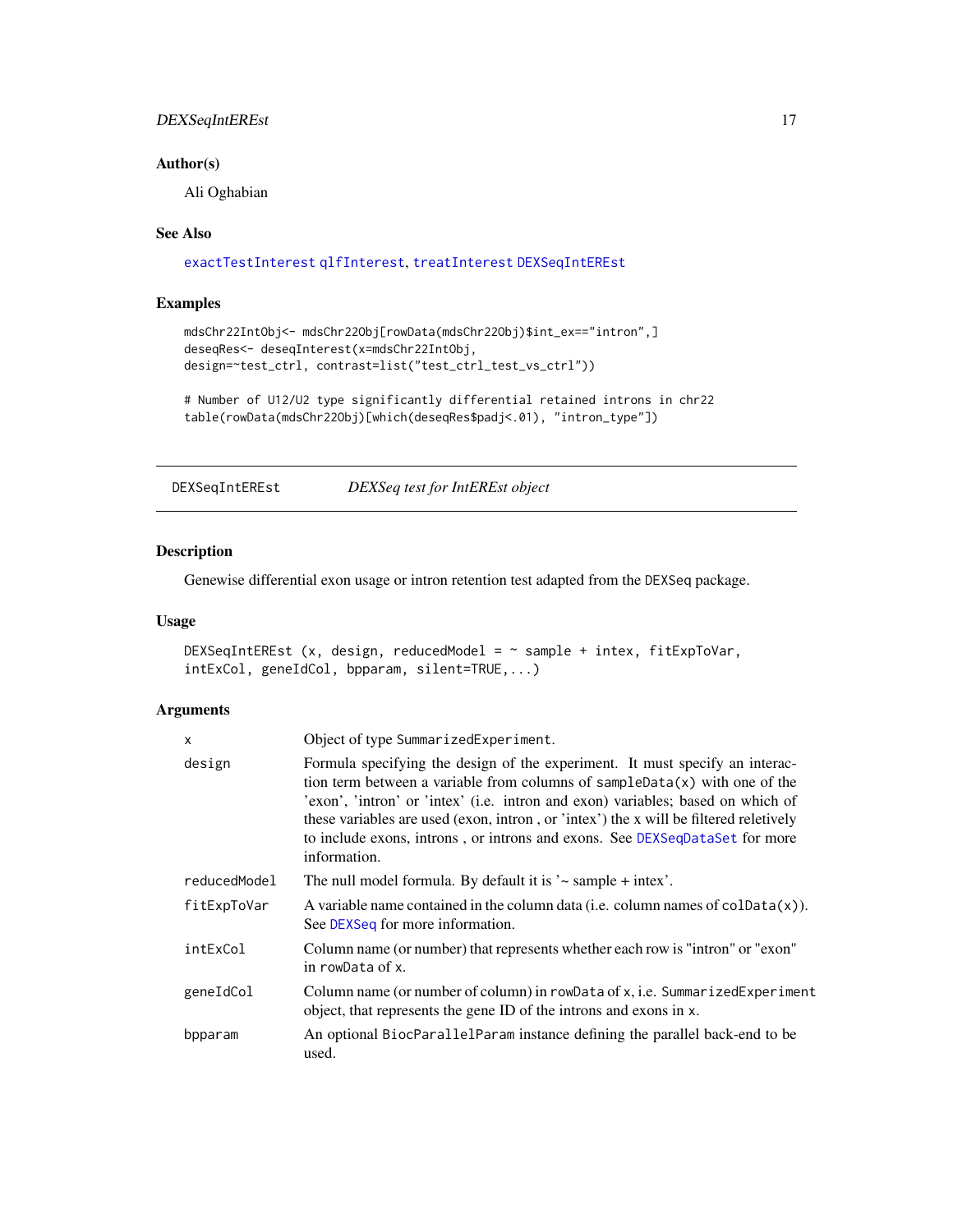### Author(s)

Ali Oghabian

### See Also

exactTestInterest qlfInterest, treatInterest DEXSeqIntEREst

### Examples

```
mdsChr22IntObj<- mdsChr22Obj[rowData(mdsChr22Obj)$int_ex=="intron",]
deseqRes<- deseqInterest(x=mdsChr22IntObj,
design=~test_ctrl, contrast=list("test_ctrl_test_vs_ctrl"))

# Number of U12/U2 type significantly differential retained introns in chr22
table(rowData(mdsChr22Obj)[which(deseqRes$padj<.01), "intron_type"])
```

---

## DEXSeqIntEREst — *DEXSeq test for IntEREst object*

### Description

Genewise differential exon usage or intron retention test adapted from the DEXSeq package.

### Usage

```
DEXSeqIntEREst (x, design, reducedModel = ~ sample + intex, fitExpToVar,
intExCol, geneIdCol, bpparam, silent=TRUE,...)
```

### Arguments

| Argument | Description |
|---|---|
| x | Object of type SummarizedExperiment. |
| design | Formula specifying the design of the experiment. It must specify an interaction term between a variable from columns of sampleData(x) with one of the 'exon', 'intron' or 'intex' (i.e. intron and exon) variables; based on which of these variables are used (exon, intron , or 'intex') the x will be filtered reletively to include exons, introns , or introns and exons. See DEXSeqDataSet for more information. |
| reducedModel | The null model formula. By default it is '~ sample + intex'. |
| fitExpToVar | A variable name contained in the column data (i.e. column names of colData(x)). See DEXSeq for more information. |
| intExCol | Column name (or number) that represents whether each row is "intron" or "exon" in rowData of x. |
| geneIdCol | Column name (or number of column) in rowData of x, i.e. SummarizedExperiment object, that represents the gene ID of the introns and exons in x. |
| bpparam | An optional BiocParallelParam instance defining the parallel back-end to be used. |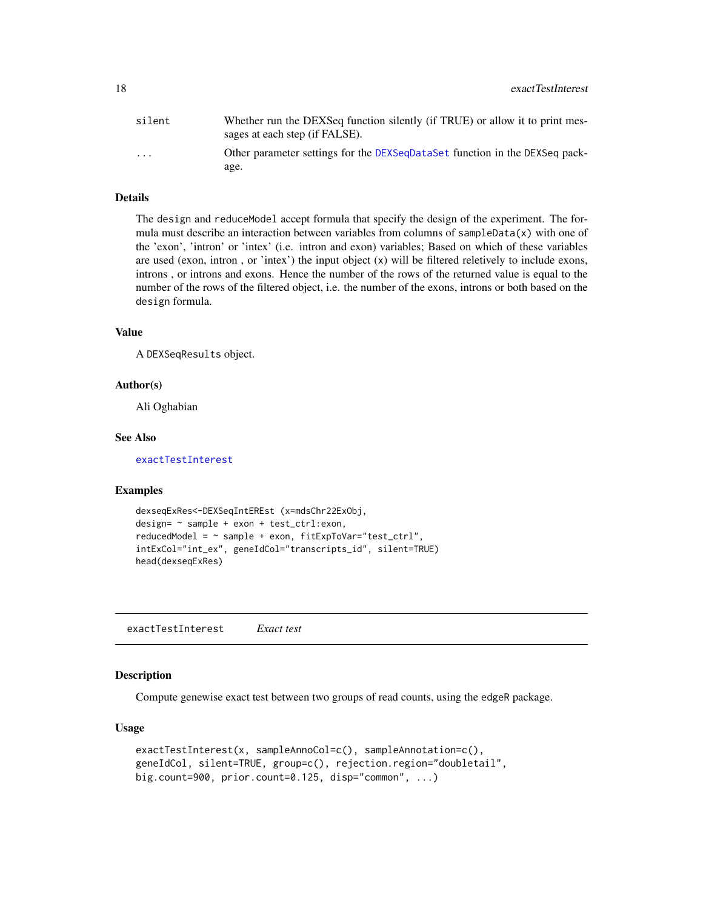| | |
|---|---|
| silent | Whether run the DEXSeq function silently (if TRUE) or allow it to print messages at each step (if FALSE). |
| ... | Other parameter settings for the DEXSeqDataSet function in the DEXSeq package. |

### Details

The design and reduceModel accept formula that specify the design of the experiment. The formula must describe an interaction between variables from columns of sampleData(x) with one of the 'exon', 'intron' or 'intex' (i.e. intron and exon) variables; Based on which of these variables are used (exon, intron , or 'intex') the input object (x) will be filtered reletively to include exons, introns , or introns and exons. Hence the number of the rows of the returned value is equal to the number of the rows of the filtered object, i.e. the number of the exons, introns or both based on the design formula.

### Value

A DEXSeqResults object.

### Author(s)

Ali Oghabian

### See Also

exactTestInterest

### Examples

```
dexseqExRes<-DEXSeqIntEREst (x=mdsChr22ExObj,
design= ~ sample + exon + test_ctrl:exon,
reducedModel = ~ sample + exon, fitExpToVar="test_ctrl",
intExCol="int_ex", geneIdCol="transcripts_id", silent=TRUE)
head(dexseqExRes)
```

---

## exactTestInterest *Exact test*

### Description

Compute genewise exact test between two groups of read counts, using the edgeR package.

### Usage

```
exactTestInterest(x, sampleAnnoCol=c(), sampleAnnotation=c(),
geneIdCol, silent=TRUE, group=c(), rejection.region="doubletail",
big.count=900, prior.count=0.125, disp="common", ...)
```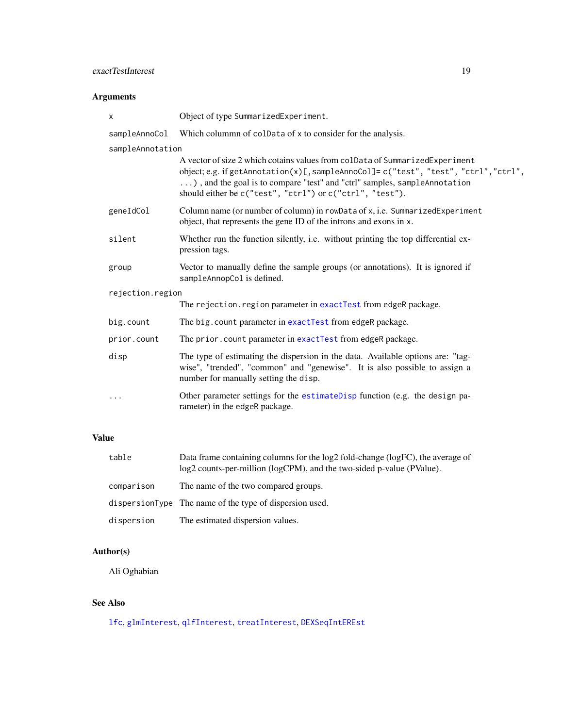## Arguments

| | |
|---|---|
| `x` | Object of type `SummarizedExperiment`. |
| `sampleAnnoCol` | Which colummn of `colData` of `x` to consider for the analysis. |
| `sampleAnnotation` | A vector of size 2 which cotains values from `colData` of `SummarizedExperiment` object; e.g. if `getAnnotation(x)[,sampleAnnoCol]= c("test", "test", "ctrl","ctrl", ...)` , and the goal is to compare "test" and "ctrl" samples, `sampleAnnotation` should either be `c("test", "ctrl")` or `c("ctrl", "test")`. |
| `geneIdCol` | Column name (or number of column) in `rowData` of `x`, i.e. `SummarizedExperiment` object, that represents the gene ID of the introns and exons in `x`. |
| `silent` | Whether run the function silently, i.e. without printing the top differential expression tags. |
| `group` | Vector to manually define the sample groups (or annotations). It is ignored if `sampleAnnopCol` is defined. |
| `rejection.region` | The `rejection.region` parameter in `exactTest` from edgeR package. |
| `big.count` | The `big.count` parameter in `exactTest` from edgeR package. |
| `prior.count` | The `prior.count` parameter in `exactTest` from edgeR package. |
| `disp` | The type of estimating the dispersion in the data. Available options are: "tagwise", "trended", "common" and "genewise". It is also possible to assign a number for manually setting the `disp`. |
| `...` | Other parameter settings for the `estimateDisp` function (e.g. the `design` parameter) in the `edgeR` package. |

## Value

| | |
|---|---|
| `table` | Data frame containing columns for the log2 fold-change (logFC), the average of log2 counts-per-million (logCPM), and the two-sided p-value (PValue). |
| `comparison` | The name of the two compared groups. |
| `dispersionType` | The name of the type of dispersion used. |
| `dispersion` | The estimated dispersion values. |

## Author(s)

Ali Oghabian

## See Also

`lfc`, `glmInterest`, `qlfInterest`, `treatInterest`, `DEXSeqIntEREst`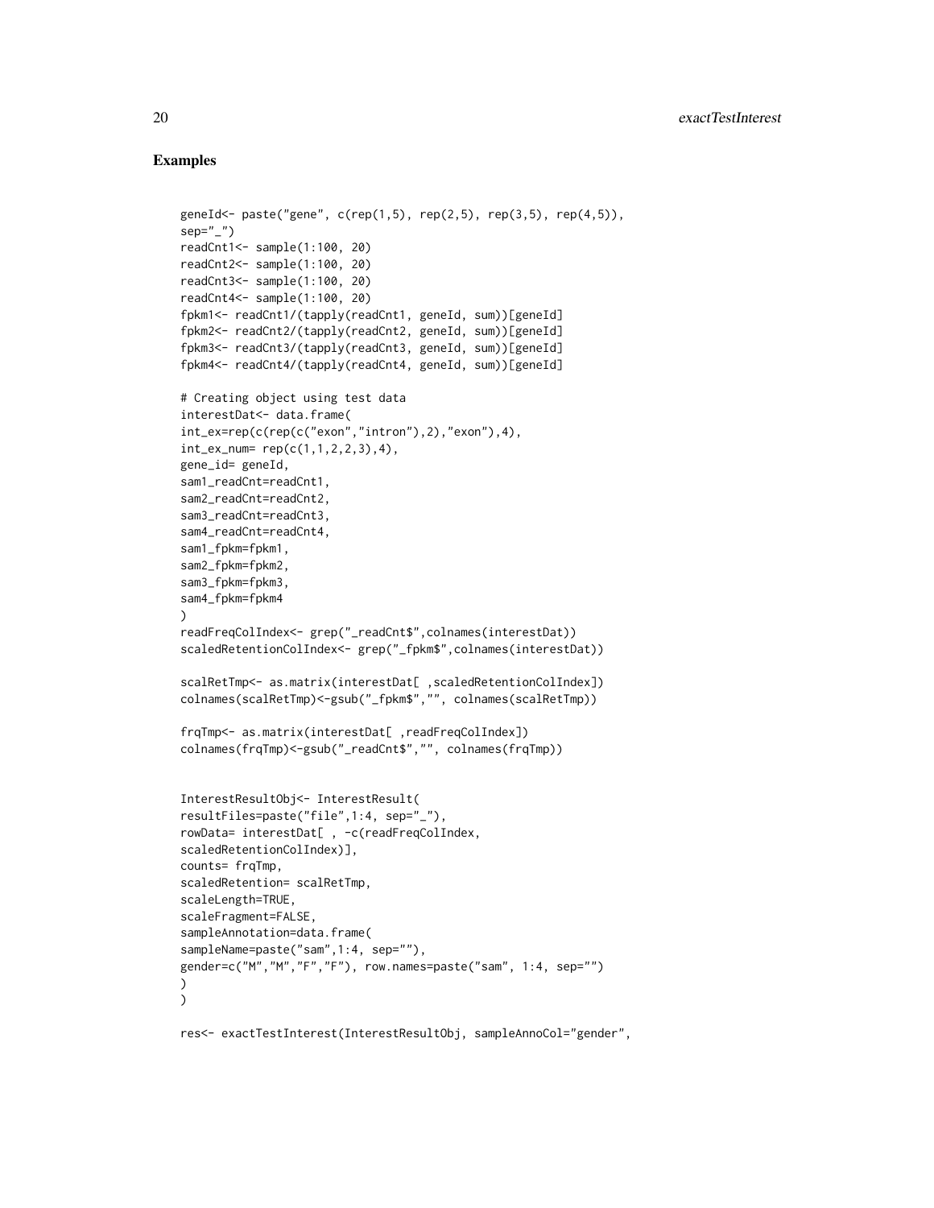## Examples

```
geneId<- paste("gene", c(rep(1,5), rep(2,5), rep(3,5), rep(4,5)),
sep="_")
readCnt1<- sample(1:100, 20)
readCnt2<- sample(1:100, 20)
readCnt3<- sample(1:100, 20)
readCnt4<- sample(1:100, 20)
fpkm1<- readCnt1/(tapply(readCnt1, geneId, sum))[geneId]
fpkm2<- readCnt2/(tapply(readCnt2, geneId, sum))[geneId]
fpkm3<- readCnt3/(tapply(readCnt3, geneId, sum))[geneId]
fpkm4<- readCnt4/(tapply(readCnt4, geneId, sum))[geneId]

# Creating object using test data
interestDat<- data.frame(
int_ex=rep(c(rep(c("exon","intron"),2),"exon"),4),
int_ex_num= rep(c(1,1,2,2,3),4),
gene_id= geneId,
sam1_readCnt=readCnt1,
sam2_readCnt=readCnt2,
sam3_readCnt=readCnt3,
sam4_readCnt=readCnt4,
sam1_fpkm=fpkm1,
sam2_fpkm=fpkm2,
sam3_fpkm=fpkm3,
sam4_fpkm=fpkm4
)
readFreqColIndex<- grep("_readCnt$",colnames(interestDat))
scaledRetentionColIndex<- grep("_fpkm$",colnames(interestDat))

scalRetTmp<- as.matrix(interestDat[ ,scaledRetentionColIndex])
colnames(scalRetTmp)<-gsub("_fpkm$","", colnames(scalRetTmp))

frqTmp<- as.matrix(interestDat[ ,readFreqColIndex])
colnames(frqTmp)<-gsub("_readCnt$","", colnames(frqTmp))


InterestResultObj<- InterestResult(
resultFiles=paste("file",1:4, sep="_"),
rowData= interestDat[ , -c(readFreqColIndex,
scaledRetentionColIndex)],
counts= frqTmp,
scaledRetention= scalRetTmp,
scaleLength=TRUE,
scaleFragment=FALSE,
sampleAnnotation=data.frame(
sampleName=paste("sam",1:4, sep=""),
gender=c("M","M","F","F"), row.names=paste("sam", 1:4, sep="")
)
)

res<- exactTestInterest(InterestResultObj, sampleAnnoCol="gender",
```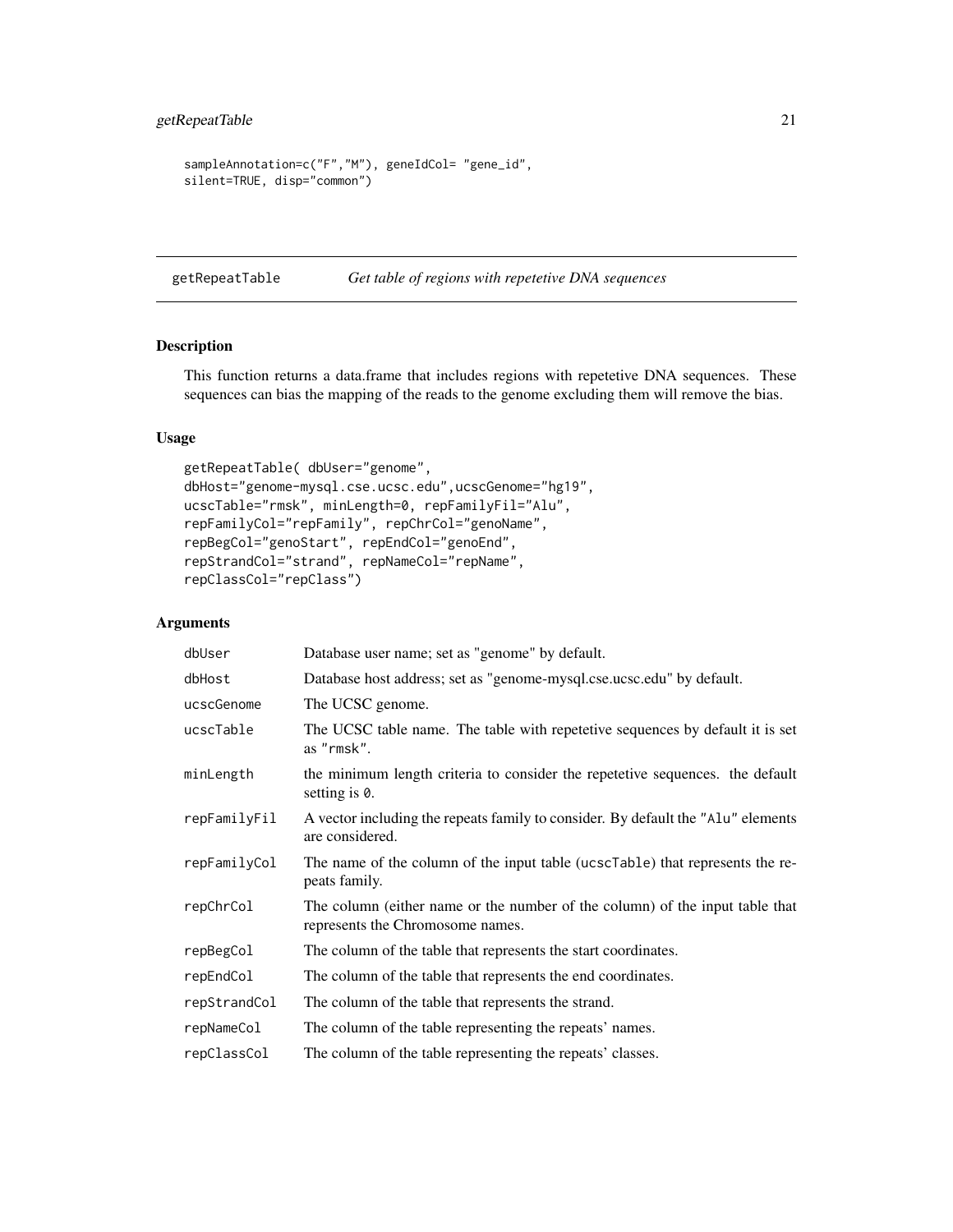```
sampleAnnotation=c("F","M"), geneIdCol= "gene_id",
silent=TRUE, disp="common")
```

## getRepeatTable — *Get table of regions with repetetive DNA sequences*

### Description

This function returns a data.frame that includes regions with repetetive DNA sequences. These sequences can bias the mapping of the reads to the genome excluding them will remove the bias.

### Usage

```
getRepeatTable( dbUser="genome",
dbHost="genome-mysql.cse.ucsc.edu",ucscGenome="hg19",
ucscTable="rmsk", minLength=0, repFamilyFil="Alu",
repFamilyCol="repFamily", repChrCol="genoName",
repBegCol="genoStart", repEndCol="genoEnd",
repStrandCol="strand", repNameCol="repName",
repClassCol="repClass")
```

### Arguments

| | |
|---|---|
| dbUser | Database user name; set as "genome" by default. |
| dbHost | Database host address; set as "genome-mysql.cse.ucsc.edu" by default. |
| ucscGenome | The UCSC genome. |
| ucscTable | The UCSC table name. The table with repetetive sequences by default it is set as "rmsk". |
| minLength | the minimum length criteria to consider the repetetive sequences. the default setting is 0. |
| repFamilyFil | A vector including the repeats family to consider. By default the "Alu" elements are considered. |
| repFamilyCol | The name of the column of the input table (ucscTable) that represents the repeats family. |
| repChrCol | The column (either name or the number of the column) of the input table that represents the Chromosome names. |
| repBegCol | The column of the table that represents the start coordinates. |
| repEndCol | The column of the table that represents the end coordinates. |
| repStrandCol | The column of the table that represents the strand. |
| repNameCol | The column of the table representing the repeats' names. |
| repClassCol | The column of the table representing the repeats' classes. |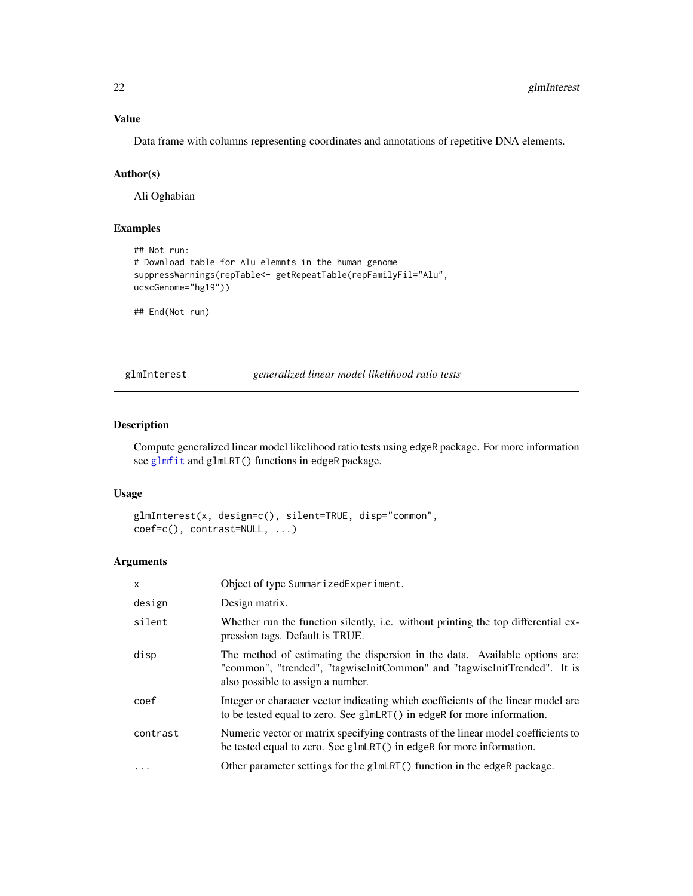### Value

Data frame with columns representing coordinates and annotations of repetitive DNA elements.

### Author(s)

Ali Oghabian

### Examples

```
## Not run:
# Download table for Alu elemnts in the human genome
suppressWarnings(repTable<- getRepeatTable(repFamilyFil="Alu",
ucscGenome="hg19"))

## End(Not run)
```

---

## glmInterest *generalized linear model likelihood ratio tests*

---

### Description

Compute generalized linear model likelihood ratio tests using edgeR package. For more information see glmfit and glmLRT() functions in edgeR package.

### Usage

```
glmInterest(x, design=c(), silent=TRUE, disp="common",
coef=c(), contrast=NULL, ...)
```

### Arguments

| | |
|---|---|
| x | Object of type SummarizedExperiment. |
| design | Design matrix. |
| silent | Whether run the function silently, i.e. without printing the top differential expression tags. Default is TRUE. |
| disp | The method of estimating the dispersion in the data. Available options are: "common", "trended", "tagwiseInitCommon" and "tagwiseInitTrended". It is also possible to assign a number. |
| coef | Integer or character vector indicating which coefficients of the linear model are to be tested equal to zero. See glmLRT() in edgeR for more information. |
| contrast | Numeric vector or matrix specifying contrasts of the linear model coefficients to be tested equal to zero. See glmLRT() in edgeR for more information. |
| ... | Other parameter settings for the glmLRT() function in the edgeR package. |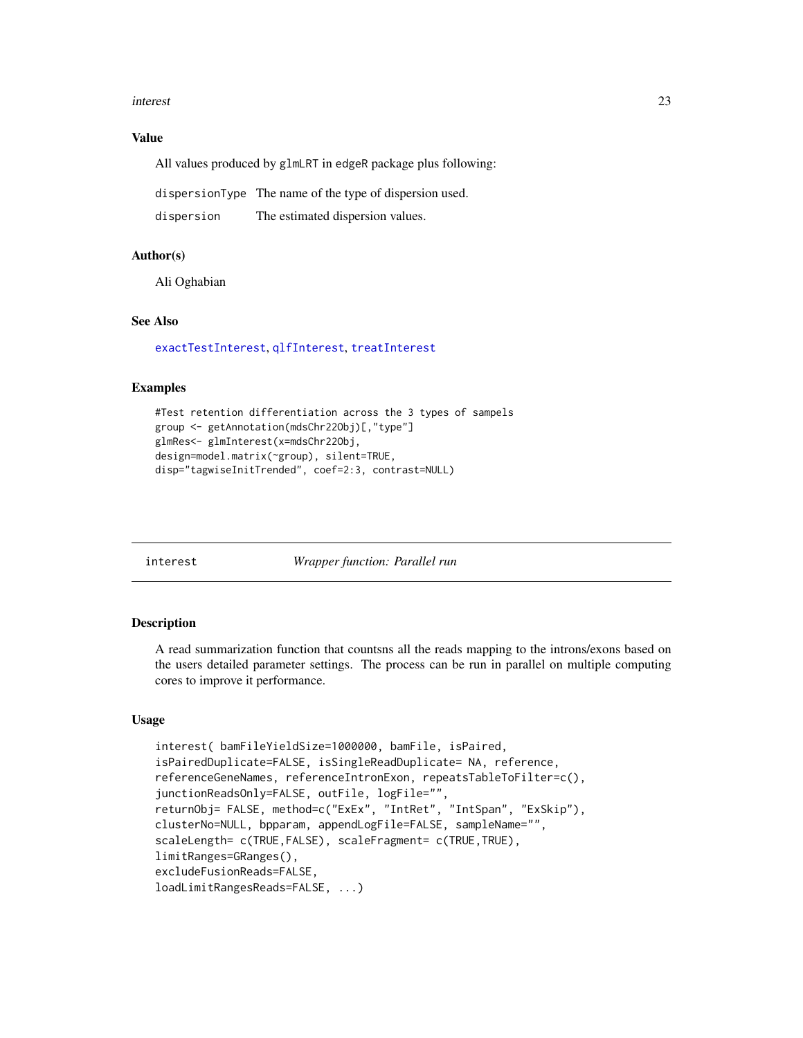### Value

All values produced by glmLRT in edgeR package plus following:

| | |
|---|---|
| dispersionType | The name of the type of dispersion used. |
| dispersion | The estimated dispersion values. |

### Author(s)

Ali Oghabian

### See Also

exactTestInterest, qlfInterest, treatInterest

### Examples

```
#Test retention differentiation across the 3 types of sampels
group <- getAnnotation(mdsChr22Obj)[,"type"]
glmRes<- glmInterest(x=mdsChr22Obj,
design=model.matrix(~group), silent=TRUE,
disp="tagwiseInitTrended", coef=2:3, contrast=NULL)
```

---

## interest *Wrapper function: Parallel run*

### Description

A read summarization function that countsns all the reads mapping to the introns/exons based on the users detailed parameter settings. The process can be run in parallel on multiple computing cores to improve it performance.

### Usage

```
interest( bamFileYieldSize=1000000, bamFile, isPaired,
isPairedDuplicate=FALSE, isSingleReadDuplicate= NA, reference,
referenceGeneNames, referenceIntronExon, repeatsTableToFilter=c(),
junctionReadsOnly=FALSE, outFile, logFile="",
returnObj= FALSE, method=c("ExEx", "IntRet", "IntSpan", "ExSkip"),
clusterNo=NULL, bpparam, appendLogFile=FALSE, sampleName="",
scaleLength= c(TRUE,FALSE), scaleFragment= c(TRUE,TRUE),
limitRanges=GRanges(),
excludeFusionReads=FALSE,
loadLimitRangesReads=FALSE, ...)
```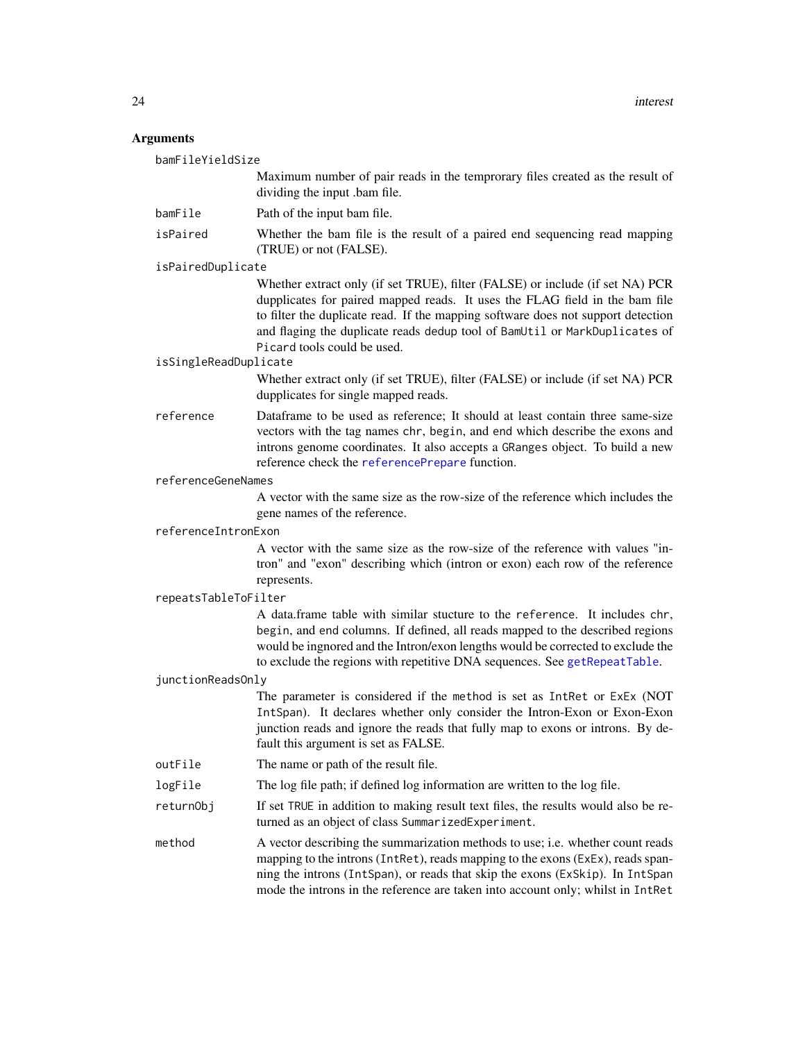## Arguments

**bamFileYieldSize**
: Maximum number of pair reads in the temprorary files created as the result of dividing the input .bam file.

**bamFile**
: Path of the input bam file.

**isPaired**
: Whether the bam file is the result of a paired end sequencing read mapping (TRUE) or not (FALSE).

**isPairedDuplicate**
: Whether extract only (if set TRUE), filter (FALSE) or include (if set NA) PCR dupplicates for paired mapped reads. It uses the FLAG field in the bam file to filter the duplicate read. If the mapping software does not support detection and flaging the duplicate reads dedup tool of `BamUtil` or `MarkDuplicates` of `Picard` tools could be used.

**isSingleReadDuplicate**
: Whether extract only (if set TRUE), filter (FALSE) or include (if set NA) PCR dupplicates for single mapped reads.

**reference**
: Dataframe to be used as reference; It should at least contain three same-size vectors with the tag names `chr`, `begin`, and `end` which describe the exons and introns genome coordinates. It also accepts a `GRanges` object. To build a new reference check the `referencePrepare` function.

**referenceGeneNames**
: A vector with the same size as the row-size of the reference which includes the gene names of the reference.

**referenceIntronExon**
: A vector with the same size as the row-size of the reference with values "intron" and "exon" describing which (intron or exon) each row of the reference represents.

**repeatsTableToFilter**
: A data.frame table with similar stucture to the `reference`. It includes `chr`, `begin`, and `end` columns. If defined, all reads mapped to the described regions would be ingnored and the Intron/exon lengths would be corrected to exclude the to exclude the regions with repetitive DNA sequences. See `getRepeatTable`.

**junctionReadsOnly**
: The parameter is considered if the `method` is set as `IntRet` or `ExEx` (NOT `IntSpan`). It declares whether only consider the Intron-Exon or Exon-Exon junction reads and ignore the reads that fully map to exons or introns. By default this argument is set as FALSE.

**outFile**
: The name or path of the result file.

**logFile**
: The log file path; if defined log information are written to the log file.

**returnObj**
: If set `TRUE` in addition to making result text files, the results would also be returned as an object of class `SummarizedExperiment`.

**method**
: A vector describing the summarization methods to use; i.e. whether count reads mapping to the introns (`IntRet`), reads mapping to the exons (`ExEx`), reads spanning the introns (`IntSpan`), or reads that skip the exons (`ExSkip`). In `IntSpan` mode the introns in the reference are taken into account only; whilst in `IntRet`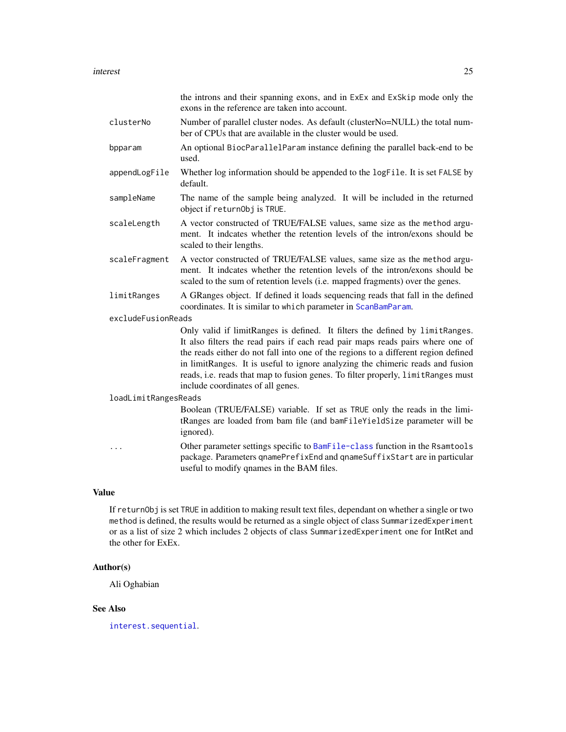the introns and their spanning exons, and in `ExEx` and `ExSkip` mode only the exons in the reference are taken into account.

`clusterNo`
: Number of parallel cluster nodes. As default (clusterNo=NULL) the total number of CPUs that are available in the cluster would be used.

`bpparam`
: An optional `BiocParallelParam` instance defining the parallel back-end to be used.

`appendLogFile`
: Whether log information should be appended to the `logFile`. It is set `FALSE` by default.

`sampleName`
: The name of the sample being analyzed. It will be included in the returned object if `returnObj` is `TRUE`.

`scaleLength`
: A vector constructed of TRUE/FALSE values, same size as the `method` argument. It indcates whether the retention levels of the intron/exons should be scaled to their lengths.

`scaleFragment`
: A vector constructed of TRUE/FALSE values, same size as the `method` argument. It indcates whether the retention levels of the intron/exons should be scaled to the sum of retention levels (i.e. mapped fragments) over the genes.

`limitRanges`
: A GRanges object. If defined it loads sequencing reads that fall in the defined coordinates. It is similar to `which` parameter in `ScanBamParam`.

`excludeFusionReads`
: Only valid if limitRanges is defined. It filters the defined by `limitRanges`. It also filters the read pairs if each read pair maps reads pairs where one of the reads either do not fall into one of the regions to a different region defined in limitRanges. It is useful to ignore analyzing the chimeric reads and fusion reads, i.e. reads that map to fusion genes. To filter properly, `limitRanges` must include coordinates of all genes.

`loadLimitRangesReads`
: Boolean (TRUE/FALSE) variable. If set as `TRUE` only the reads in the limitRanges are loaded from bam file (and `bamFileYieldSize` parameter will be ignored).

`...`
: Other parameter settings specific to `BamFile-class` function in the `Rsamtools` package. Parameters `qnamePrefixEnd` and `qnameSuffixStart` are in particular useful to modify qnames in the BAM files.

## Value

If `returnObj` is set `TRUE` in addition to making result text files, dependant on whether a single or two `method` is defined, the results would be returned as a single object of class `SummarizedExperiment` or as a list of size 2 which includes 2 objects of class `SummarizedExperiment` one for IntRet and the other for ExEx.

## Author(s)

Ali Oghabian

## See Also

`interest.sequential`.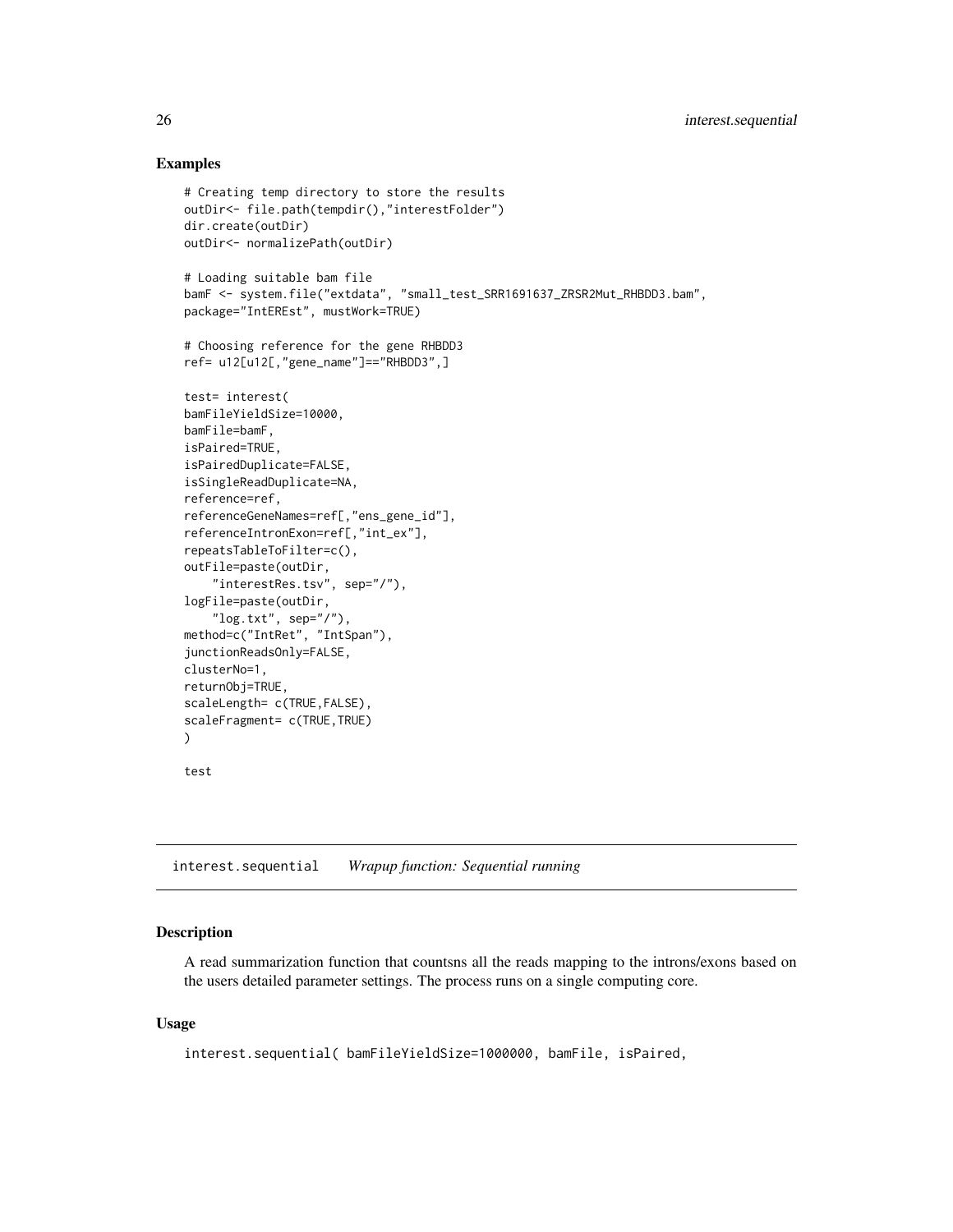## Examples

```
# Creating temp directory to store the results
outDir<- file.path(tempdir(),"interestFolder")
dir.create(outDir)
outDir<- normalizePath(outDir)

# Loading suitable bam file
bamF <- system.file("extdata", "small_test_SRR1691637_ZRSR2Mut_RHBDD3.bam",
package="IntEREst", mustWork=TRUE)

# Choosing reference for the gene RHBDD3
ref= u12[u12[,"gene_name"]=="RHBDD3",]

test= interest(
bamFileYieldSize=10000,
bamFile=bamF,
isPaired=TRUE,
isPairedDuplicate=FALSE,
isSingleReadDuplicate=NA,
reference=ref,
referenceGeneNames=ref[,"ens_gene_id"],
referenceIntronExon=ref[,"int_ex"],
repeatsTableToFilter=c(),
outFile=paste(outDir,
    "interestRes.tsv", sep="/"),
logFile=paste(outDir,
    "log.txt", sep="/"),
method=c("IntRet", "IntSpan"),
junctionReadsOnly=FALSE,
clusterNo=1,
returnObj=TRUE,
scaleLength= c(TRUE,FALSE),
scaleFragment= c(TRUE,TRUE)
)

test
```

---

# interest.sequential &nbsp;&nbsp;&nbsp; *Wrapup function: Sequential running*

---

## Description

A read summarization function that countsns all the reads mapping to the introns/exons based on the users detailed parameter settings. The process runs on a single computing core.

## Usage

```
interest.sequential( bamFileYieldSize=1000000, bamFile, isPaired,
```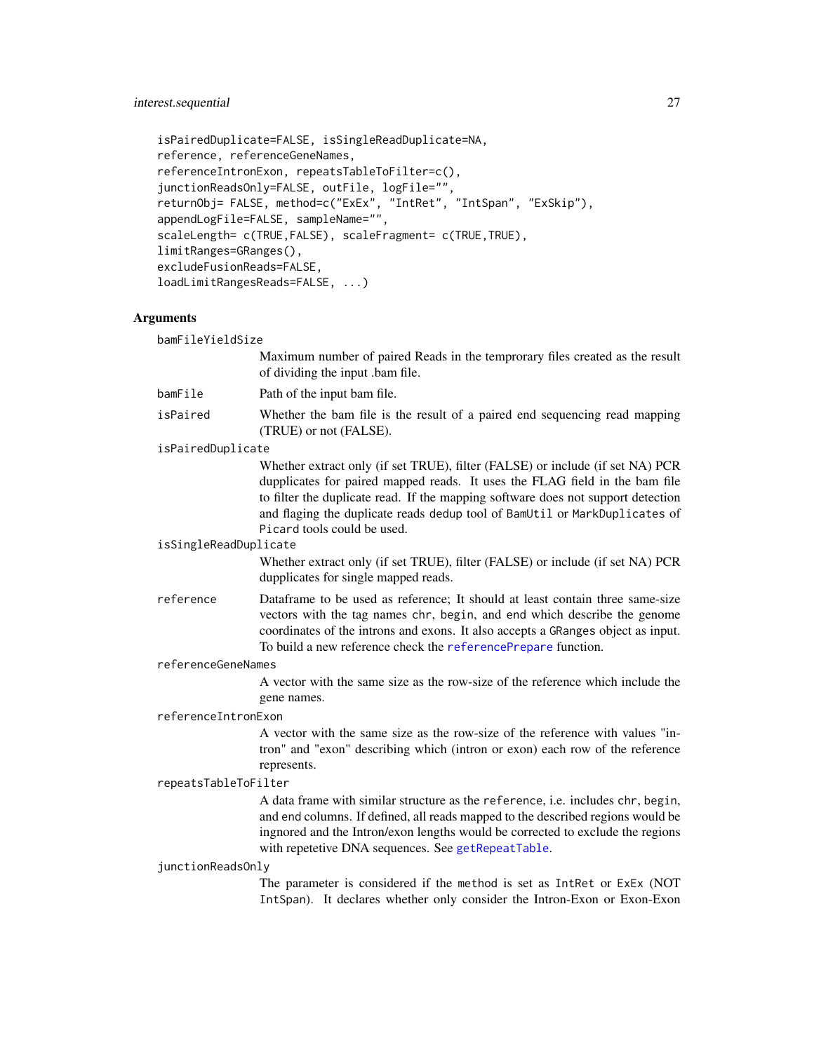```
isPairedDuplicate=FALSE, isSingleReadDuplicate=NA,
reference, referenceGeneNames,
referenceIntronExon, repeatsTableToFilter=c(),
junctionReadsOnly=FALSE, outFile, logFile="",
returnObj= FALSE, method=c("ExEx", "IntRet", "IntSpan", "ExSkip"),
appendLogFile=FALSE, sampleName="",
scaleLength= c(TRUE,FALSE), scaleFragment= c(TRUE,TRUE),
limitRanges=GRanges(),
excludeFusionReads=FALSE,
loadLimitRangesReads=FALSE, ...)
```

## Arguments

`bamFileYieldSize`
: Maximum number of paired Reads in the temprorary files created as the result of dividing the input .bam file.

`bamFile`
: Path of the input bam file.

`isPaired`
: Whether the bam file is the result of a paired end sequencing read mapping (TRUE) or not (FALSE).

`isPairedDuplicate`
: Whether extract only (if set TRUE), filter (FALSE) or include (if set NA) PCR dupplicates for paired mapped reads. It uses the FLAG field in the bam file to filter the duplicate read. If the mapping software does not support detection and flaging the duplicate reads dedup tool of `BamUtil` or `MarkDuplicates` of `Picard` tools could be used.

`isSingleReadDuplicate`
: Whether extract only (if set TRUE), filter (FALSE) or include (if set NA) PCR dupplicates for single mapped reads.

`reference`
: Dataframe to be used as reference; It should at least contain three same-size vectors with the tag names `chr`, `begin`, and `end` which describe the genome coordinates of the introns and exons. It also accepts a `GRanges` object as input. To build a new reference check the `referencePrepare` function.

`referenceGeneNames`
: A vector with the same size as the row-size of the reference which include the gene names.

`referenceIntronExon`
: A vector with the same size as the row-size of the reference with values "intron" and "exon" describing which (intron or exon) each row of the reference represents.

`repeatsTableToFilter`
: A data frame with similar structure as the `reference`, i.e. includes `chr`, `begin`, and `end` columns. If defined, all reads mapped to the described regions would be ingnored and the Intron/exon lengths would be corrected to exclude the regions with repetetive DNA sequences. See `getRepeatTable`.

`junctionReadsOnly`
: The parameter is considered if the `method` is set as `IntRet` or `ExEx` (NOT `IntSpan`). It declares whether only consider the Intron-Exon or Exon-Exon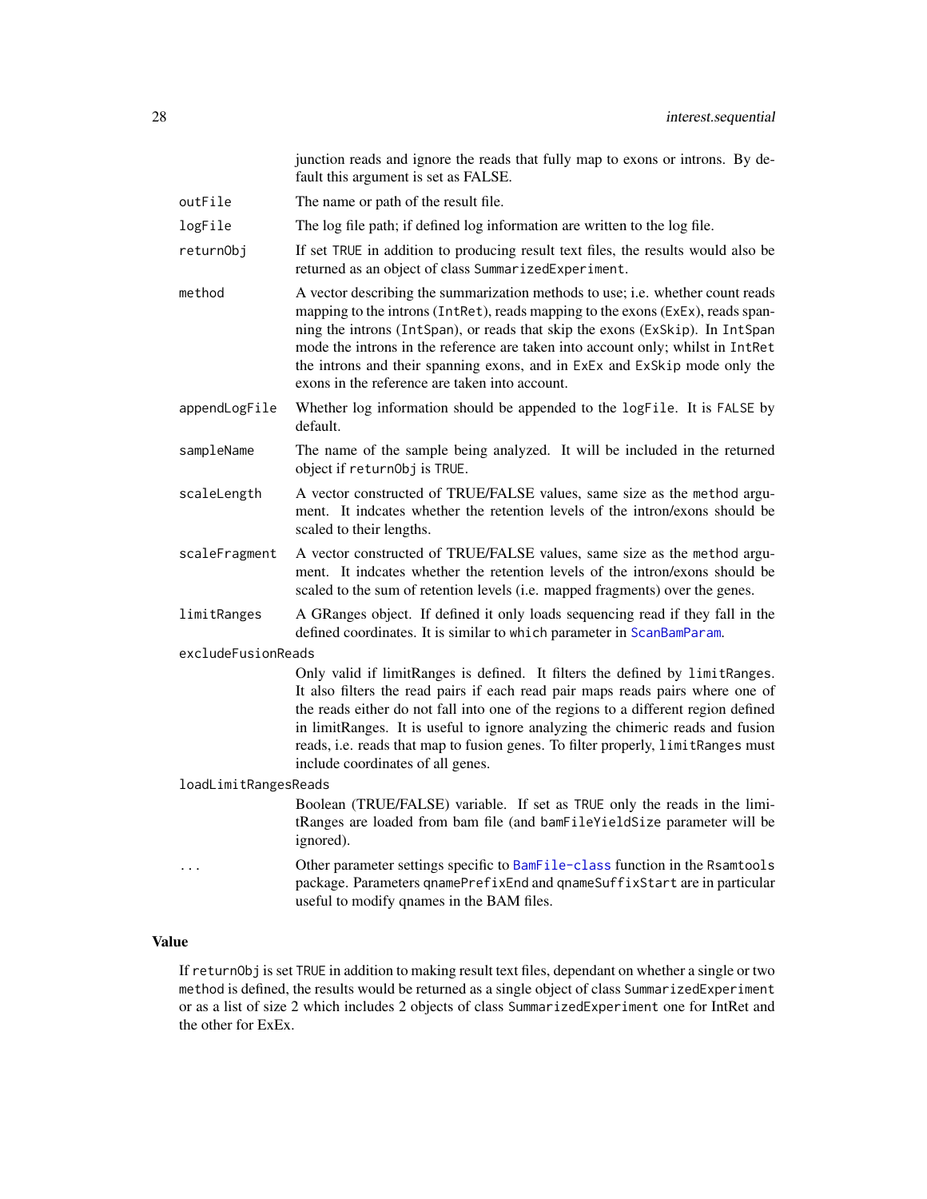junction reads and ignore the reads that fully map to exons or introns. By default this argument is set as FALSE.

| | |
|---|---|
| `outFile` | The name or path of the result file. |
| `logFile` | The log file path; if defined log information are written to the log file. |
| `returnObj` | If set `TRUE` in addition to producing result text files, the results would also be returned as an object of class `SummarizedExperiment`. |
| `method` | A vector describing the summarization methods to use; i.e. whether count reads mapping to the introns (`IntRet`), reads mapping to the exons (`ExEx`), reads spanning the introns (`IntSpan`), or reads that skip the exons (`ExSkip`). In `IntSpan` mode the introns in the reference are taken into account only; whilst in `IntRet` the introns and their spanning exons, and in `ExEx` and `ExSkip` mode only the exons in the reference are taken into account. |
| `appendLogFile` | Whether log information should be appended to the `logFile`. It is `FALSE` by default. |
| `sampleName` | The name of the sample being analyzed. It will be included in the returned object if `returnObj` is `TRUE`. |
| `scaleLength` | A vector constructed of TRUE/FALSE values, same size as the `method` argument. It indcates whether the retention levels of the intron/exons should be scaled to their lengths. |
| `scaleFragment` | A vector constructed of TRUE/FALSE values, same size as the `method` argument. It indcates whether the retention levels of the intron/exons should be scaled to the sum of retention levels (i.e. mapped fragments) over the genes. |
| `limitRanges` | A GRanges object. If defined it only loads sequencing read if they fall in the defined coordinates. It is similar to `which` parameter in ScanBamParam. |
| `excludeFusionReads` | Only valid if limitRanges is defined. It filters the defined by `limitRanges`. It also filters the read pairs if each read pair maps reads pairs where one of the reads either do not fall into one of the regions to a different region defined in limitRanges. It is useful to ignore analyzing the chimeric reads and fusion reads, i.e. reads that map to fusion genes. To filter properly, `limitRanges` must include coordinates of all genes. |
| `loadLimitRangesReads` | Boolean (TRUE/FALSE) variable. If set as `TRUE` only the reads in the limitRanges are loaded from bam file (and `bamFileYieldSize` parameter will be ignored). |
| `...` | Other parameter settings specific to BamFile-class function in the `Rsamtools` package. Parameters `qnamePrefixEnd` and `qnameSuffixStart` are in particular useful to modify qnames in the BAM files. |

## Value

If `returnObj` is set `TRUE` in addition to making result text files, dependant on whether a single or two `method` is defined, the results would be returned as a single object of class `SummarizedExperiment` or as a list of size 2 which includes 2 objects of class `SummarizedExperiment` one for IntRet and the other for ExEx.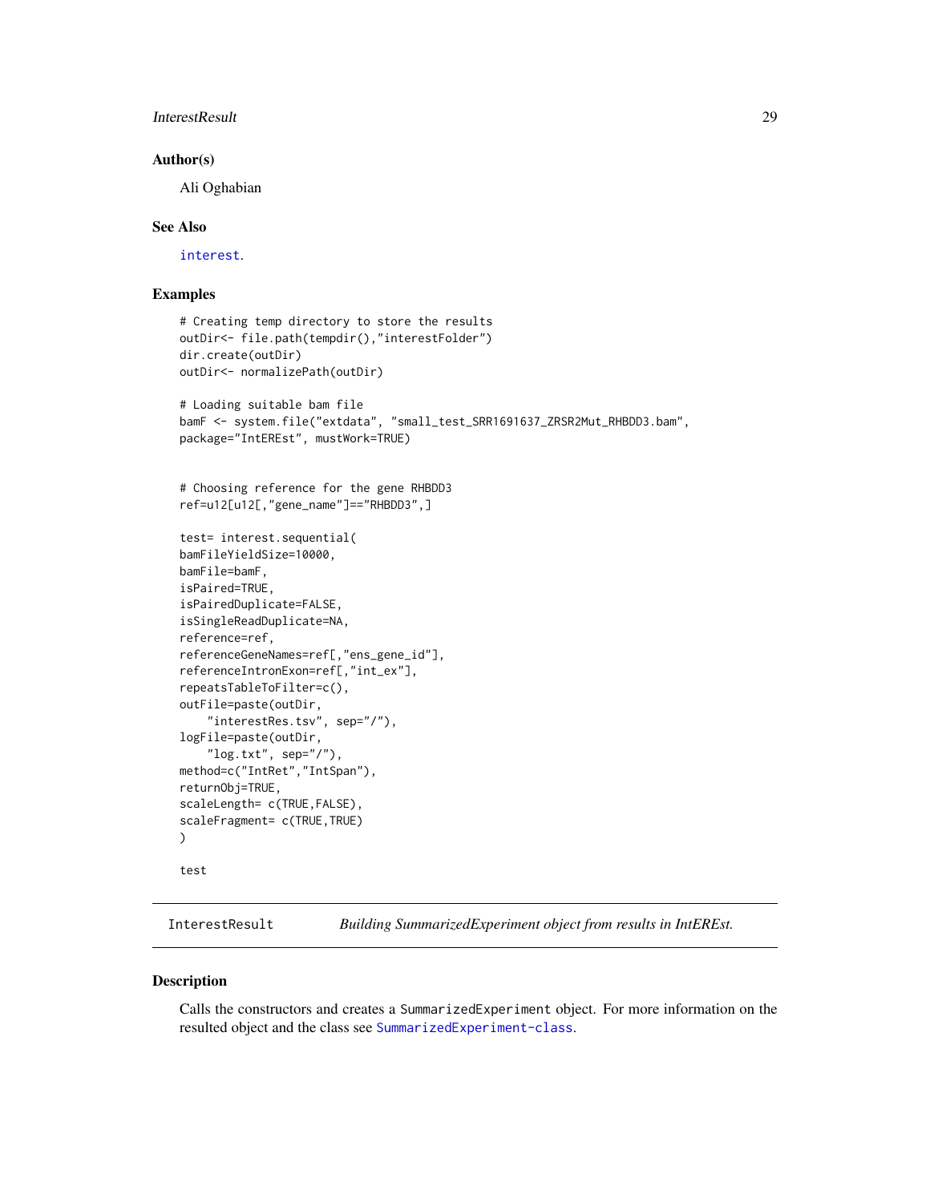### Author(s)

Ali Oghabian

### See Also

interest.

### Examples

```
# Creating temp directory to store the results
outDir<- file.path(tempdir(),"interestFolder")
dir.create(outDir)
outDir<- normalizePath(outDir)

# Loading suitable bam file
bamF <- system.file("extdata", "small_test_SRR1691637_ZRSR2Mut_RHBDD3.bam",
package="IntEREst", mustWork=TRUE)


# Choosing reference for the gene RHBDD3
ref=u12[u12[,"gene_name"]=="RHBDD3",]

test= interest.sequential(
bamFileYieldSize=10000,
bamFile=bamF,
isPaired=TRUE,
isPairedDuplicate=FALSE,
isSingleReadDuplicate=NA,
reference=ref,
referenceGeneNames=ref[,"ens_gene_id"],
referenceIntronExon=ref[,"int_ex"],
repeatsTableToFilter=c(),
outFile=paste(outDir,
    "interestRes.tsv", sep="/"),
logFile=paste(outDir,
    "log.txt", sep="/"),
method=c("IntRet","IntSpan"),
returnObj=TRUE,
scaleLength= c(TRUE,FALSE),
scaleFragment= c(TRUE,TRUE)
)

test
```

---

## InterestResult — *Building SummarizedExperiment object from results in IntEREst.*

---

### Description

Calls the constructors and creates a SummarizedExperiment object. For more information on the resulted object and the class see SummarizedExperiment-class.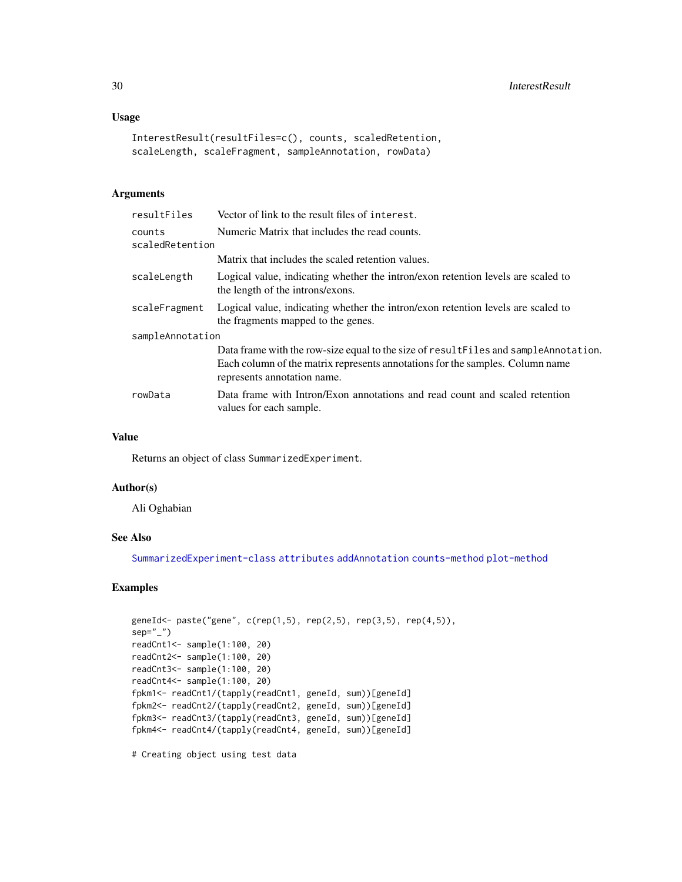## Usage

```
InterestResult(resultFiles=c(), counts, scaledRetention,
scaleLength, scaleFragment, sampleAnnotation, rowData)
```

## Arguments

| | |
|---|---|
| `resultFiles` | Vector of link to the result files of `interest`. |
| `counts` | Numeric Matrix that includes the read counts. |
| `scaledRetention` | Matrix that includes the scaled retention values. |
| `scaleLength` | Logical value, indicating whether the intron/exon retention levels are scaled to the length of the introns/exons. |
| `scaleFragment` | Logical value, indicating whether the intron/exon retention levels are scaled to the fragments mapped to the genes. |
| `sampleAnnotation` | Data frame with the row-size equal to the size of `resultFiles` and `sampleAnnotation`. Each column of the matrix represents annotations for the samples. Column name represents annotation name. |
| `rowData` | Data frame with Intron/Exon annotations and read count and scaled retention values for each sample. |

## Value

Returns an object of class `SummarizedExperiment`.

## Author(s)

Ali Oghabian

## See Also

`SummarizedExperiment-class` `attributes` `addAnnotation` `counts-method` `plot-method`

## Examples

```
geneId<- paste("gene", c(rep(1,5), rep(2,5), rep(3,5), rep(4,5)),
sep="_")
readCnt1<- sample(1:100, 20)
readCnt2<- sample(1:100, 20)
readCnt3<- sample(1:100, 20)
readCnt4<- sample(1:100, 20)
fpkm1<- readCnt1/(tapply(readCnt1, geneId, sum))[geneId]
fpkm2<- readCnt2/(tapply(readCnt2, geneId, sum))[geneId]
fpkm3<- readCnt3/(tapply(readCnt3, geneId, sum))[geneId]
fpkm4<- readCnt4/(tapply(readCnt4, geneId, sum))[geneId]

# Creating object using test data
```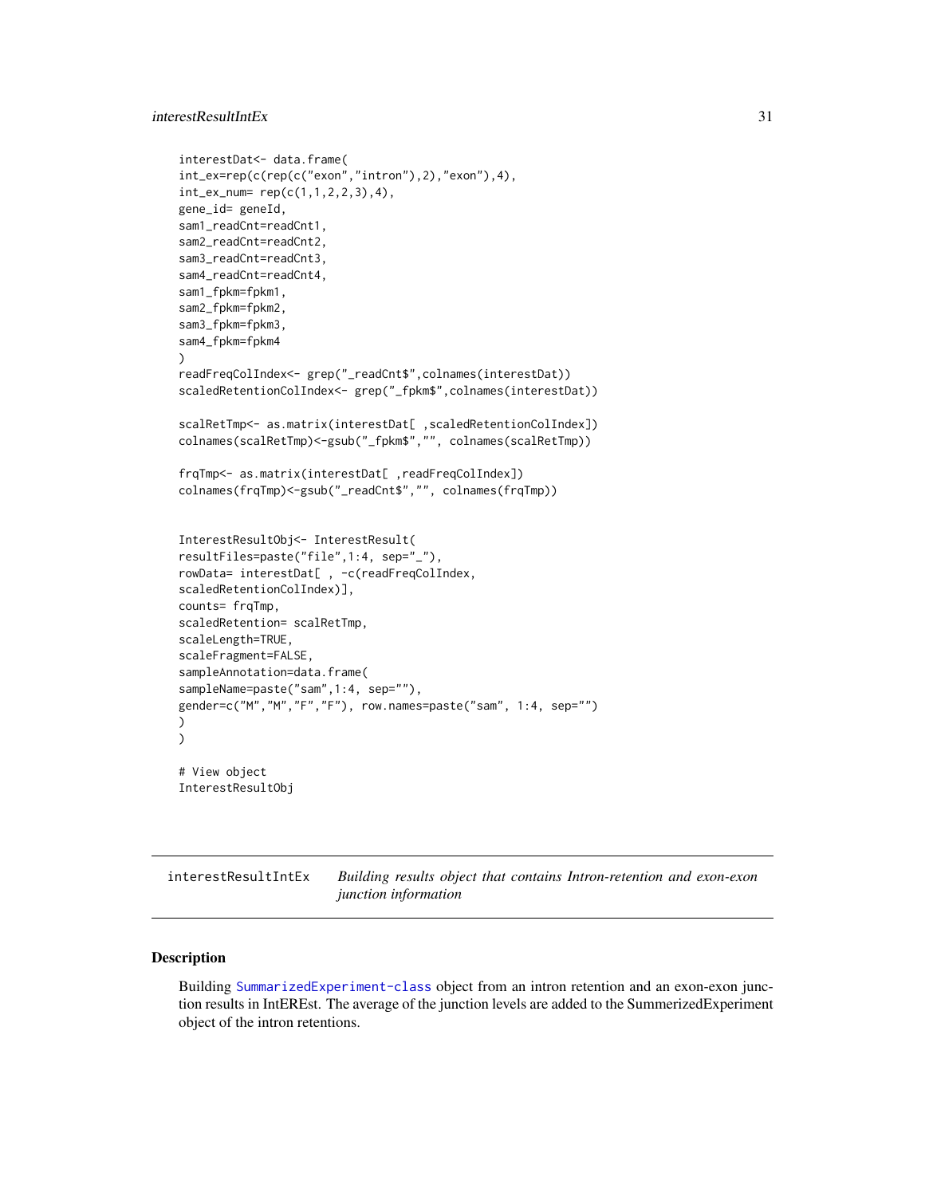```r
interestDat<- data.frame(
int_ex=rep(c(rep(c("exon","intron"),2),"exon"),4),
int_ex_num= rep(c(1,1,2,2,3),4),
gene_id= geneId,
sam1_readCnt=readCnt1,
sam2_readCnt=readCnt2,
sam3_readCnt=readCnt3,
sam4_readCnt=readCnt4,
sam1_fpkm=fpkm1,
sam2_fpkm=fpkm2,
sam3_fpkm=fpkm3,
sam4_fpkm=fpkm4
)
readFreqColIndex<- grep("_readCnt$",colnames(interestDat))
scaledRetentionColIndex<- grep("_fpkm$",colnames(interestDat))

scalRetTmp<- as.matrix(interestDat[ ,scaledRetentionColIndex])
colnames(scalRetTmp)<-gsub("_fpkm$","", colnames(scalRetTmp))

frqTmp<- as.matrix(interestDat[ ,readFreqColIndex])
colnames(frqTmp)<-gsub("_readCnt$","", colnames(frqTmp))


InterestResultObj<- InterestResult(
resultFiles=paste("file",1:4, sep="_"),
rowData= interestDat[ , -c(readFreqColIndex,
scaledRetentionColIndex)],
counts= frqTmp,
scaledRetention= scalRetTmp,
scaleLength=TRUE,
scaleFragment=FALSE,
sampleAnnotation=data.frame(
sampleName=paste("sam",1:4, sep=""),
gender=c("M","M","F","F"), row.names=paste("sam", 1:4, sep="")
)
)

# View object
InterestResultObj
```

---

## interestResultIntEx *Building results object that contains Intron-retention and exon-exon junction information*

### Description

Building SummarizedExperiment-class object from an intron retention and an exon-exon junction results in IntEREst. The average of the junction levels are added to the SummerizedExperiment object of the intron retentions.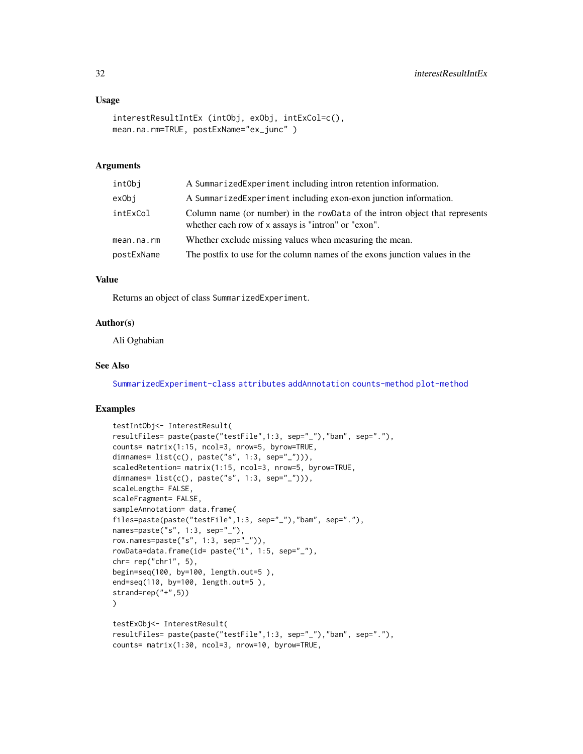## Usage

```
interestResultIntEx (intObj, exObj, intExCol=c(),
mean.na.rm=TRUE, postExName="ex_junc" )
```

## Arguments

| | |
|---|---|
| intObj | A SummarizedExperiment including intron retention information. |
| exObj | A SummarizedExperiment including exon-exon junction information. |
| intExCol | Column name (or number) in the rowData of the intron object that represents whether each row of x assays is "intron" or "exon". |
| mean.na.rm | Whether exclude missing values when measuring the mean. |
| postExName | The postfix to use for the column names of the exons junction values in the |

## Value

Returns an object of class SummarizedExperiment.

## Author(s)

Ali Oghabian

## See Also

SummarizedExperiment-class attributes addAnnotation counts-method plot-method

## Examples

```
testIntObj<- InterestResult(
resultFiles= paste(paste("testFile",1:3, sep="_"),"bam", sep="."),
counts= matrix(1:15, ncol=3, nrow=5, byrow=TRUE,
dimnames= list(c(), paste("s", 1:3, sep="_"))),
scaledRetention= matrix(1:15, ncol=3, nrow=5, byrow=TRUE,
dimnames= list(c(), paste("s", 1:3, sep="_"))),
scaleLength= FALSE,
scaleFragment= FALSE,
sampleAnnotation= data.frame(
files=paste(paste("testFile",1:3, sep="_"),"bam", sep="."),
names=paste("s", 1:3, sep="_"),
row.names=paste("s", 1:3, sep="_")),
rowData=data.frame(id= paste("i", 1:5, sep="_"),
chr= rep("chr1", 5),
begin=seq(100, by=100, length.out=5 ),
end=seq(110, by=100, length.out=5 ),
strand=rep("+",5))
)

testExObj<- InterestResult(
resultFiles= paste(paste("testFile",1:3, sep="_"),"bam", sep="."),
counts= matrix(1:30, ncol=3, nrow=10, byrow=TRUE,
```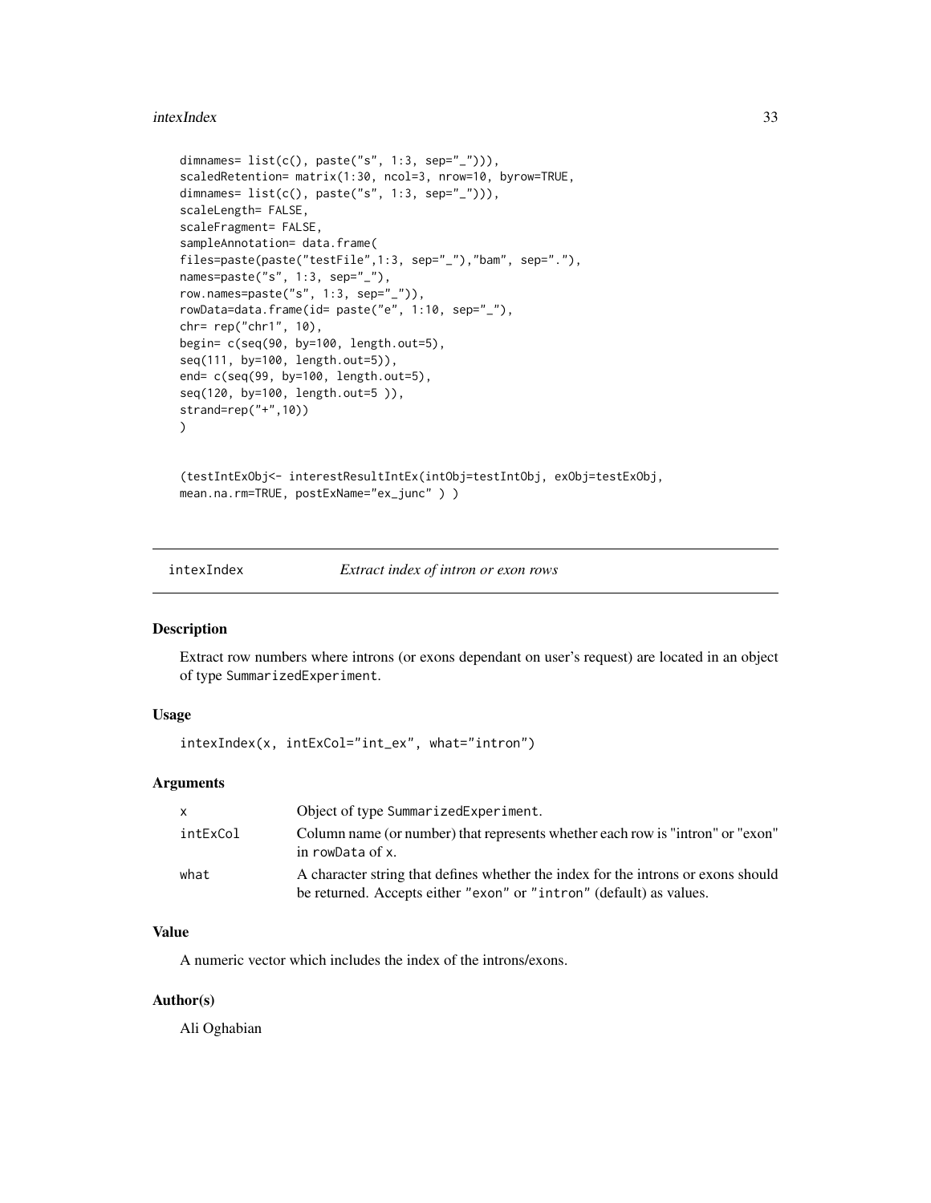```
dimnames= list(c(), paste("s", 1:3, sep="_"))),
scaledRetention= matrix(1:30, ncol=3, nrow=10, byrow=TRUE,
dimnames= list(c(), paste("s", 1:3, sep="_"))),
scaleLength= FALSE,
scaleFragment= FALSE,
sampleAnnotation= data.frame(
files=paste(paste("testFile",1:3, sep="_"),"bam", sep="."),
names=paste("s", 1:3, sep="_"),
row.names=paste("s", 1:3, sep="_")),
rowData=data.frame(id= paste("e", 1:10, sep="_"),
chr= rep("chr1", 10),
begin= c(seq(90, by=100, length.out=5),
seq(111, by=100, length.out=5)),
end= c(seq(99, by=100, length.out=5),
seq(120, by=100, length.out=5 )),
strand=rep("+",10))
)


(testIntExObj<- interestResultIntEx(intObj=testIntObj, exObj=testExObj,
mean.na.rm=TRUE, postExName="ex_junc" ) )
```

## intexIndex *Extract index of intron or exon rows*

### Description

Extract row numbers where introns (or exons dependant on user's request) are located in an object of type SummarizedExperiment.

### Usage

```
intexIndex(x, intExCol="int_ex", what="intron")
```

### Arguments

| | |
|---|---|
| x | Object of type SummarizedExperiment. |
| intExCol | Column name (or number) that represents whether each row is "intron" or "exon" in rowData of x. |
| what | A character string that defines whether the index for the introns or exons should be returned. Accepts either "exon" or "intron" (default) as values. |

### Value

A numeric vector which includes the index of the introns/exons.

### Author(s)

Ali Oghabian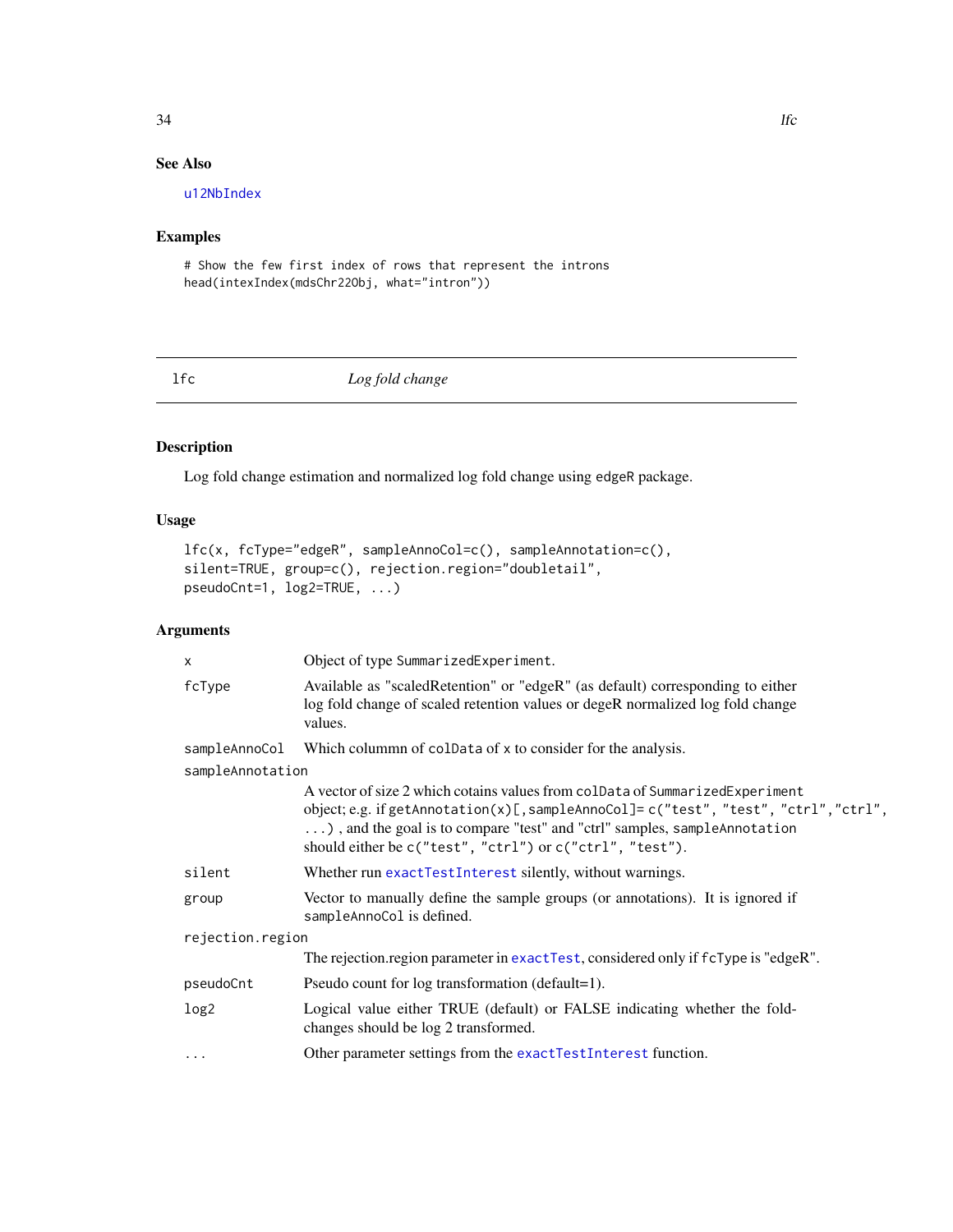## See Also

u12NbIndex

## Examples

```
# Show the few first index of rows that represent the introns
head(intexIndex(mdsChr22Obj, what="intron"))
```

---

# lfc *Log fold change*

## Description

Log fold change estimation and normalized log fold change using edgeR package.

## Usage

```
lfc(x, fcType="edgeR", sampleAnnoCol=c(), sampleAnnotation=c(),
silent=TRUE, group=c(), rejection.region="doubletail",
pseudoCnt=1, log2=TRUE, ...)
```

## Arguments

| | |
|---|---|
| x | Object of type SummarizedExperiment. |
| fcType | Available as "scaledRetention" or "edgeR" (as default) corresponding to either log fold change of scaled retention values or degeR normalized log fold change values. |
| sampleAnnoCol | Which colummn of colData of x to consider for the analysis. |
| sampleAnnotation | A vector of size 2 which cotains values from colData of SummarizedExperiment object; e.g. if getAnnotation(x)[,sampleAnnoCol]= c("test", "test", "ctrl","ctrl", ...) , and the goal is to compare "test" and "ctrl" samples, sampleAnnotation should either be c("test", "ctrl") or c("ctrl", "test"). |
| silent | Whether run exactTestInterest silently, without warnings. |
| group | Vector to manually define the sample groups (or annotations). It is ignored if sampleAnnoCol is defined. |
| rejection.region | The rejection.region parameter in exactTest, considered only if fcType is "edgeR". |
| pseudoCnt | Pseudo count for log transformation (default=1). |
| log2 | Logical value either TRUE (default) or FALSE indicating whether the fold-changes should be log 2 transformed. |
| ... | Other parameter settings from the exactTestInterest function. |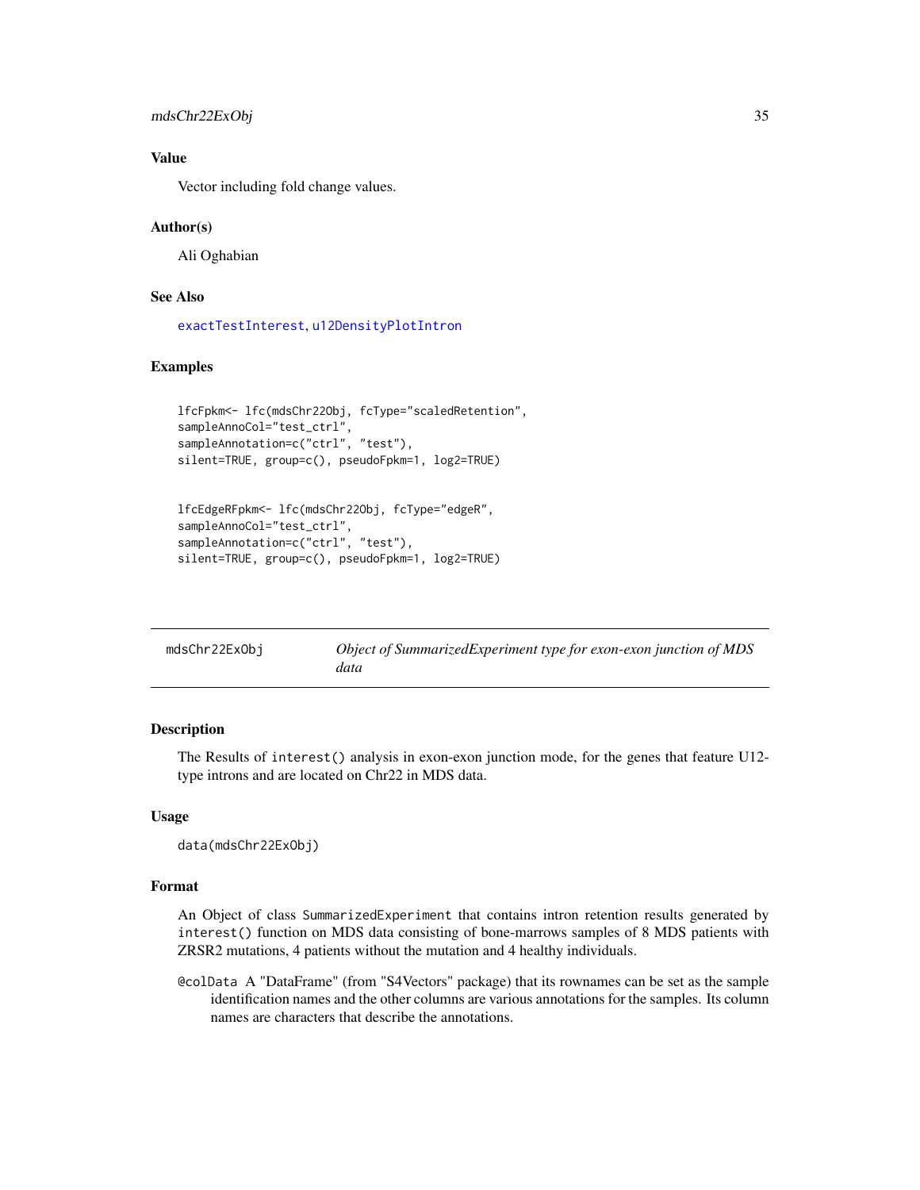### Value

Vector including fold change values.

### Author(s)

Ali Oghabian

### See Also

exactTestInterest, u12DensityPlotIntron

### Examples

```
lfcFpkm<- lfc(mdsChr22Obj, fcType="scaledRetention",
sampleAnnoCol="test_ctrl",
sampleAnnotation=c("ctrl", "test"),
silent=TRUE, group=c(), pseudoFpkm=1, log2=TRUE)


lfcEdgeRFpkm<- lfc(mdsChr22Obj, fcType="edgeR",
sampleAnnoCol="test_ctrl",
sampleAnnotation=c("ctrl", "test"),
silent=TRUE, group=c(), pseudoFpkm=1, log2=TRUE)
```

---

## mdsChr22ExObj — *Object of SummarizedExperiment type for exon-exon junction of MDS data*

### Description

The Results of `interest()` analysis in exon-exon junction mode, for the genes that feature U12-type introns and are located on Chr22 in MDS data.

### Usage

```
data(mdsChr22ExObj)
```

### Format

An Object of class `SummarizedExperiment` that contains intron retention results generated by `interest()` function on MDS data consisting of bone-marrows samples of 8 MDS patients with ZRSR2 mutations, 4 patients without the mutation and 4 healthy individuals.

`@colData` A "DataFrame" (from "S4Vectors" package) that its rownames can be set as the sample identification names and the other columns are various annotations for the samples. Its column names are characters that describe the annotations.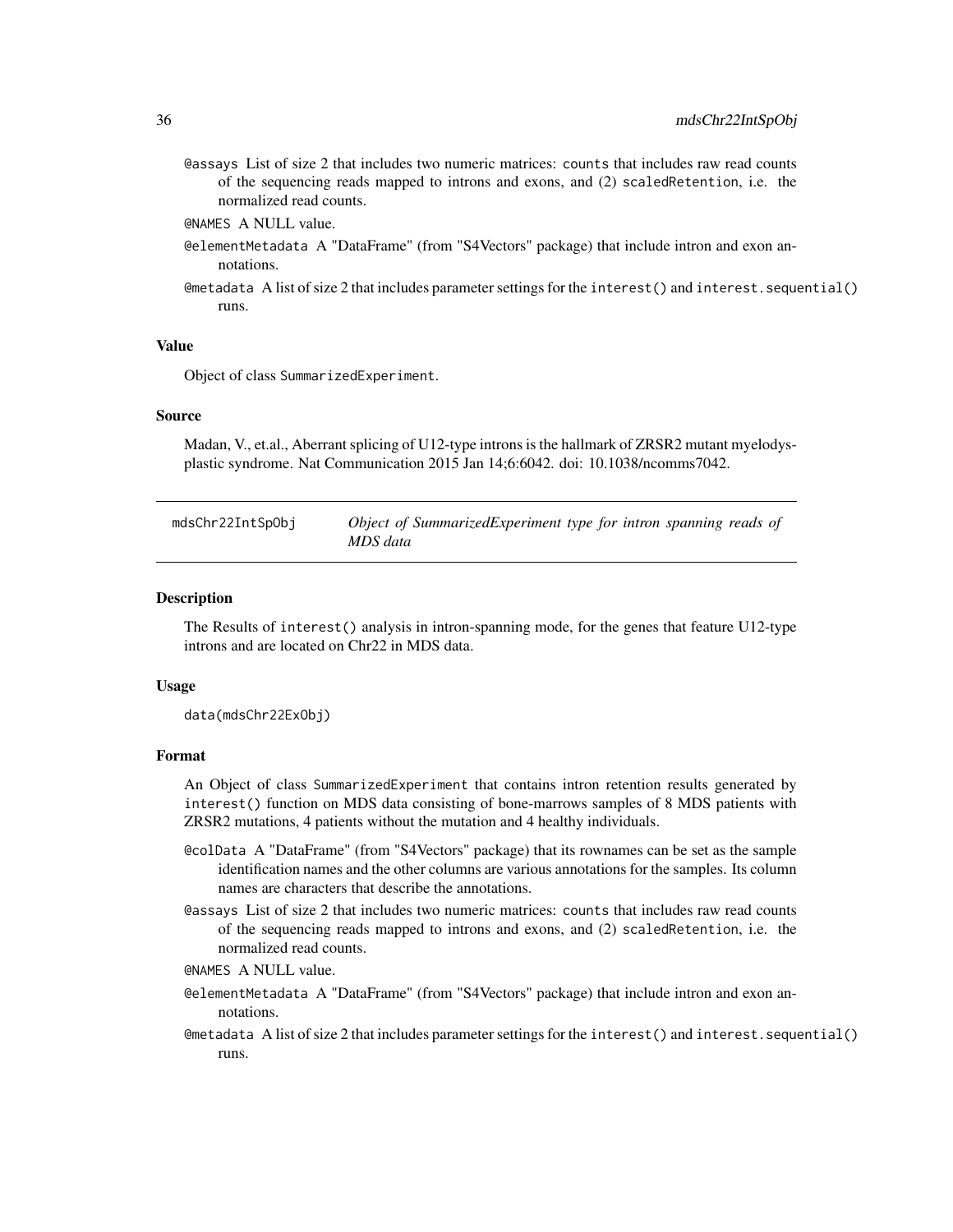@assays List of size 2 that includes two numeric matrices: counts that includes raw read counts of the sequencing reads mapped to introns and exons, and (2) scaledRetention, i.e. the normalized read counts.

@NAMES A NULL value.

@elementMetadata A "DataFrame" (from "S4Vectors" package) that include intron and exon annotations.

@metadata A list of size 2 that includes parameter settings for the interest() and interest.sequential() runs.

### Value

Object of class SummarizedExperiment.

### Source

Madan, V., et.al., Aberrant splicing of U12-type introns is the hallmark of ZRSR2 mutant myelodysplastic syndrome. Nat Communication 2015 Jan 14;6:6042. doi: 10.1038/ncomms7042.

---

## mdsChr22IntSpObj — *Object of SummarizedExperiment type for intron spanning reads of MDS data*

### Description

The Results of interest() analysis in intron-spanning mode, for the genes that feature U12-type introns and are located on Chr22 in MDS data.

### Usage

```
data(mdsChr22ExObj)
```

### Format

An Object of class SummarizedExperiment that contains intron retention results generated by interest() function on MDS data consisting of bone-marrows samples of 8 MDS patients with ZRSR2 mutations, 4 patients without the mutation and 4 healthy individuals.

@colData A "DataFrame" (from "S4Vectors" package) that its rownames can be set as the sample identification names and the other columns are various annotations for the samples. Its column names are characters that describe the annotations.

@assays List of size 2 that includes two numeric matrices: counts that includes raw read counts of the sequencing reads mapped to introns and exons, and (2) scaledRetention, i.e. the normalized read counts.

@NAMES A NULL value.

@elementMetadata A "DataFrame" (from "S4Vectors" package) that include intron and exon annotations.

@metadata A list of size 2 that includes parameter settings for the interest() and interest.sequential() runs.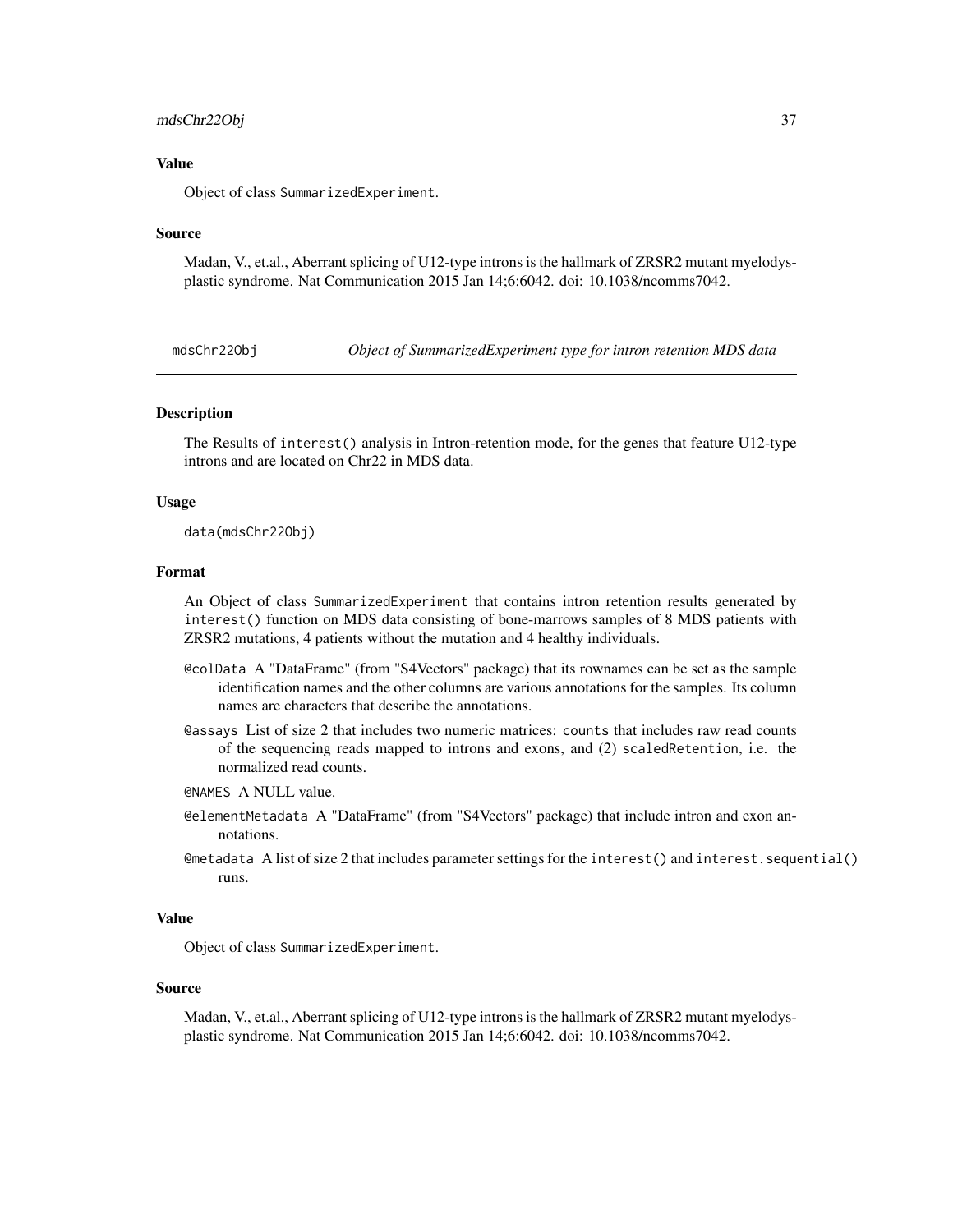### Value

Object of class SummarizedExperiment.

### Source

Madan, V., et.al., Aberrant splicing of U12-type introns is the hallmark of ZRSR2 mutant myelodysplastic syndrome. Nat Communication 2015 Jan 14;6:6042. doi: 10.1038/ncomms7042.

---

## mdsChr22Obj *Object of SummarizedExperiment type for intron retention MDS data*

---

### Description

The Results of interest() analysis in Intron-retention mode, for the genes that feature U12-type introns and are located on Chr22 in MDS data.

### Usage

```
data(mdsChr22Obj)
```

### Format

An Object of class SummarizedExperiment that contains intron retention results generated by interest() function on MDS data consisting of bone-marrows samples of 8 MDS patients with ZRSR2 mutations, 4 patients without the mutation and 4 healthy individuals.

- `@colData` A "DataFrame" (from "S4Vectors" package) that its rownames can be set as the sample identification names and the other columns are various annotations for the samples. Its column names are characters that describe the annotations.
- `@assays` List of size 2 that includes two numeric matrices: counts that includes raw read counts of the sequencing reads mapped to introns and exons, and (2) scaledRetention, i.e. the normalized read counts.
- `@NAMES` A NULL value.
- `@elementMetadata` A "DataFrame" (from "S4Vectors" package) that include intron and exon annotations.
- `@metadata` A list of size 2 that includes parameter settings for the interest() and interest.sequential() runs.

### Value

Object of class SummarizedExperiment.

### Source

Madan, V., et.al., Aberrant splicing of U12-type introns is the hallmark of ZRSR2 mutant myelodysplastic syndrome. Nat Communication 2015 Jan 14;6:6042. doi: 10.1038/ncomms7042.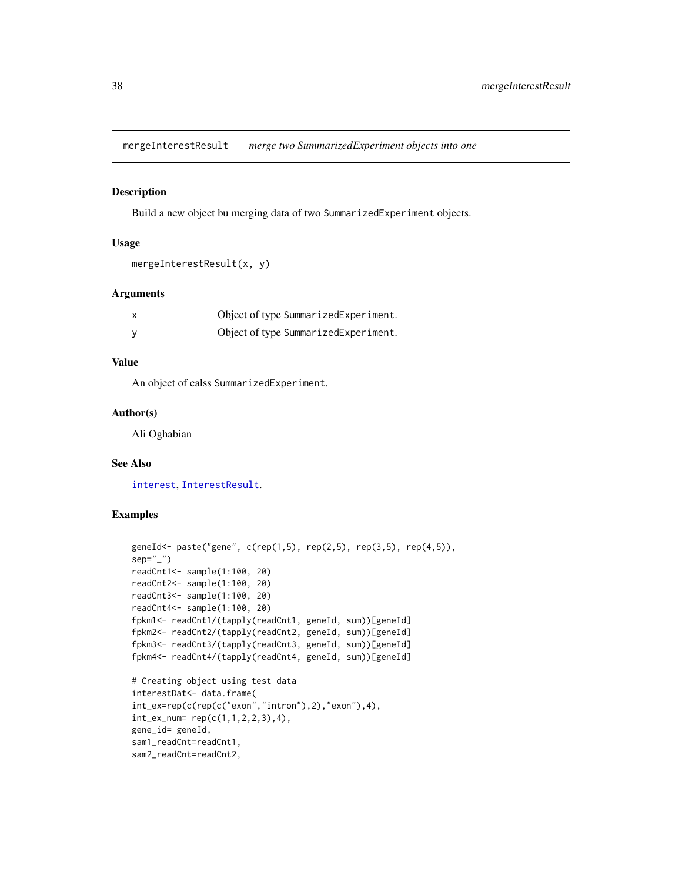## mergeInterestResult *merge two SummarizedExperiment objects into one*

### Description

Build a new object bu merging data of two `SummarizedExperiment` objects.

### Usage

```
mergeInterestResult(x, y)
```

### Arguments

| | |
|---|---|
| x | Object of type `SummarizedExperiment`. |
| y | Object of type `SummarizedExperiment`. |

### Value

An object of calss `SummarizedExperiment`.

### Author(s)

Ali Oghabian

### See Also

`interest`, `InterestResult`.

### Examples

```
geneId<- paste("gene", c(rep(1,5), rep(2,5), rep(3,5), rep(4,5)),
sep="_")
readCnt1<- sample(1:100, 20)
readCnt2<- sample(1:100, 20)
readCnt3<- sample(1:100, 20)
readCnt4<- sample(1:100, 20)
fpkm1<- readCnt1/(tapply(readCnt1, geneId, sum))[geneId]
fpkm2<- readCnt2/(tapply(readCnt2, geneId, sum))[geneId]
fpkm3<- readCnt3/(tapply(readCnt3, geneId, sum))[geneId]
fpkm4<- readCnt4/(tapply(readCnt4, geneId, sum))[geneId]

# Creating object using test data
interestDat<- data.frame(
int_ex=rep(c(rep(c("exon","intron"),2),"exon"),4),
int_ex_num= rep(c(1,1,2,2,3),4),
gene_id= geneId,
sam1_readCnt=readCnt1,
sam2_readCnt=readCnt2,
```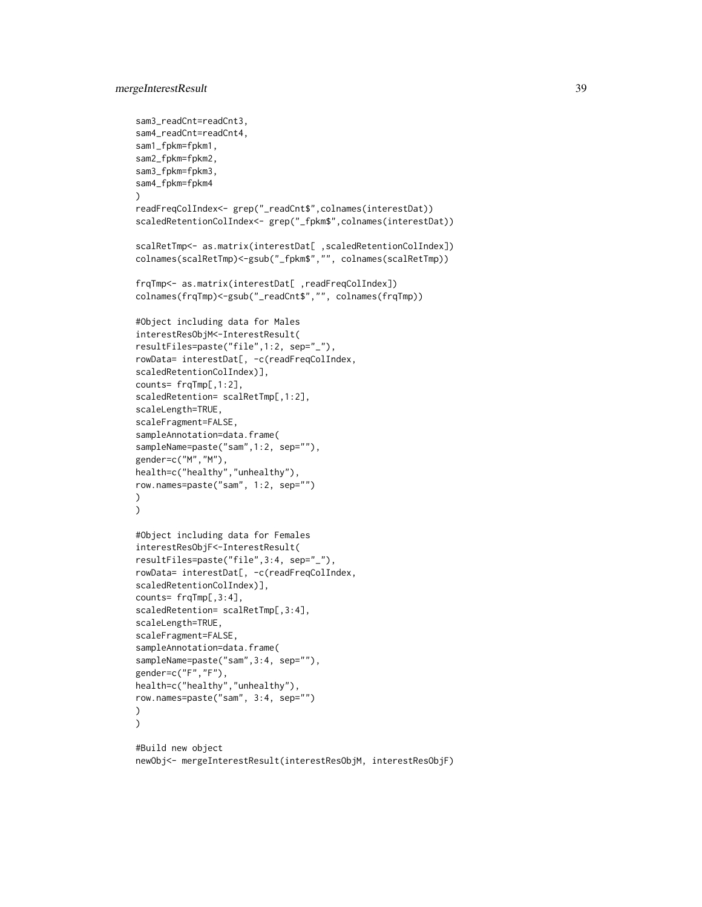```
sam3_readCnt=readCnt3,
sam4_readCnt=readCnt4,
sam1_fpkm=fpkm1,
sam2_fpkm=fpkm2,
sam3_fpkm=fpkm3,
sam4_fpkm=fpkm4
)
readFreqColIndex<- grep("_readCnt$",colnames(interestDat))
scaledRetentionColIndex<- grep("_fpkm$",colnames(interestDat))

scalRetTmp<- as.matrix(interestDat[ ,scaledRetentionColIndex])
colnames(scalRetTmp)<-gsub("_fpkm$","", colnames(scalRetTmp))

frqTmp<- as.matrix(interestDat[ ,readFreqColIndex])
colnames(frqTmp)<-gsub("_readCnt$","", colnames(frqTmp))

#Object including data for Males
interestResObjM<-InterestResult(
resultFiles=paste("file",1:2, sep="_"),
rowData= interestDat[, -c(readFreqColIndex,
scaledRetentionColIndex)],
counts= frqTmp[,1:2],
scaledRetention= scalRetTmp[,1:2],
scaleLength=TRUE,
scaleFragment=FALSE,
sampleAnnotation=data.frame(
sampleName=paste("sam",1:2, sep=""),
gender=c("M","M"),
health=c("healthy","unhealthy"),
row.names=paste("sam", 1:2, sep="")
)
)

#Object including data for Females
interestResObjF<-InterestResult(
resultFiles=paste("file",3:4, sep="_"),
rowData= interestDat[, -c(readFreqColIndex,
scaledRetentionColIndex)],
counts= frqTmp[,3:4],
scaledRetention= scalRetTmp[,3:4],
scaleLength=TRUE,
scaleFragment=FALSE,
sampleAnnotation=data.frame(
sampleName=paste("sam",3:4, sep=""),
gender=c("F","F"),
health=c("healthy","unhealthy"),
row.names=paste("sam", 3:4, sep="")
)
)

#Build new object
newObj<- mergeInterestResult(interestResObjM, interestResObjF)
```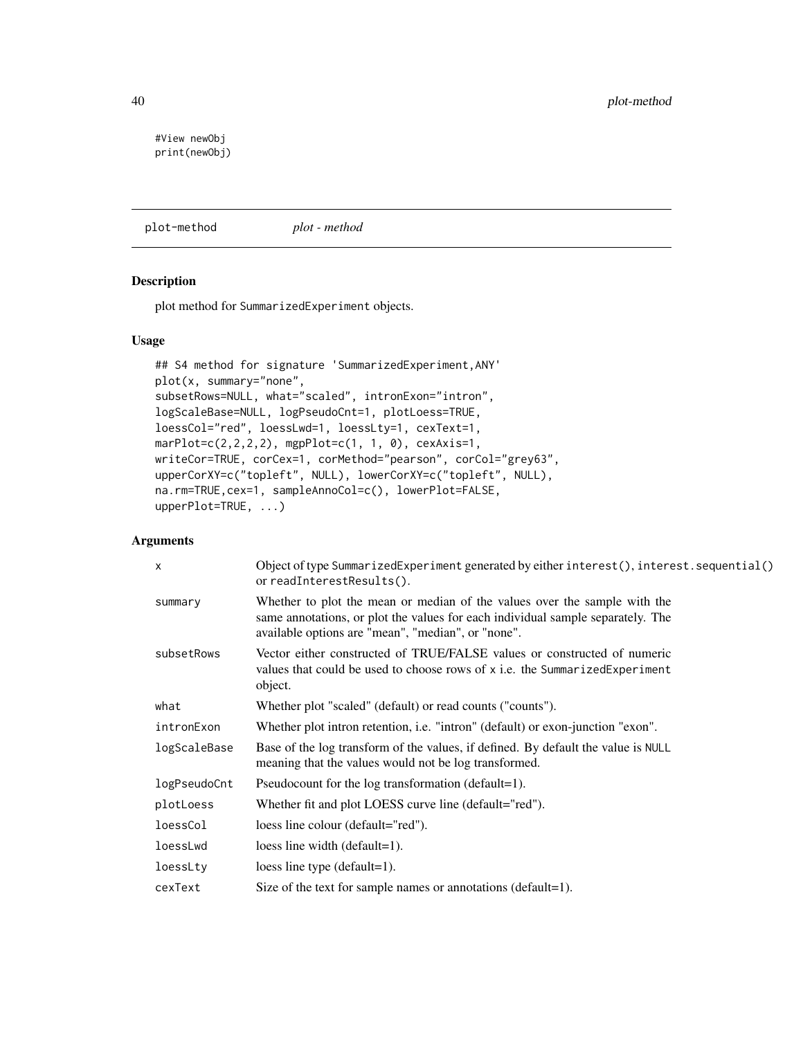```
#View newObj
print(newObj)
```

---

plot-method *plot - method*

---

## Description

plot method for SummarizedExperiment objects.

## Usage

```
## S4 method for signature 'SummarizedExperiment,ANY'
plot(x, summary="none",
subsetRows=NULL, what="scaled", intronExon="intron",
logScaleBase=NULL, logPseudoCnt=1, plotLoess=TRUE,
loessCol="red", loessLwd=1, loessLty=1, cexText=1,
marPlot=c(2,2,2,2), mgpPlot=c(1, 1, 0), cexAxis=1,
writeCor=TRUE, corCex=1, corMethod="pearson", corCol="grey63",
upperCorXY=c("topleft", NULL), lowerCorXY=c("topleft", NULL),
na.rm=TRUE,cex=1, sampleAnnoCol=c(), lowerPlot=FALSE,
upperPlot=TRUE, ...)
```

## Arguments

| | |
|---|---|
| x | Object of type SummarizedExperiment generated by either interest(), interest.sequential() or readInterestResults(). |
| summary | Whether to plot the mean or median of the values over the sample with the same annotations, or plot the values for each individual sample separately. The available options are "mean", "median", or "none". |
| subsetRows | Vector either constructed of TRUE/FALSE values or constructed of numeric values that could be used to choose rows of x i.e. the SummarizedExperiment object. |
| what | Whether plot "scaled" (default) or read counts ("counts"). |
| intronExon | Whether plot intron retention, i.e. "intron" (default) or exon-junction "exon". |
| logScaleBase | Base of the log transform of the values, if defined. By default the value is NULL meaning that the values would not be log transformed. |
| logPseudoCnt | Pseudocount for the log transformation (default=1). |
| plotLoess | Whether fit and plot LOESS curve line (default="red"). |
| loessCol | loess line colour (default="red"). |
| loessLwd | loess line width (default=1). |
| loessLty | loess line type (default=1). |
| cexText | Size of the text for sample names or annotations (default=1). |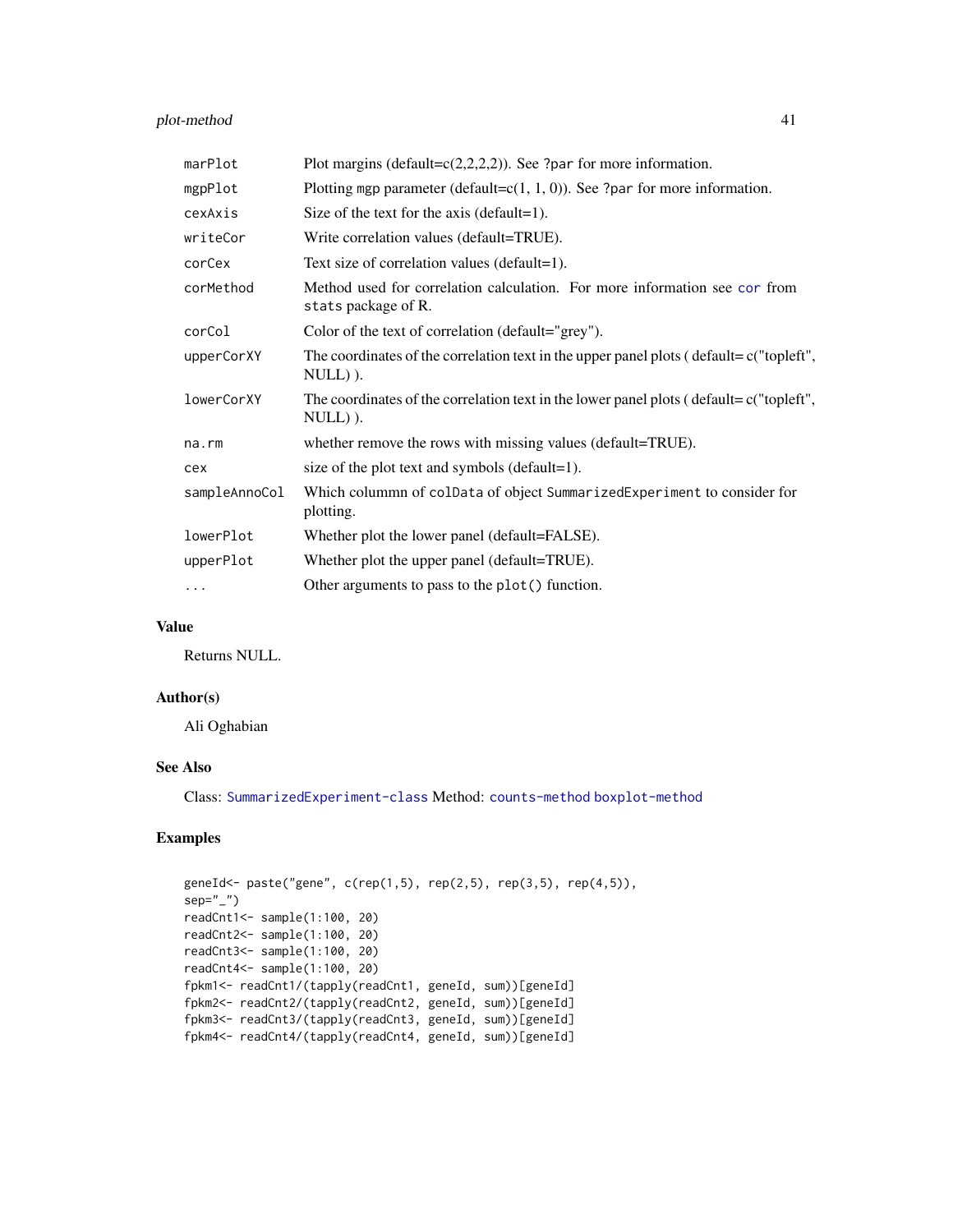| | |
|---|---|
| marPlot | Plot margins (default=c(2,2,2,2)). See ?par for more information. |
| mgpPlot | Plotting mgp parameter (default=c(1, 1, 0)). See ?par for more information. |
| cexAxis | Size of the text for the axis (default=1). |
| writeCor | Write correlation values (default=TRUE). |
| corCex | Text size of correlation values (default=1). |
| corMethod | Method used for correlation calculation. For more information see cor from stats package of R. |
| corCol | Color of the text of correlation (default="grey"). |
| upperCorXY | The coordinates of the correlation text in the upper panel plots ( default= c("topleft", NULL) ). |
| lowerCorXY | The coordinates of the correlation text in the lower panel plots ( default= c("topleft", NULL) ). |
| na.rm | whether remove the rows with missing values (default=TRUE). |
| cex | size of the plot text and symbols (default=1). |
| sampleAnnoCol | Which columnn of colData of object SummarizedExperiment to consider for plotting. |
| lowerPlot | Whether plot the lower panel (default=FALSE). |
| upperPlot | Whether plot the upper panel (default=TRUE). |
| ... | Other arguments to pass to the plot() function. |

## Value

Returns NULL.

## Author(s)

Ali Oghabian

## See Also

Class: SummarizedExperiment-class Method: counts-method boxplot-method

## Examples

```
geneId<- paste("gene", c(rep(1,5), rep(2,5), rep(3,5), rep(4,5)),
sep="_")
readCnt1<- sample(1:100, 20)
readCnt2<- sample(1:100, 20)
readCnt3<- sample(1:100, 20)
readCnt4<- sample(1:100, 20)
fpkm1<- readCnt1/(tapply(readCnt1, geneId, sum))[geneId]
fpkm2<- readCnt2/(tapply(readCnt2, geneId, sum))[geneId]
fpkm3<- readCnt3/(tapply(readCnt3, geneId, sum))[geneId]
fpkm4<- readCnt4/(tapply(readCnt4, geneId, sum))[geneId]
```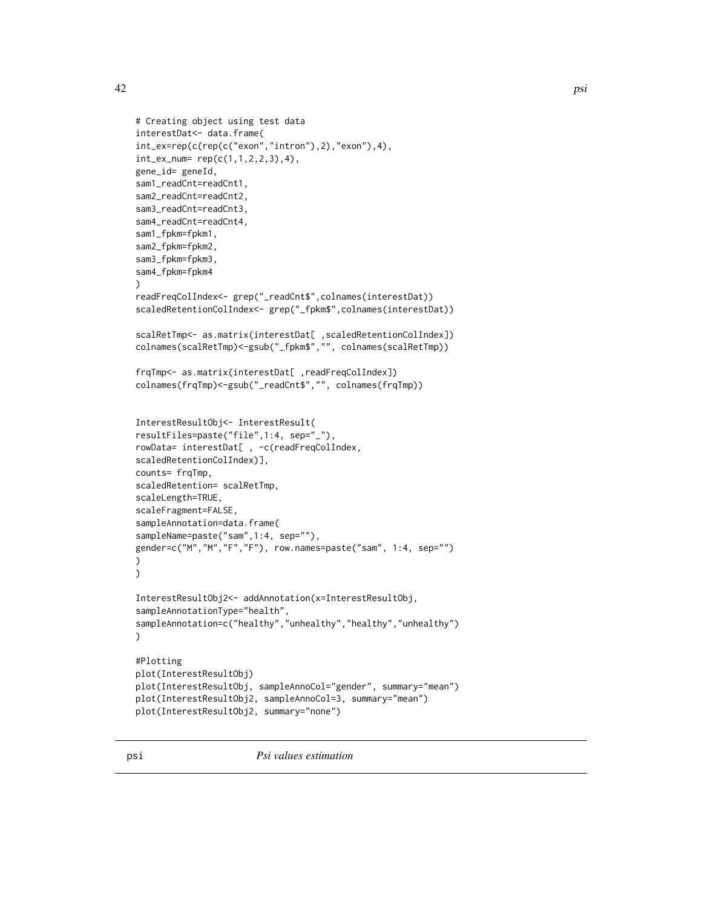```
# Creating object using test data
interestDat<- data.frame(
int_ex=rep(c(rep(c("exon","intron"),2),"exon"),4),
int_ex_num= rep(c(1,1,2,2,3),4),
gene_id= geneId,
sam1_readCnt=readCnt1,
sam2_readCnt=readCnt2,
sam3_readCnt=readCnt3,
sam4_readCnt=readCnt4,
sam1_fpkm=fpkm1,
sam2_fpkm=fpkm2,
sam3_fpkm=fpkm3,
sam4_fpkm=fpkm4
)
readFreqColIndex<- grep("_readCnt$",colnames(interestDat))
scaledRetentionColIndex<- grep("_fpkm$",colnames(interestDat))

scalRetTmp<- as.matrix(interestDat[ ,scaledRetentionColIndex])
colnames(scalRetTmp)<-gsub("_fpkm$","", colnames(scalRetTmp))

frqTmp<- as.matrix(interestDat[ ,readFreqColIndex])
colnames(frqTmp)<-gsub("_readCnt$","", colnames(frqTmp))


InterestResultObj<- InterestResult(
resultFiles=paste("file",1:4, sep="_"),
rowData= interestDat[ , -c(readFreqColIndex,
scaledRetentionColIndex)],
counts= frqTmp,
scaledRetention= scalRetTmp,
scaleLength=TRUE,
scaleFragment=FALSE,
sampleAnnotation=data.frame(
sampleName=paste("sam",1:4, sep=""),
gender=c("M","M","F","F"), row.names=paste("sam", 1:4, sep="")
)
)

InterestResultObj2<- addAnnotation(x=InterestResultObj,
sampleAnnotationType="health",
sampleAnnotation=c("healthy","unhealthy","healthy","unhealthy")
)

#Plotting
plot(InterestResultObj)
plot(InterestResultObj, sampleAnnoCol="gender", summary="mean")
plot(InterestResultObj2, sampleAnnoCol=3, summary="mean")
plot(InterestResultObj2, summary="none")
```

---

## psi — *Psi values estimation*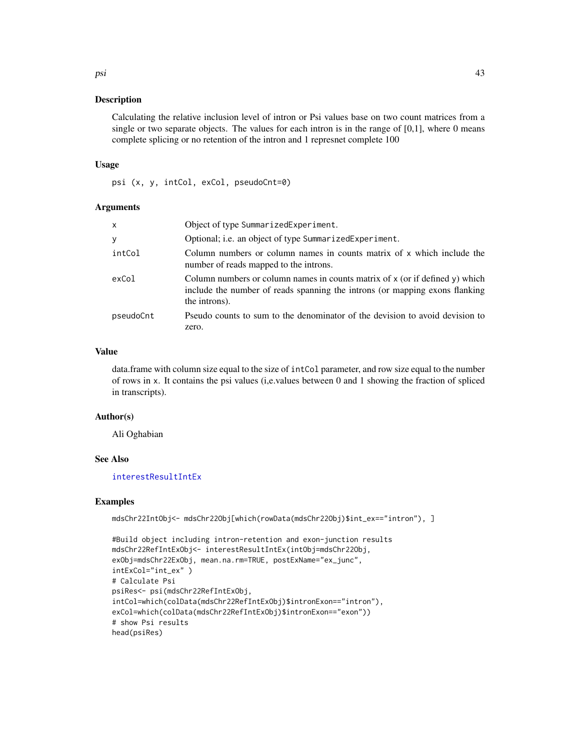### Description

Calculating the relative inclusion level of intron or Psi values base on two count matrices from a single or two separate objects. The values for each intron is in the range of [0,1], where 0 means complete splicing or no retention of the intron and 1 represnet complete 100

### Usage

```
psi (x, y, intCol, exCol, pseudoCnt=0)
```

### Arguments

| | |
|---|---|
| x | Object of type SummarizedExperiment. |
| y | Optional; i.e. an object of type SummarizedExperiment. |
| intCol | Column numbers or column names in counts matrix of x which include the number of reads mapped to the introns. |
| exCol | Column numbers or column names in counts matrix of x (or if defined y) which include the number of reads spanning the introns (or mapping exons flanking the introns). |
| pseudoCnt | Pseudo counts to sum to the denominator of the devision to avoid division to zero. |

### Value

data.frame with column size equal to the size of intCol parameter, and row size equal to the number of rows in x. It contains the psi values (i,e.values between 0 and 1 showing the fraction of spliced in transcripts).

### Author(s)

Ali Oghabian

### See Also

interestResultIntEx

### Examples

```
mdsChr22IntObj<- mdsChr22Obj[which(rowData(mdsChr22Obj)$int_ex=="intron"), ]

#Build object including intron-retention and exon-junction results
mdsChr22RefIntExObj<- interestResultIntEx(intObj=mdsChr22Obj,
exObj=mdsChr22ExObj, mean.na.rm=TRUE, postExName="ex_junc",
intExCol="int_ex" )
# Calculate Psi
psiRes<- psi(mdsChr22RefIntExObj,
intCol=which(colData(mdsChr22RefIntExObj)$intronExon=="intron"),
exCol=which(colData(mdsChr22RefIntExObj)$intronExon=="exon"))
# show Psi results
head(psiRes)
```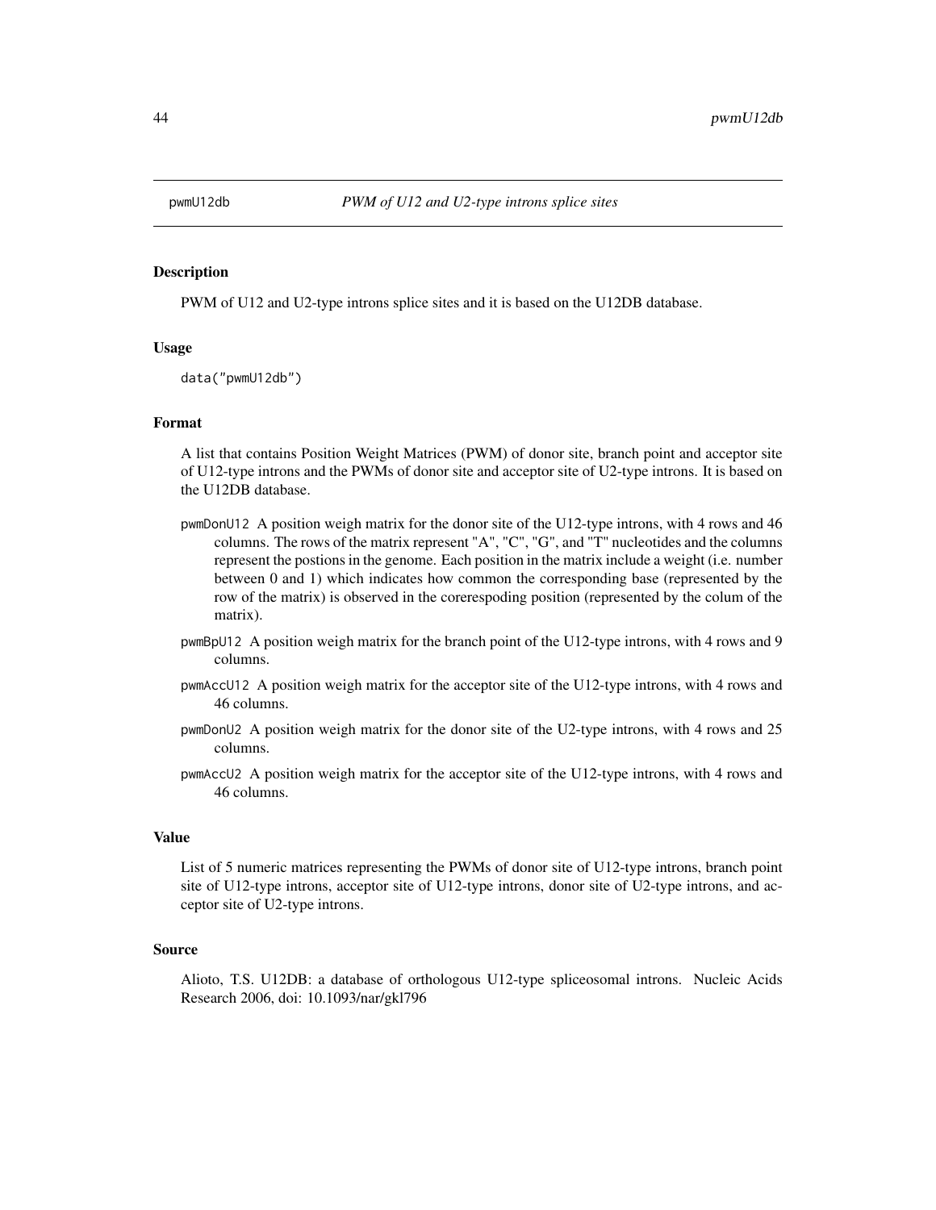pwmU12db *PWM of U12 and U2-type introns splice sites*

## Description

PWM of U12 and U2-type introns splice sites and it is based on the U12DB database.

## Usage

```
data("pwmU12db")
```

## Format

A list that contains Position Weight Matrices (PWM) of donor site, branch point and acceptor site of U12-type introns and the PWMs of donor site and acceptor site of U2-type introns. It is based on the U12DB database.

- `pwmDonU12` A position weigh matrix for the donor site of the U12-type introns, with 4 rows and 46 columns. The rows of the matrix represent "A", "C", "G", and "T" nucleotides and the columns represent the postions in the genome. Each position in the matrix include a weight (i.e. number between 0 and 1) which indicates how common the corresponding base (represented by the row of the matrix) is observed in the corerespoding position (represented by the colum of the matrix).
- `pwmBpU12` A position weigh matrix for the branch point of the U12-type introns, with 4 rows and 9 columns.
- `pwmAccU12` A position weigh matrix for the acceptor site of the U12-type introns, with 4 rows and 46 columns.
- `pwmDonU2` A position weigh matrix for the donor site of the U2-type introns, with 4 rows and 25 columns.
- `pwmAccU2` A position weigh matrix for the acceptor site of the U12-type introns, with 4 rows and 46 columns.

## Value

List of 5 numeric matrices representing the PWMs of donor site of U12-type introns, branch point site of U12-type introns, acceptor site of U12-type introns, donor site of U2-type introns, and acceptor site of U2-type introns.

## Source

Alioto, T.S. U12DB: a database of orthologous U12-type spliceosomal introns. Nucleic Acids Research 2006, doi: 10.1093/nar/gkl796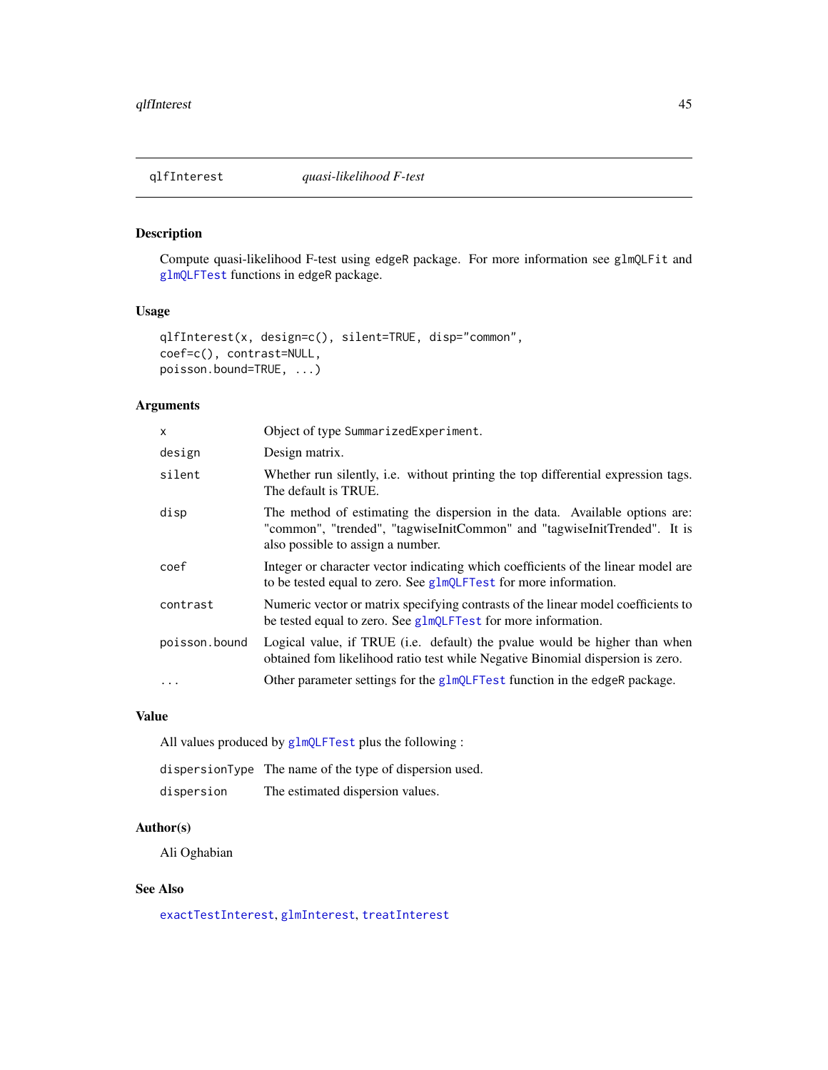## qlfInterest — *quasi-likelihood F-test*

### Description

Compute quasi-likelihood F-test using `edgeR` package. For more information see `glmQLFit` and `glmQLFTest` functions in `edgeR` package.

### Usage

```
qlfInterest(x, design=c(), silent=TRUE, disp="common",
coef=c(), contrast=NULL,
poisson.bound=TRUE, ...)
```

### Arguments

| | |
|---|---|
| `x` | Object of type `SummarizedExperiment`. |
| `design` | Design matrix. |
| `silent` | Whether run silently, i.e. without printing the top differential expression tags. The default is TRUE. |
| `disp` | The method of estimating the dispersion in the data. Available options are: "common", "trended", "tagwiseInitCommon" and "tagwiseInitTrended". It is also possible to assign a number. |
| `coef` | Integer or character vector indicating which coefficients of the linear model are to be tested equal to zero. See `glmQLFTest` for more information. |
| `contrast` | Numeric vector or matrix specifying contrasts of the linear model coefficients to be tested equal to zero. See `glmQLFTest` for more information. |
| `poisson.bound` | Logical value, if TRUE (i.e. default) the pvalue would be higher than when obtained fom likelihood ratio test while Negative Binomial dispersion is zero. |
| `...` | Other parameter settings for the `glmQLFTest` function in the `edgeR` package. |

### Value

All values produced by `glmQLFTest` plus the following :

| | |
|---|---|
| `dispersionType` | The name of the type of dispersion used. |
| `dispersion` | The estimated dispersion values. |

### Author(s)

Ali Oghabian

### See Also

`exactTestInterest`, `glmInterest`, `treatInterest`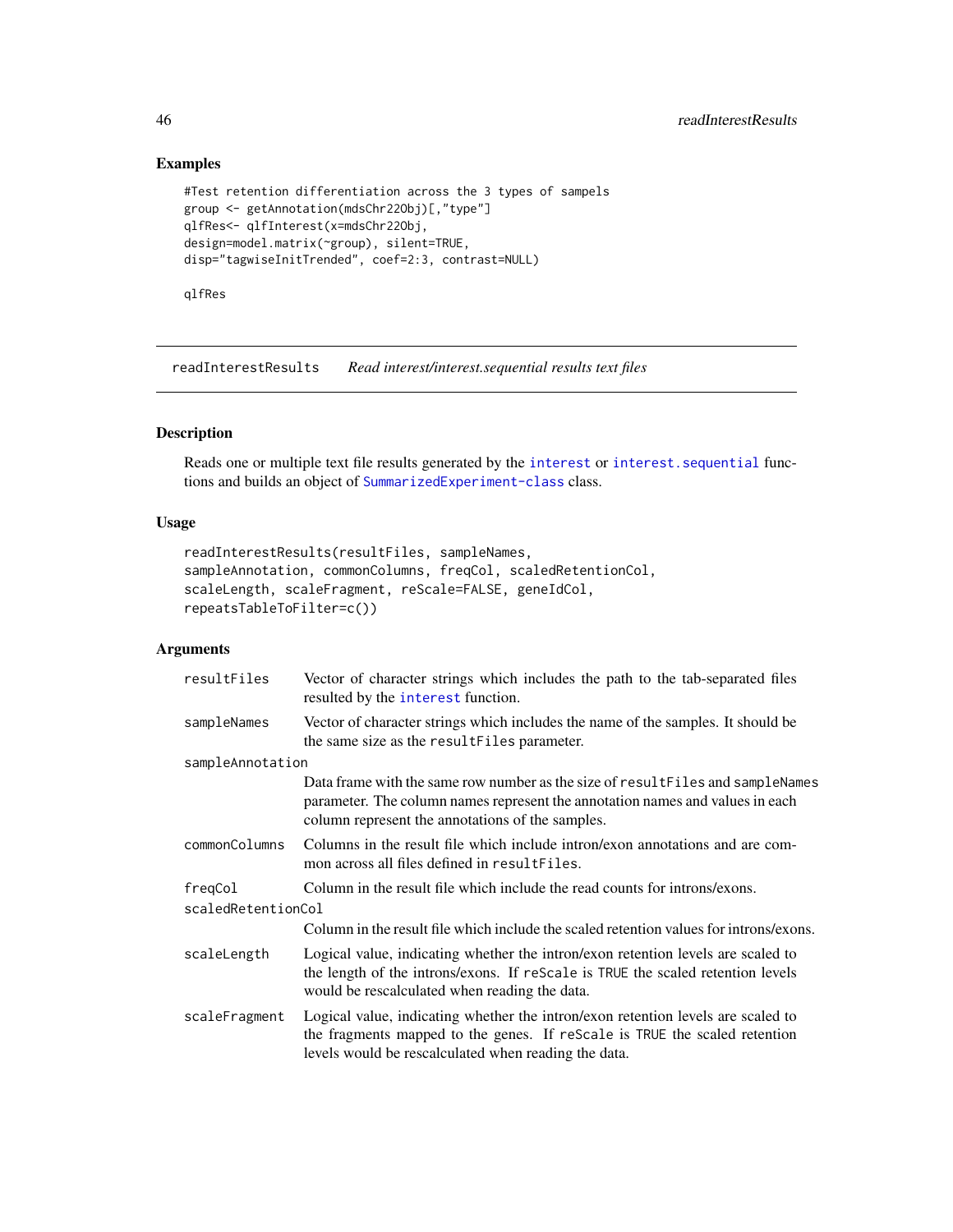## Examples

```
#Test retention differentiation across the 3 types of sampels
group <- getAnnotation(mdsChr22Obj)[,"type"]
qlfRes<- qlfInterest(x=mdsChr22Obj,
design=model.matrix(~group), silent=TRUE,
disp="tagwiseInitTrended", coef=2:3, contrast=NULL)

qlfRes
```

---

# readInterestResults — *Read interest/interest.sequential results text files*

---

## Description

Reads one or multiple text file results generated by the `interest` or `interest.sequential` functions and builds an object of `SummarizedExperiment-class` class.

## Usage

```
readInterestResults(resultFiles, sampleNames,
sampleAnnotation, commonColumns, freqCol, scaledRetentionCol,
scaleLength, scaleFragment, reScale=FALSE, geneIdCol,
repeatsTableToFilter=c())
```

## Arguments

`resultFiles`
: Vector of character strings which includes the path to the tab-separated files resulted by the `interest` function.

`sampleNames`
: Vector of character strings which includes the name of the samples. It should be the same size as the `resultFiles` parameter.

`sampleAnnotation`
: Data frame with the same row number as the size of `resultFiles` and `sampleNames` parameter. The column names represent the annotation names and values in each column represent the annotations of the samples.

`commonColumns`
: Columns in the result file which include intron/exon annotations and are common across all files defined in `resultFiles`.

`freqCol`
: Column in the result file which include the read counts for introns/exons.

`scaledRetentionCol`
: Column in the result file which include the scaled retention values for introns/exons.

`scaleLength`
: Logical value, indicating whether the intron/exon retention levels are scaled to the length of the introns/exons. If `reScale` is `TRUE` the scaled retention levels would be rescalculated when reading the data.

`scaleFragment`
: Logical value, indicating whether the intron/exon retention levels are scaled to the fragments mapped to the genes. If `reScale` is `TRUE` the scaled retention levels would be rescalculated when reading the data.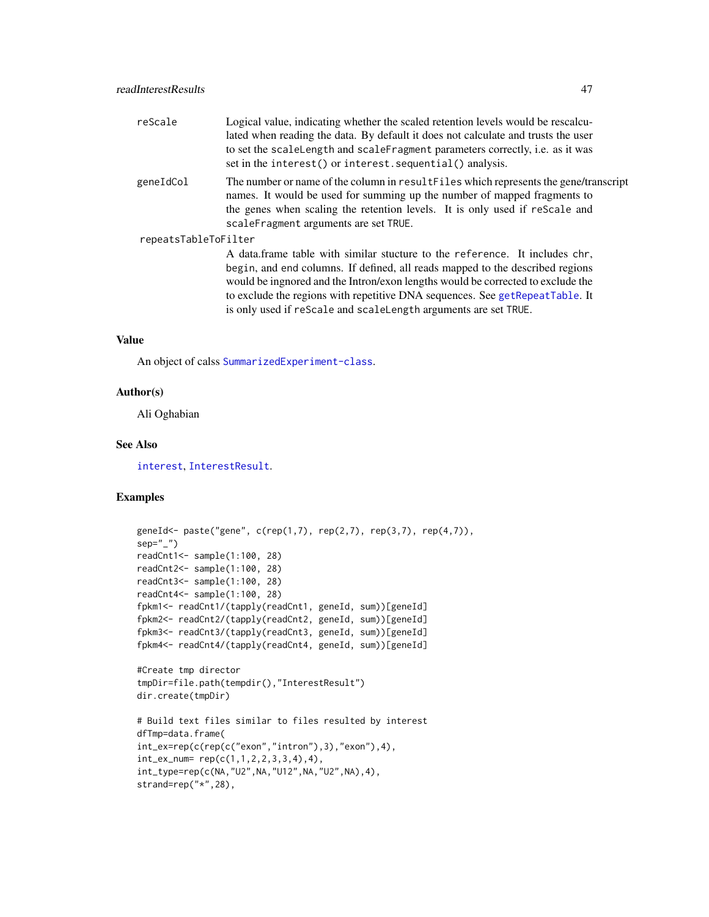reScale
: Logical value, indicating whether the scaled retention levels would be rescalculated when reading the data. By default it does not calculate and trusts the user to set the `scaleLength` and `scaleFragment` parameters correctly, i.e. as it was set in the `interest()` or `interest.sequential()` analysis.

geneIdCol
: The number or name of the column in `resultFiles` which represents the gene/transcript names. It would be used for summing up the number of mapped fragments to the genes when scaling the retention levels. It is only used if `reScale` and `scaleFragment` arguments are set `TRUE`.

repeatsTableToFilter
: A data.frame table with similar stucture to the `reference`. It includes `chr`, `begin`, and `end` columns. If defined, all reads mapped to the described regions would be ingnored and the Intron/exon lengths would be corrected to exclude the to exclude the regions with repetitive DNA sequences. See `getRepeatTable`. It is only used if `reScale` and `scaleLength` arguments are set `TRUE`.

## Value

An object of calss `SummarizedExperiment-class`.

## Author(s)

Ali Oghabian

## See Also

`interest`, `InterestResult`.

## Examples

```
geneId<- paste("gene", c(rep(1,7), rep(2,7), rep(3,7), rep(4,7)),
sep="_")
readCnt1<- sample(1:100, 28)
readCnt2<- sample(1:100, 28)
readCnt3<- sample(1:100, 28)
readCnt4<- sample(1:100, 28)
fpkm1<- readCnt1/(tapply(readCnt1, geneId, sum))[geneId]
fpkm2<- readCnt2/(tapply(readCnt2, geneId, sum))[geneId]
fpkm3<- readCnt3/(tapply(readCnt3, geneId, sum))[geneId]
fpkm4<- readCnt4/(tapply(readCnt4, geneId, sum))[geneId]

#Create tmp director
tmpDir=file.path(tempdir(),"InterestResult")
dir.create(tmpDir)

# Build text files similar to files resulted by interest
dfTmp=data.frame(
int_ex=rep(c(rep(c("exon","intron"),3),"exon"),4),
int_ex_num= rep(c(1,1,2,2,3,3,4),4),
int_type=rep(c(NA,"U2",NA,"U12",NA,"U2",NA),4),
strand=rep("*",28),
```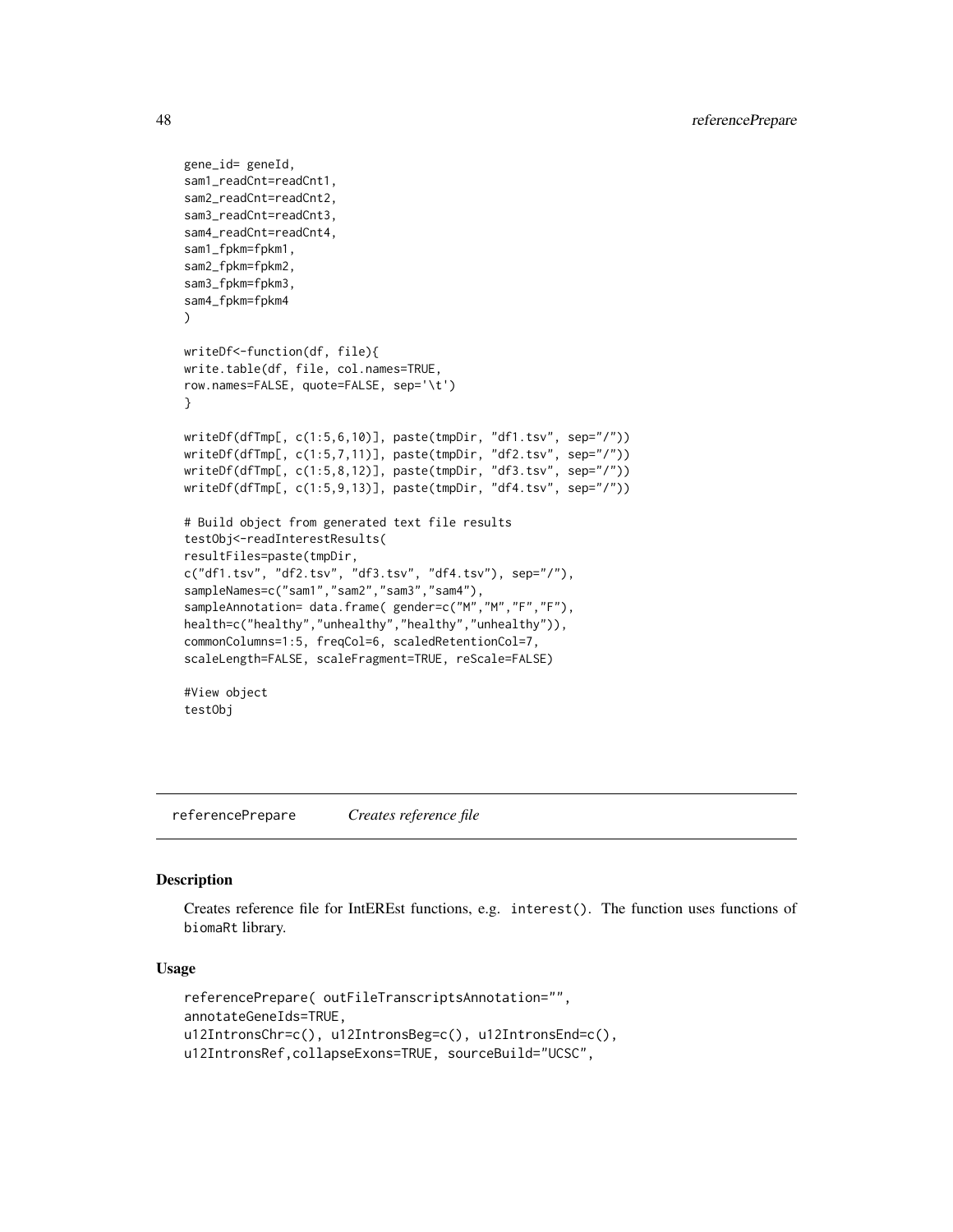```
gene_id= geneId,
sam1_readCnt=readCnt1,
sam2_readCnt=readCnt2,
sam3_readCnt=readCnt3,
sam4_readCnt=readCnt4,
sam1_fpkm=fpkm1,
sam2_fpkm=fpkm2,
sam3_fpkm=fpkm3,
sam4_fpkm=fpkm4
)

writeDf<-function(df, file){
write.table(df, file, col.names=TRUE,
row.names=FALSE, quote=FALSE, sep='\t')
}

writeDf(dfTmp[, c(1:5,6,10)], paste(tmpDir, "df1.tsv", sep="/"))
writeDf(dfTmp[, c(1:5,7,11)], paste(tmpDir, "df2.tsv", sep="/"))
writeDf(dfTmp[, c(1:5,8,12)], paste(tmpDir, "df3.tsv", sep="/"))
writeDf(dfTmp[, c(1:5,9,13)], paste(tmpDir, "df4.tsv", sep="/"))

# Build object from generated text file results
testObj<-readInterestResults(
resultFiles=paste(tmpDir,
c("df1.tsv", "df2.tsv", "df3.tsv", "df4.tsv"), sep="/"),
sampleNames=c("sam1","sam2","sam3","sam4"),
sampleAnnotation= data.frame( gender=c("M","M","F","F"),
health=c("healthy","unhealthy","healthy","unhealthy")),
commonColumns=1:5, freqCol=6, scaledRetentionCol=7,
scaleLength=FALSE, scaleFragment=TRUE, reScale=FALSE)

#View object
testObj
```

---

## referencePrepare *Creates reference file*

### Description

Creates reference file for IntEREst functions, e.g. `interest()`. The function uses functions of `biomaRt` library.

### Usage

```
referencePrepare( outFileTranscriptsAnnotation="",
annotateGeneIds=TRUE,
u12IntronsChr=c(), u12IntronsBeg=c(), u12IntronsEnd=c(),
u12IntronsRef,collapseExons=TRUE, sourceBuild="UCSC",
```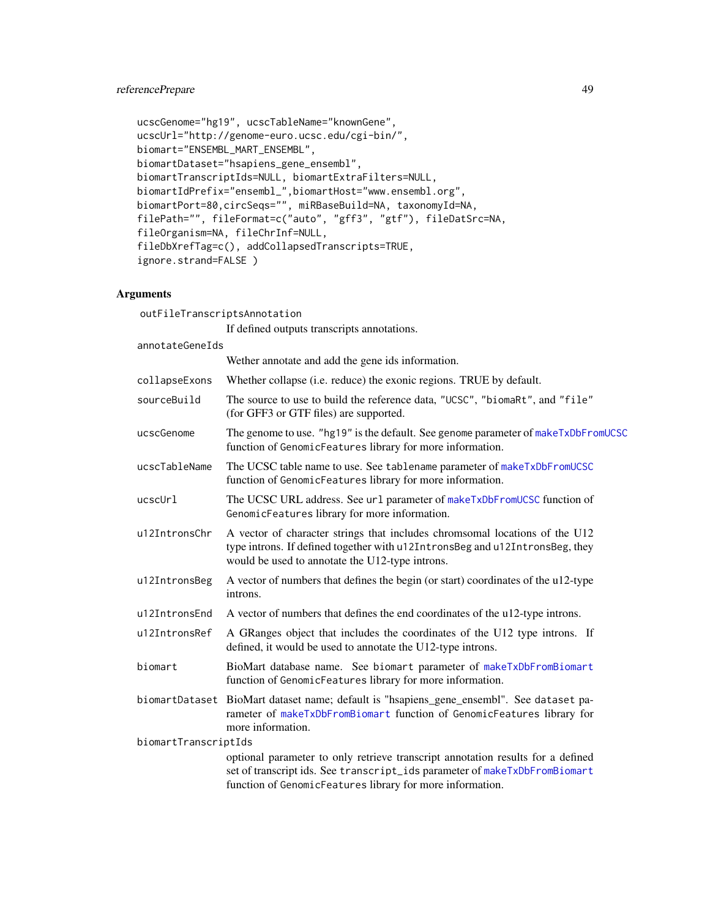```
ucscGenome="hg19", ucscTableName="knownGene",
ucscUrl="http://genome-euro.ucsc.edu/cgi-bin/",
biomart="ENSEMBL_MART_ENSEMBL",
biomartDataset="hsapiens_gene_ensembl",
biomartTranscriptIds=NULL, biomartExtraFilters=NULL,
biomartIdPrefix="ensembl_",biomartHost="www.ensembl.org",
biomartPort=80,circSeqs="", miRBaseBuild=NA, taxonomyId=NA,
filePath="", fileFormat=c("auto", "gff3", "gtf"), fileDatSrc=NA,
fileOrganism=NA, fileChrInf=NULL,
fileDbXrefTag=c(), addCollapsedTranscripts=TRUE,
ignore.strand=FALSE )
```

## Arguments

`outFileTranscriptsAnnotation`
: If defined outputs transcripts annotations.

`annotateGeneIds`
: Wether annotate and add the gene ids information.

`collapseExons`
: Whether collapse (i.e. reduce) the exonic regions. TRUE by default.

`sourceBuild`
: The source to use to build the reference data, "UCSC", "biomaRt", and "file" (for GFF3 or GTF files) are supported.

`ucscGenome`
: The genome to use. "hg19" is the default. See `genome` parameter of `makeTxDbFromUCSC` function of `GenomicFeatures` library for more information.

`ucscTableName`
: The UCSC table name to use. See `tablename` parameter of `makeTxDbFromUCSC` function of `GenomicFeatures` library for more information.

`ucscUrl`
: The UCSC URL address. See `url` parameter of `makeTxDbFromUCSC` function of `GenomicFeatures` library for more information.

`u12IntronsChr`
: A vector of character strings that includes chromsomal locations of the U12 type introns. If defined together with `u12IntronsBeg` and `u12IntronsBeg`, they would be used to annotate the U12-type introns.

`u12IntronsBeg`
: A vector of numbers that defines the begin (or start) coordinates of the u12-type introns.

`u12IntronsEnd`
: A vector of numbers that defines the end coordinates of the u12-type introns.

`u12IntronsRef`
: A GRanges object that includes the coordinates of the U12 type introns. If defined, it would be used to annotate the U12-type introns.

`biomart`
: BioMart database name. See `biomart` parameter of `makeTxDbFromBiomart` function of `GenomicFeatures` library for more information.

`biomartDataset`
: BioMart dataset name; default is "hsapiens_gene_ensembl". See `dataset` parameter of `makeTxDbFromBiomart` function of `GenomicFeatures` library for more information.

`biomartTranscriptIds`
: optional parameter to only retrieve transcript annotation results for a defined set of transcript ids. See `transcript_ids` parameter of `makeTxDbFromBiomart` function of `GenomicFeatures` library for more information.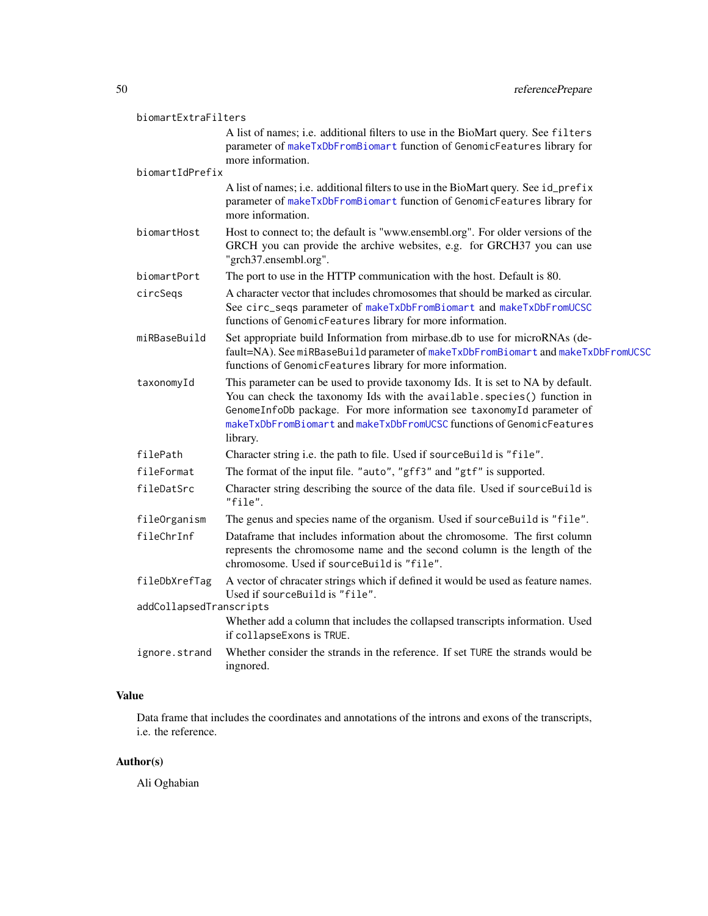`biomartExtraFilters`
: A list of names; i.e. additional filters to use in the BioMart query. See `filters` parameter of `makeTxDbFromBiomart` function of `GenomicFeatures` library for more information.

`biomartIdPrefix`
: A list of names; i.e. additional filters to use in the BioMart query. See `id_prefix` parameter of `makeTxDbFromBiomart` function of `GenomicFeatures` library for more information.

`biomartHost`
: Host to connect to; the default is "www.ensembl.org". For older versions of the GRCH you can provide the archive websites, e.g. for GRCH37 you can use "grch37.ensembl.org".

`biomartPort`
: The port to use in the HTTP communication with the host. Default is 80.

`circSeqs`
: A character vector that includes chromosomes that should be marked as circular. See `circ_seqs` parameter of `makeTxDbFromBiomart` and `makeTxDbFromUCSC` functions of `GenomicFeatures` library for more information.

`miRBaseBuild`
: Set appropriate build Information from mirbase.db to use for microRNAs (default=NA). See `miRBaseBuild` parameter of `makeTxDbFromBiomart` and `makeTxDbFromUCSC` functions of `GenomicFeatures` library for more information.

`taxonomyId`
: This parameter can be used to provide taxonomy Ids. It is set to NA by default. You can check the taxonomy Ids with the `available.species()` function in `GenomeInfoDb` package. For more information see `taxonomyId` parameter of `makeTxDbFromBiomart` and `makeTxDbFromUCSC` functions of `GenomicFeatures` library.

`filePath`
: Character string i.e. the path to file. Used if `sourceBuild` is `"file"`.

`fileFormat`
: The format of the input file. `"auto"`, `"gff3"` and `"gtf"` is supported.

`fileDatSrc`
: Character string describing the source of the data file. Used if `sourceBuild` is `"file"`.

`fileOrganism`
: The genus and species name of the organism. Used if `sourceBuild` is `"file"`.

`fileChrInf`
: Dataframe that includes information about the chromosome. The first column represents the chromosome name and the second column is the length of the chromosome. Used if `sourceBuild` is `"file"`.

`fileDbXrefTag`
: A vector of chracater strings which if defined it would be used as feature names. Used if `sourceBuild` is `"file"`.

`addCollapsedTranscripts`
: Whether add a column that includes the collapsed transcripts information. Used if `collapseExons` is `TRUE`.

`ignore.strand`
: Whether consider the strands in the reference. If set `TURE` the strands would be ingnored.

## Value

Data frame that includes the coordinates and annotations of the introns and exons of the transcripts, i.e. the reference.

## Author(s)

Ali Oghabian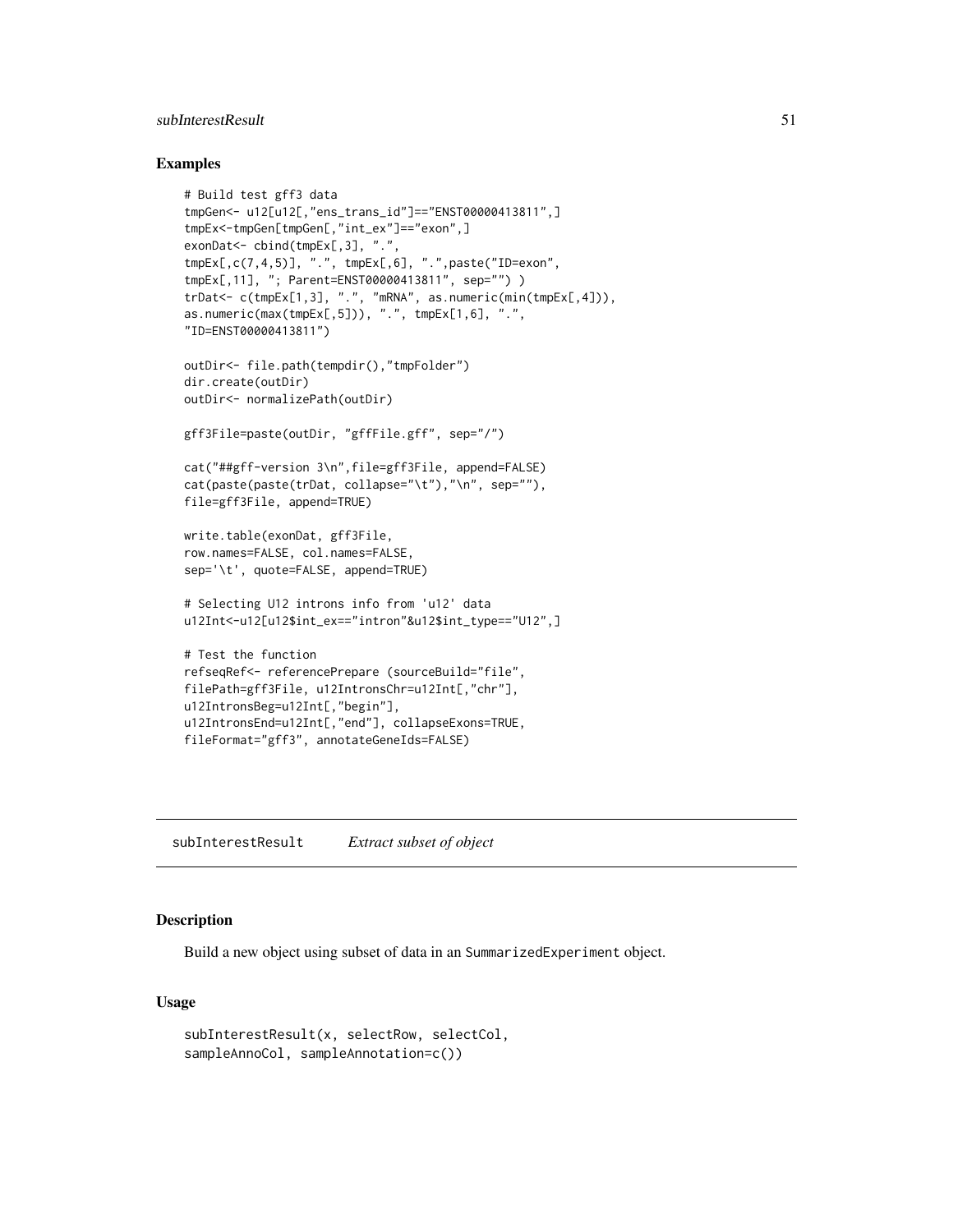## Examples

```
# Build test gff3 data
tmpGen<- u12[u12[,"ens_trans_id"]=="ENST00000413811",]
tmpEx<-tmpGen[tmpGen[,"int_ex"]=="exon",]
exonDat<- cbind(tmpEx[,3], ".",
tmpEx[,c(7,4,5)], ".", tmpEx[,6], ".",paste("ID=exon",
tmpEx[,11], "; Parent=ENST00000413811", sep="") )
trDat<- c(tmpEx[1,3], ".", "mRNA", as.numeric(min(tmpEx[,4])),
as.numeric(max(tmpEx[,5])), ".", tmpEx[1,6], ".",
"ID=ENST00000413811")

outDir<- file.path(tempdir(),"tmpFolder")
dir.create(outDir)
outDir<- normalizePath(outDir)

gff3File=paste(outDir, "gffFile.gff", sep="/")

cat("##gff-version 3\n",file=gff3File, append=FALSE)
cat(paste(paste(trDat, collapse="\t"),"\n", sep=""),
file=gff3File, append=TRUE)

write.table(exonDat, gff3File,
row.names=FALSE, col.names=FALSE,
sep='\t', quote=FALSE, append=TRUE)

# Selecting U12 introns info from 'u12' data
u12Int<-u12[u12$int_ex=="intron"&u12$int_type=="U12",]

# Test the function
refseqRef<- referencePrepare (sourceBuild="file",
filePath=gff3File, u12IntronsChr=u12Int[,"chr"],
u12IntronsBeg=u12Int[,"begin"],
u12IntronsEnd=u12Int[,"end"], collapseExons=TRUE,
fileFormat="gff3", annotateGeneIds=FALSE)
```

---

# subInterestResult *Extract subset of object*

---

## Description

Build a new object using subset of data in an SummarizedExperiment object.

## Usage

```
subInterestResult(x, selectRow, selectCol,
sampleAnnoCol, sampleAnnotation=c())
```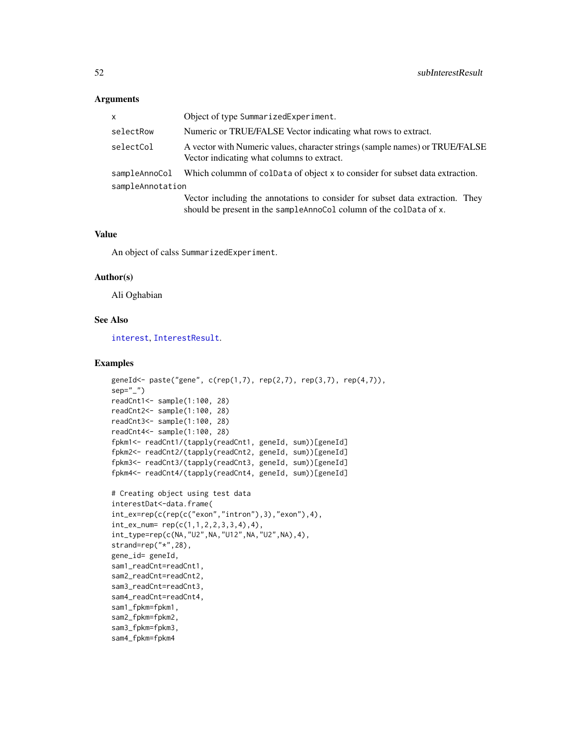## Arguments

| | |
|---|---|
| x | Object of type SummarizedExperiment. |
| selectRow | Numeric or TRUE/FALSE Vector indicating what rows to extract. |
| selectCol | A vector with Numeric values, character strings (sample names) or TRUE/FALSE Vector indicating what columns to extract. |
| sampleAnnoCol | Which colummn of colData of object x to consider for subset data extraction. |
| sampleAnnotation | Vector including the annotations to consider for subset data extraction. They should be present in the sampleAnnoCol column of the colData of x. |

## Value

An object of calss SummarizedExperiment.

## Author(s)

Ali Oghabian

## See Also

interest, InterestResult.

## Examples

```
geneId<- paste("gene", c(rep(1,7), rep(2,7), rep(3,7), rep(4,7)),
sep="_")
readCnt1<- sample(1:100, 28)
readCnt2<- sample(1:100, 28)
readCnt3<- sample(1:100, 28)
readCnt4<- sample(1:100, 28)
fpkm1<- readCnt1/(tapply(readCnt1, geneId, sum))[geneId]
fpkm2<- readCnt2/(tapply(readCnt2, geneId, sum))[geneId]
fpkm3<- readCnt3/(tapply(readCnt3, geneId, sum))[geneId]
fpkm4<- readCnt4/(tapply(readCnt4, geneId, sum))[geneId]

# Creating object using test data
interestDat<-data.frame(
int_ex=rep(c(rep(c("exon","intron"),3),"exon"),4),
int_ex_num= rep(c(1,1,2,2,3,3,4),4),
int_type=rep(c(NA,"U2",NA,"U12",NA,"U2",NA),4),
strand=rep("*",28),
gene_id= geneId,
sam1_readCnt=readCnt1,
sam2_readCnt=readCnt2,
sam3_readCnt=readCnt3,
sam4_readCnt=readCnt4,
sam1_fpkm=fpkm1,
sam2_fpkm=fpkm2,
sam3_fpkm=fpkm3,
sam4_fpkm=fpkm4
```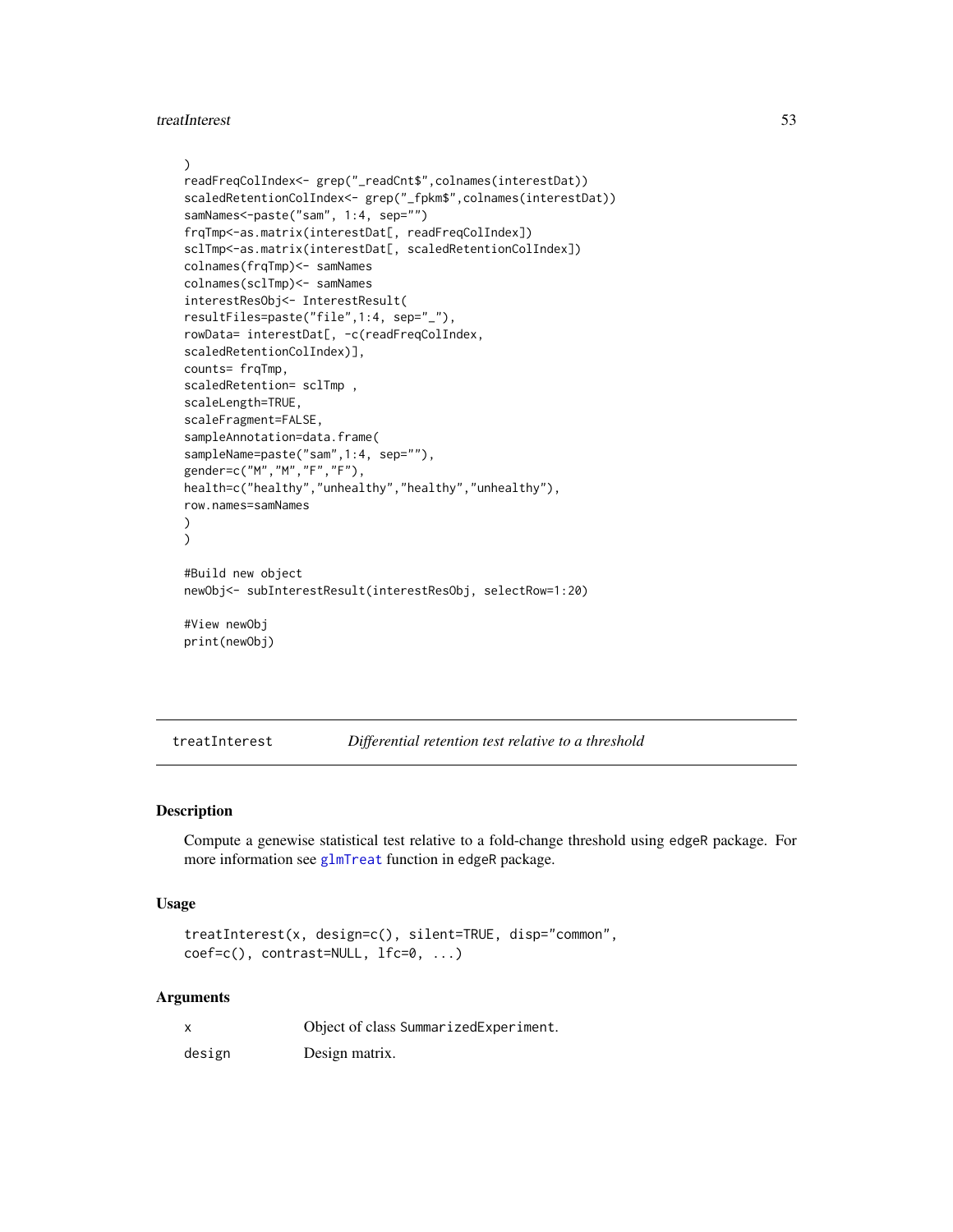```
)
readFreqColIndex<- grep("_readCnt$",colnames(interestDat))
scaledRetentionColIndex<- grep("_fpkm$",colnames(interestDat))
samNames<-paste("sam", 1:4, sep="")
frqTmp<-as.matrix(interestDat[, readFreqColIndex])
sclTmp<-as.matrix(interestDat[, scaledRetentionColIndex])
colnames(frqTmp)<- samNames
colnames(sclTmp)<- samNames
interestResObj<- InterestResult(
resultFiles=paste("file",1:4, sep="_"),
rowData= interestDat[, -c(readFreqColIndex,
scaledRetentionColIndex)],
counts= frqTmp,
scaledRetention= sclTmp ,
scaleLength=TRUE,
scaleFragment=FALSE,
sampleAnnotation=data.frame(
sampleName=paste("sam",1:4, sep=""),
gender=c("M","M","F","F"),
health=c("healthy","unhealthy","healthy","unhealthy"),
row.names=samNames
)
)

#Build new object
newObj<- subInterestResult(interestResObj, selectRow=1:20)

#View newObj
print(newObj)
```

---

## treatInterest — *Differential retention test relative to a threshold*

### Description

Compute a genewise statistical test relative to a fold-change threshold using edgeR package. For more information see glmTreat function in edgeR package.

### Usage

```
treatInterest(x, design=c(), silent=TRUE, disp="common",
coef=c(), contrast=NULL, lfc=0, ...)
```

### Arguments

| | |
|---|---|
| x | Object of class SummarizedExperiment. |
| design | Design matrix. |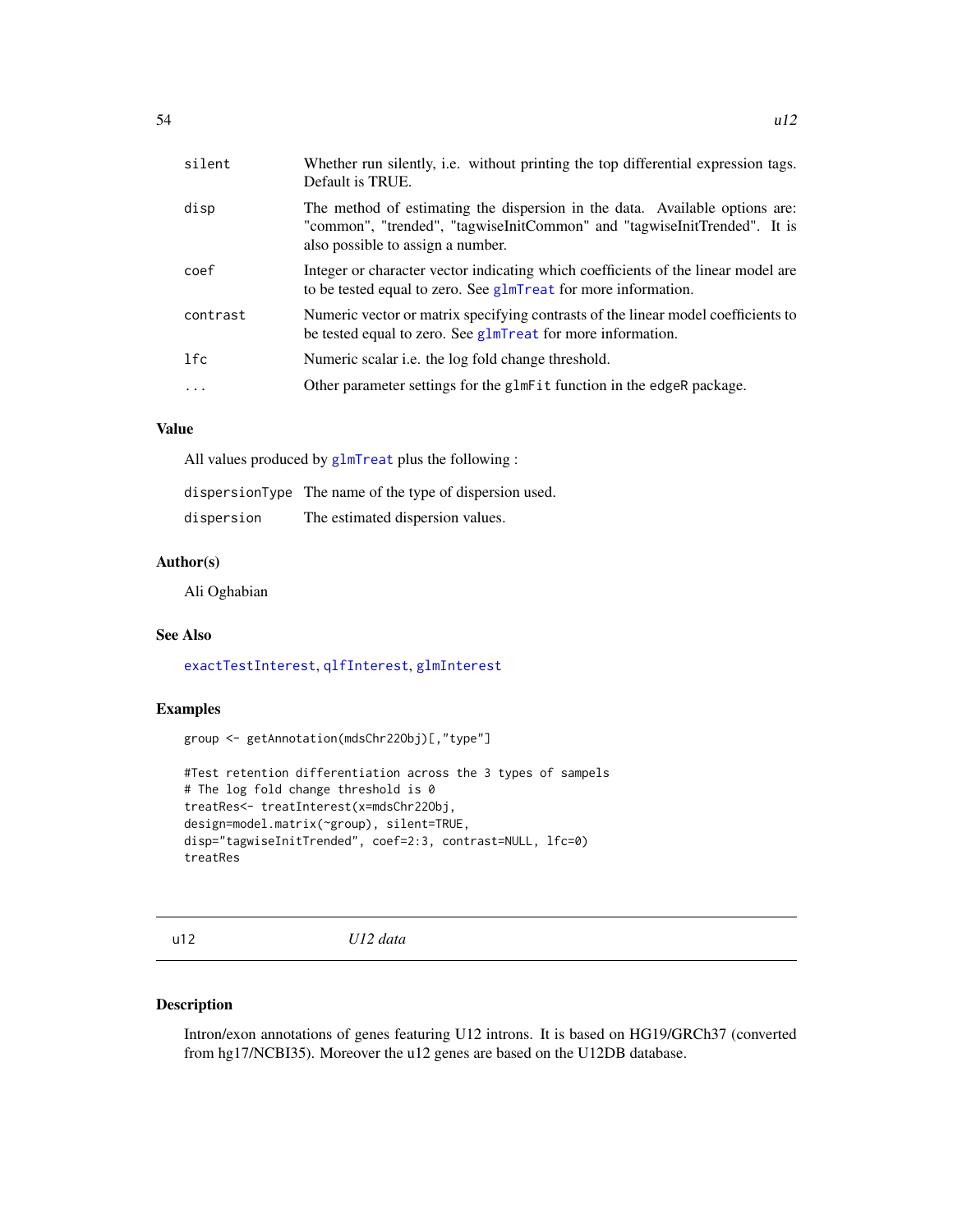| | |
|---|---|
| silent | Whether run silently, i.e. without printing the top differential expression tags. Default is TRUE. |
| disp | The method of estimating the dispersion in the data. Available options are: "common", "trended", "tagwiseInitCommon" and "tagwiseInitTrended". It is also possible to assign a number. |
| coef | Integer or character vector indicating which coefficients of the linear model are to be tested equal to zero. See glmTreat for more information. |
| contrast | Numeric vector or matrix specifying contrasts of the linear model coefficients to be tested equal to zero. See glmTreat for more information. |
| lfc | Numeric scalar i.e. the log fold change threshold. |
| ... | Other parameter settings for the glmFit function in the edgeR package. |

## Value

All values produced by glmTreat plus the following :

| | |
|---|---|
| dispersionType | The name of the type of dispersion used. |
| dispersion | The estimated dispersion values. |

## Author(s)

Ali Oghabian

## See Also

exactTestInterest, qlfInterest, glmInterest

## Examples

```
group <- getAnnotation(mdsChr22Obj)[,"type"]

#Test retention differentiation across the 3 types of sampels
# The log fold change threshold is 0
treatRes<- treatInterest(x=mdsChr22Obj,
design=model.matrix(~group), silent=TRUE,
disp="tagwiseInitTrended", coef=2:3, contrast=NULL, lfc=0)
treatRes
```

---

# u12 *U12 data*

## Description

Intron/exon annotations of genes featuring U12 introns. It is based on HG19/GRCh37 (converted from hg17/NCBI35). Moreover the u12 genes are based on the U12DB database.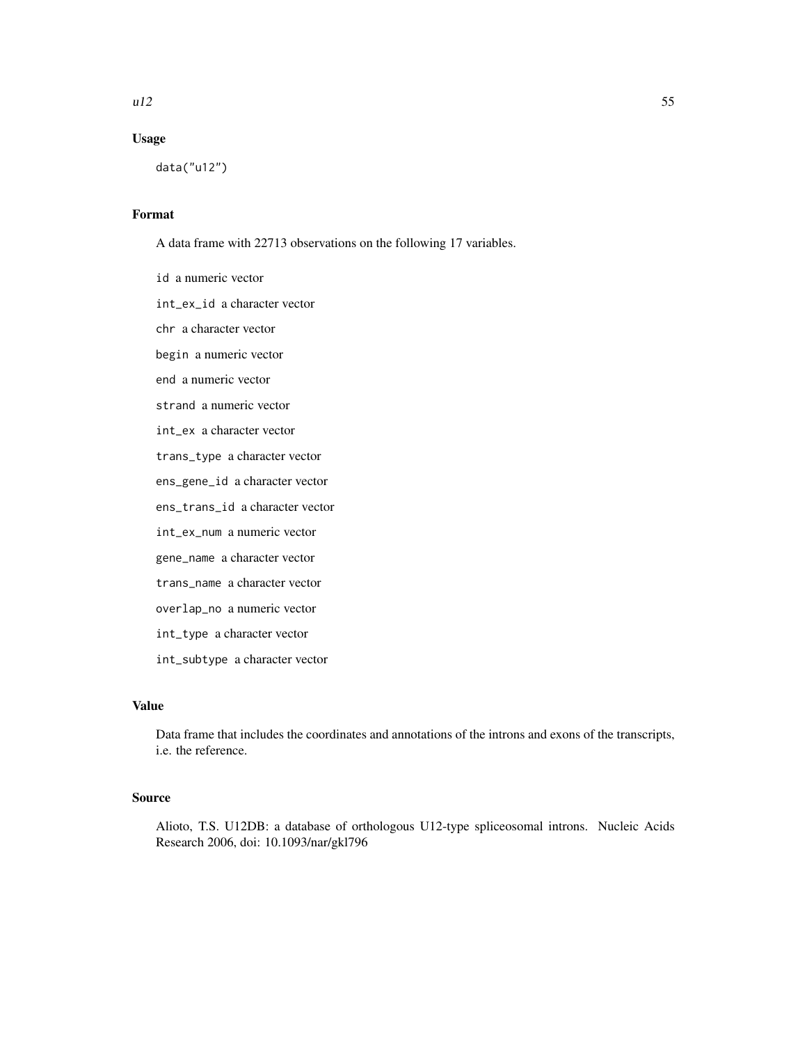## Usage

```
data("u12")
```

## Format

A data frame with 22713 observations on the following 17 variables.

- `id` a numeric vector
- `int_ex_id` a character vector
- `chr` a character vector
- `begin` a numeric vector
- `end` a numeric vector
- `strand` a numeric vector
- `int_ex` a character vector
- `trans_type` a character vector
- `ens_gene_id` a character vector
- `ens_trans_id` a character vector
- `int_ex_num` a numeric vector
- `gene_name` a character vector
- `trans_name` a character vector
- `overlap_no` a numeric vector
- `int_type` a character vector
- `int_subtype` a character vector

## Value

Data frame that includes the coordinates and annotations of the introns and exons of the transcripts, i.e. the reference.

## Source

Alioto, T.S. U12DB: a database of orthologous U12-type spliceosomal introns. Nucleic Acids Research 2006, doi: 10.1093/nar/gkl796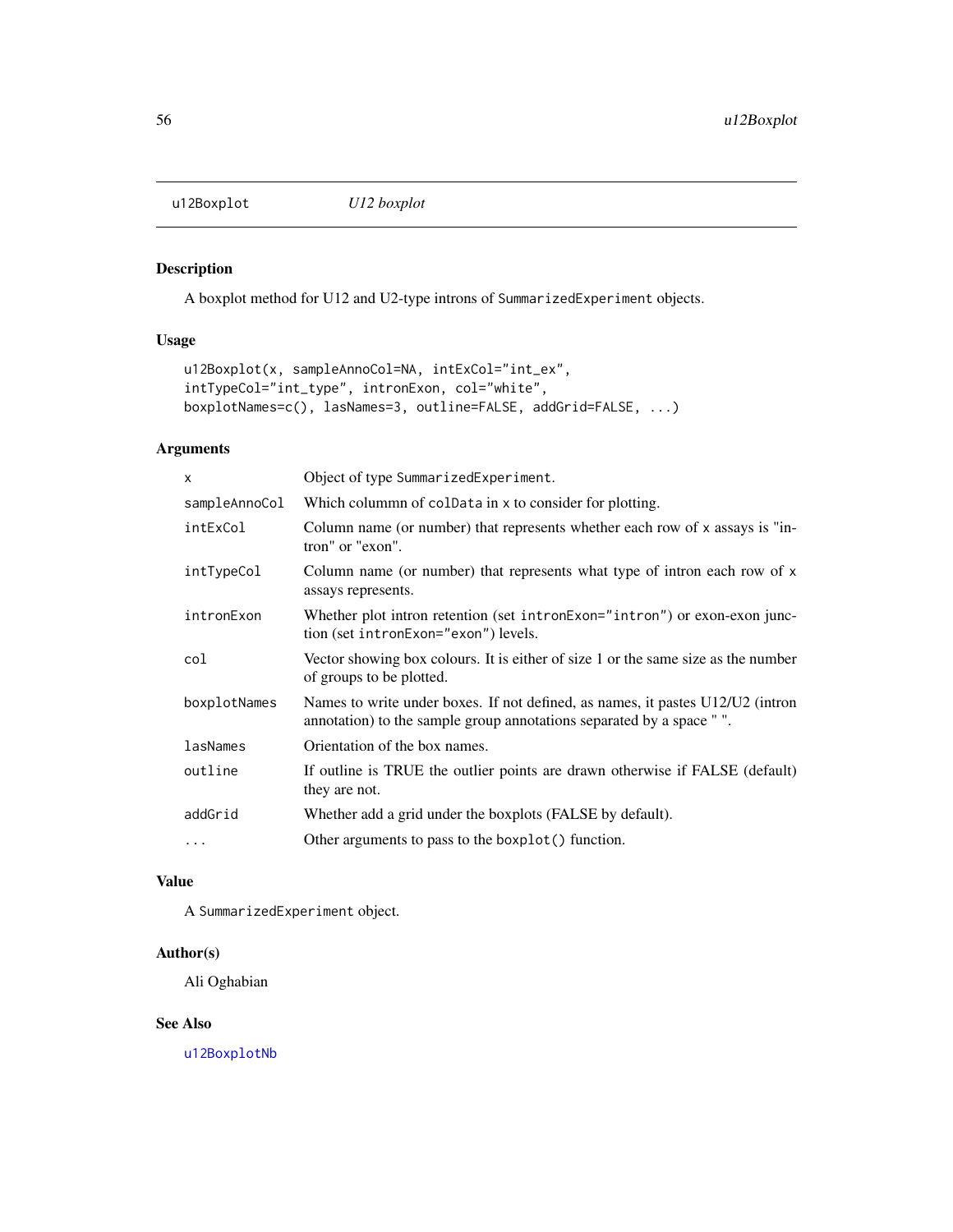## u12Boxplot — *U12 boxplot*

### Description

A boxplot method for U12 and U2-type introns of `SummarizedExperiment` objects.

### Usage

```
u12Boxplot(x, sampleAnnoCol=NA, intExCol="int_ex",
intTypeCol="int_type", intronExon, col="white",
boxplotNames=c(), lasNames=3, outline=FALSE, addGrid=FALSE, ...)
```

### Arguments

| | |
|---|---|
| `x` | Object of type `SummarizedExperiment`. |
| `sampleAnnoCol` | Which columnn of `colData` in `x` to consider for plotting. |
| `intExCol` | Column name (or number) that represents whether each row of `x` assays is "intron" or "exon". |
| `intTypeCol` | Column name (or number) that represents what type of intron each row of `x` assays represents. |
| `intronExon` | Whether plot intron retention (set `intronExon="intron"`) or exon-exon junction (set `intronExon="exon"`) levels. |
| `col` | Vector showing box colours. It is either of size 1 or the same size as the number of groups to be plotted. |
| `boxplotNames` | Names to write under boxes. If not defined, as names, it pastes U12/U2 (intron annotation) to the sample group annotations separated by a space " ". |
| `lasNames` | Orientation of the box names. |
| `outline` | If outline is TRUE the outlier points are drawn otherwise if FALSE (default) they are not. |
| `addGrid` | Whether add a grid under the boxplots (FALSE by default). |
| `...` | Other arguments to pass to the `boxplot()` function. |

### Value

A `SummarizedExperiment` object.

### Author(s)

Ali Oghabian

### See Also

`u12BoxplotNb`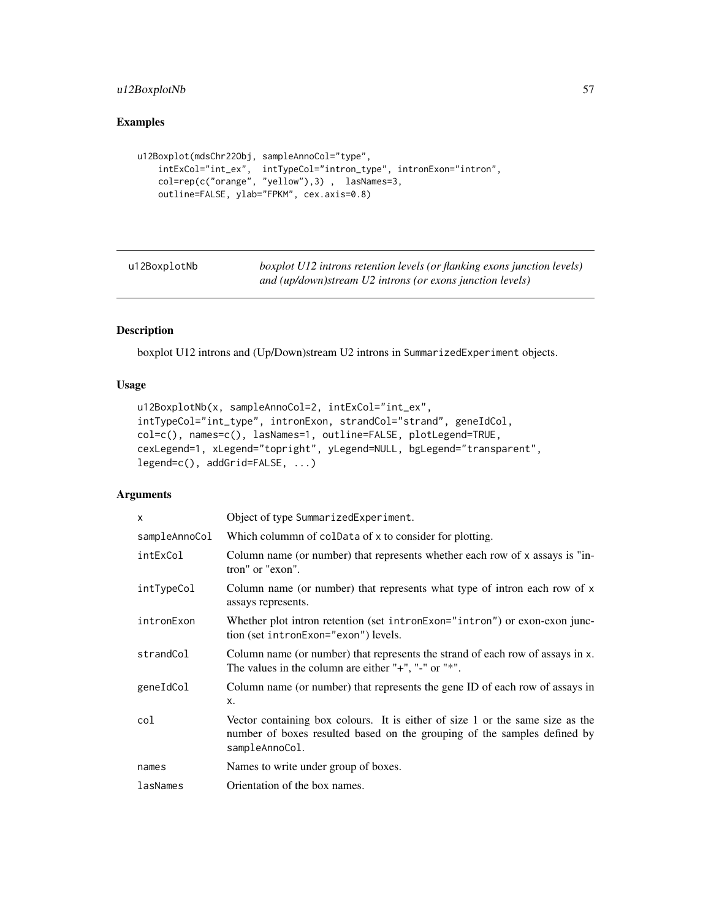## Examples

```
u12Boxplot(mdsChr22Obj, sampleAnnoCol="type",
    intExCol="int_ex",  intTypeCol="intron_type", intronExon="intron",
    col=rep(c("orange", "yellow"),3) ,  lasNames=3,
    outline=FALSE, ylab="FPKM", cex.axis=0.8)
```

---

# u12BoxplotNb

*boxplot U12 introns retention levels (or flanking exons junction levels) and (up/down)stream U2 introns (or exons junction levels)*

---

## Description

boxplot U12 introns and (Up/Down)stream U2 introns in `SummarizedExperiment` objects.

## Usage

```
u12BoxplotNb(x, sampleAnnoCol=2, intExCol="int_ex",
intTypeCol="int_type", intronExon, strandCol="strand", geneIdCol,
col=c(), names=c(), lasNames=1, outline=FALSE, plotLegend=TRUE,
cexLegend=1, xLegend="topright", yLegend=NULL, bgLegend="transparent",
legend=c(), addGrid=FALSE, ...)
```

## Arguments

| | |
|---|---|
| `x` | Object of type `SummarizedExperiment`. |
| `sampleAnnoCol` | Which colummn of `colData` of `x` to consider for plotting. |
| `intExCol` | Column name (or number) that represents whether each row of `x` assays is "intron" or "exon". |
| `intTypeCol` | Column name (or number) that represents what type of intron each row of `x` assays represents. |
| `intronExon` | Whether plot intron retention (set `intronExon="intron"`) or exon-exon junction (set `intronExon="exon"`) levels. |
| `strandCol` | Column name (or number) that represents the strand of each row of assays in `x`. The values in the column are either "+", "-" or "*". |
| `geneIdCol` | Column name (or number) that represents the gene ID of each row of assays in `x`. |
| `col` | Vector containing box colours. It is either of size 1 or the same size as the number of boxes resulted based on the grouping of the samples defined by `sampleAnnoCol`. |
| `names` | Names to write under group of boxes. |
| `lasNames` | Orientation of the box names. |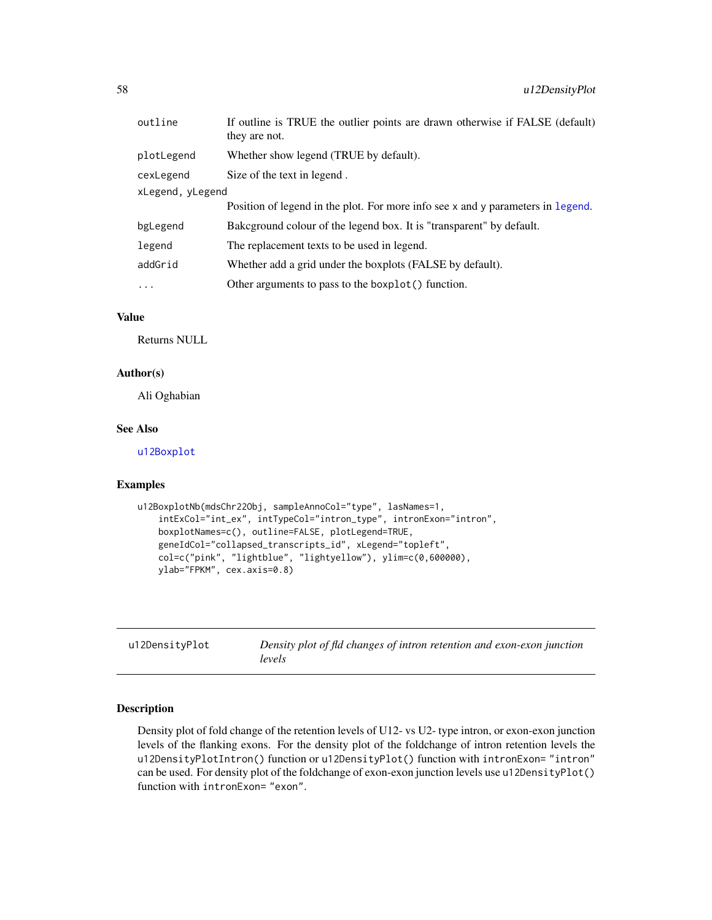| | |
|---|---|
| `outline` | If outline is TRUE the outlier points are drawn otherwise if FALSE (default) they are not. |
| `plotLegend` | Whether show legend (TRUE by default). |
| `cexLegend` | Size of the text in legend . |
| `xLegend, yLegend` | Position of legend in the plot. For more info see `x` and `y` parameters in legend. |
| `bgLegend` | Bakcground colour of the legend box. It is "transparent" by default. |
| `legend` | The replacement texts to be used in legend. |
| `addGrid` | Whether add a grid under the boxplots (FALSE by default). |
| `...` | Other arguments to pass to the `boxplot()` function. |

### Value

Returns NULL

### Author(s)

Ali Oghabian

### See Also

u12Boxplot

### Examples

```
u12BoxplotNb(mdsChr22Obj, sampleAnnoCol="type", lasNames=1,
    intExCol="int_ex", intTypeCol="intron_type", intronExon="intron",
    boxplotNames=c(), outline=FALSE, plotLegend=TRUE,
    geneIdCol="collapsed_transcripts_id", xLegend="topleft",
    col=c("pink", "lightblue", "lightyellow"), ylim=c(0,600000),
    ylab="FPKM", cex.axis=0.8)
```

---

## u12DensityPlot &nbsp;&nbsp;&nbsp; *Density plot of fld changes of intron retention and exon-exon junction levels*

### Description

Density plot of fold change of the retention levels of U12- vs U2- type intron, or exon-exon junction levels of the flanking exons. For the density plot of the foldchange of intron retention levels the `u12DensityPlotIntron()` function or `u12DensityPlot()` function with `intronExon= "intron"` can be used. For density plot of the foldchange of exon-exon junction levels use `u12DensityPlot()` function with `intronExon= "exon"`.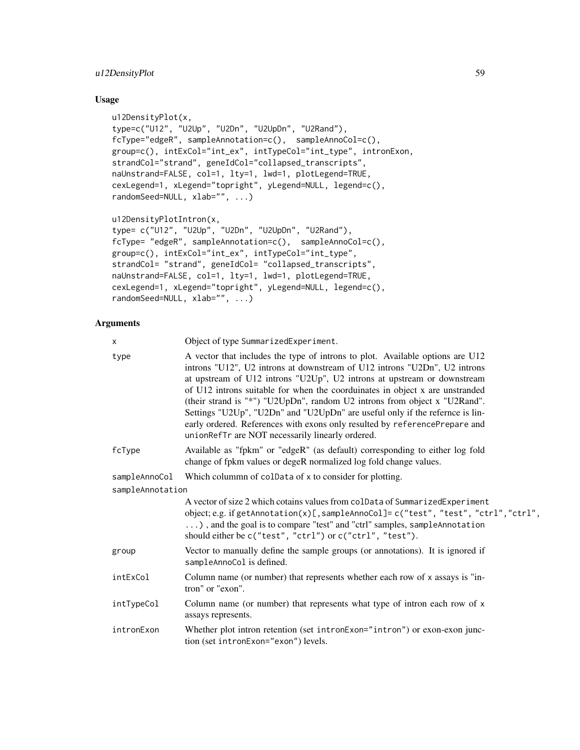## Usage

```
u12DensityPlot(x,
type=c("U12", "U2Up", "U2Dn", "U2UpDn", "U2Rand"),
fcType="edgeR", sampleAnnotation=c(),  sampleAnnoCol=c(),
group=c(), intExCol="int_ex", intTypeCol="int_type", intronExon,
strandCol="strand", geneIdCol="collapsed_transcripts",
naUnstrand=FALSE, col=1, lty=1, lwd=1, plotLegend=TRUE,
cexLegend=1, xLegend="topright", yLegend=NULL, legend=c(),
randomSeed=NULL, xlab="", ...)

u12DensityPlotIntron(x,
type= c("U12", "U2Up", "U2Dn", "U2UpDn", "U2Rand"),
fcType= "edgeR", sampleAnnotation=c(),  sampleAnnoCol=c(),
group=c(), intExCol="int_ex", intTypeCol="int_type",
strandCol= "strand", geneIdCol= "collapsed_transcripts",
naUnstrand=FALSE, col=1, lty=1, lwd=1, plotLegend=TRUE,
cexLegend=1, xLegend="topright", yLegend=NULL, legend=c(),
randomSeed=NULL, xlab="", ...)
```

## Arguments

| Argument | Description |
|---|---|
| `x` | Object of type `SummarizedExperiment`. |
| `type` | A vector that includes the type of introns to plot. Available options are U12 introns "U12", U2 introns at downstream of U12 introns "U2Dn", U2 introns at upstream of U12 introns "U2Up", U2 introns at upstream or downstream of U12 introns suitable for when the coorduinates in object x are unstranded (their strand is "*") "U2UpDn", random U2 introns from object x "U2Rand". Settings "U2Up", "U2Dn" and "U2UpDn" are useful only if the refernce is linearly ordered. References with exons only resulted by `referencePrepare` and `unionRefTr` are NOT necessarily linearly ordered. |
| `fcType` | Available as "fpkm" or "edgeR" (as default) corresponding to either log fold change of fpkm values or degeR normalized log fold change values. |
| `sampleAnnoCol` | Which colummn of `colData` of `x` to consider for plotting. |
| `sampleAnnotation` | A vector of size 2 which cotains values from `colData` of `SummarizedExperiment` object; e.g. if `getAnnotation(x)[,sampleAnnoCol]= c("test", "test", "ctrl","ctrl", ...)` , and the goal is to compare "test" and "ctrl" samples, `sampleAnnotation` should either be `c("test", "ctrl")` or `c("ctrl", "test")`. |
| `group` | Vector to manually define the sample groups (or annotations). It is ignored if `sampleAnnoCol` is defined. |
| `intExCol` | Column name (or number) that represents whether each row of `x` assays is "intron" or "exon". |
| `intTypeCol` | Column name (or number) that represents what type of intron each row of `x` assays represents. |
| `intronExon` | Whether plot intron retention (set `intronExon="intron"`) or exon-exon junction (set `intronExon="exon"`) levels. |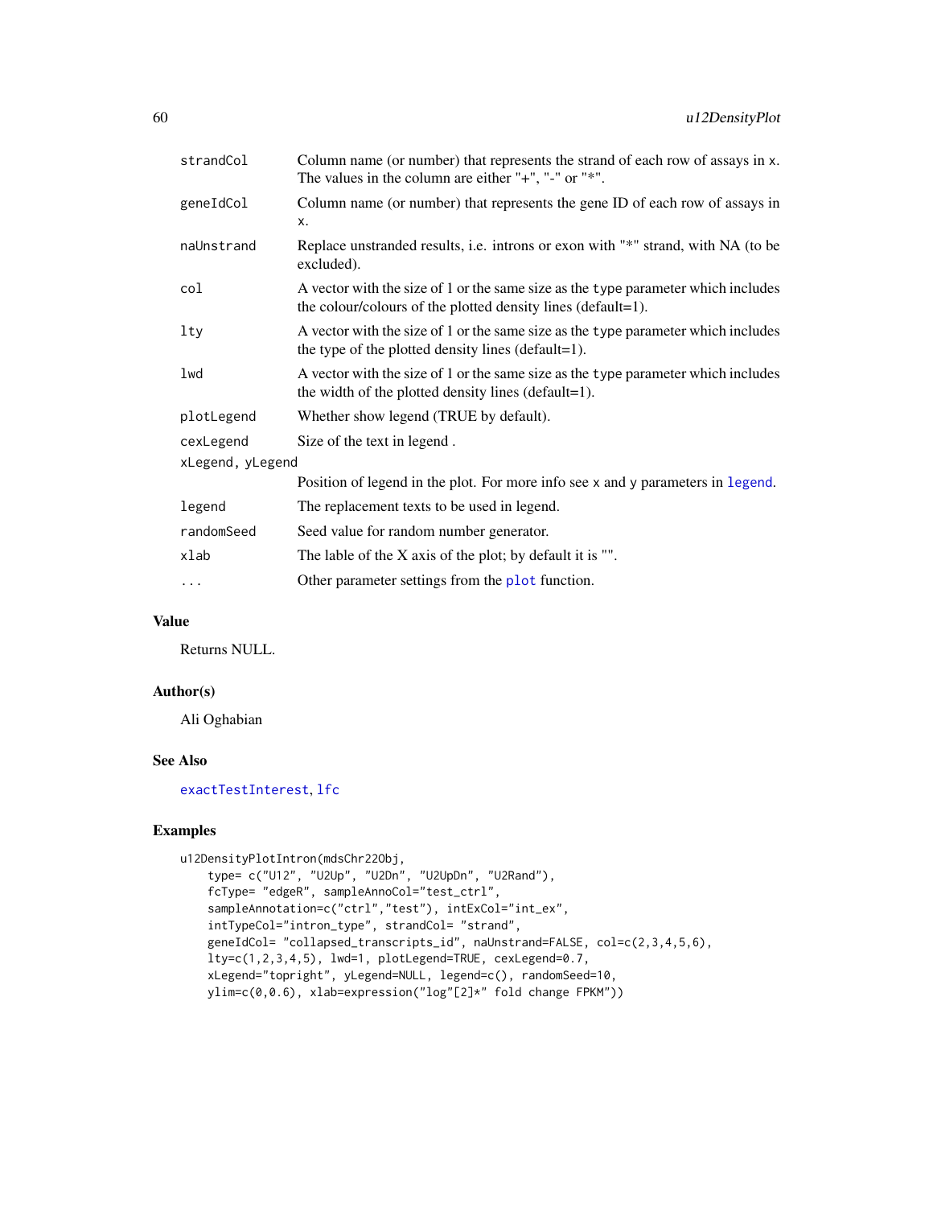| | |
|---|---|
| strandCol | Column name (or number) that represents the strand of each row of assays in x. The values in the column are either "+", "-" or "*". |
| geneIdCol | Column name (or number) that represents the gene ID of each row of assays in x. |
| naUnstrand | Replace unstranded results, i.e. introns or exon with "*" strand, with NA (to be excluded). |
| col | A vector with the size of 1 or the same size as the type parameter which includes the colour/colours of the plotted density lines (default=1). |
| lty | A vector with the size of 1 or the same size as the type parameter which includes the type of the plotted density lines (default=1). |
| lwd | A vector with the size of 1 or the same size as the type parameter which includes the width of the plotted density lines (default=1). |
| plotLegend | Whether show legend (TRUE by default). |
| cexLegend | Size of the text in legend . |
| xLegend, yLegend | Position of legend in the plot. For more info see x and y parameters in legend. |
| legend | The replacement texts to be used in legend. |
| randomSeed | Seed value for random number generator. |
| xlab | The lable of the X axis of the plot; by default it is "". |
| ... | Other parameter settings from the plot function. |

## Value

Returns NULL.

## Author(s)

Ali Oghabian

## See Also

exactTestInterest, lfc

## Examples

```
u12DensityPlotIntron(mdsChr22Obj,
    type= c("U12", "U2Up", "U2Dn", "U2UpDn", "U2Rand"),
    fcType= "edgeR", sampleAnnoCol="test_ctrl",
    sampleAnnotation=c("ctrl","test"), intExCol="int_ex",
    intTypeCol="intron_type", strandCol= "strand",
    geneIdCol= "collapsed_transcripts_id", naUnstrand=FALSE, col=c(2,3,4,5,6),
    lty=c(1,2,3,4,5), lwd=1, plotLegend=TRUE, cexLegend=0.7,
    xLegend="topright", yLegend=NULL, legend=c(), randomSeed=10,
    ylim=c(0,0.6), xlab=expression("log"[2]*" fold change FPKM"))
```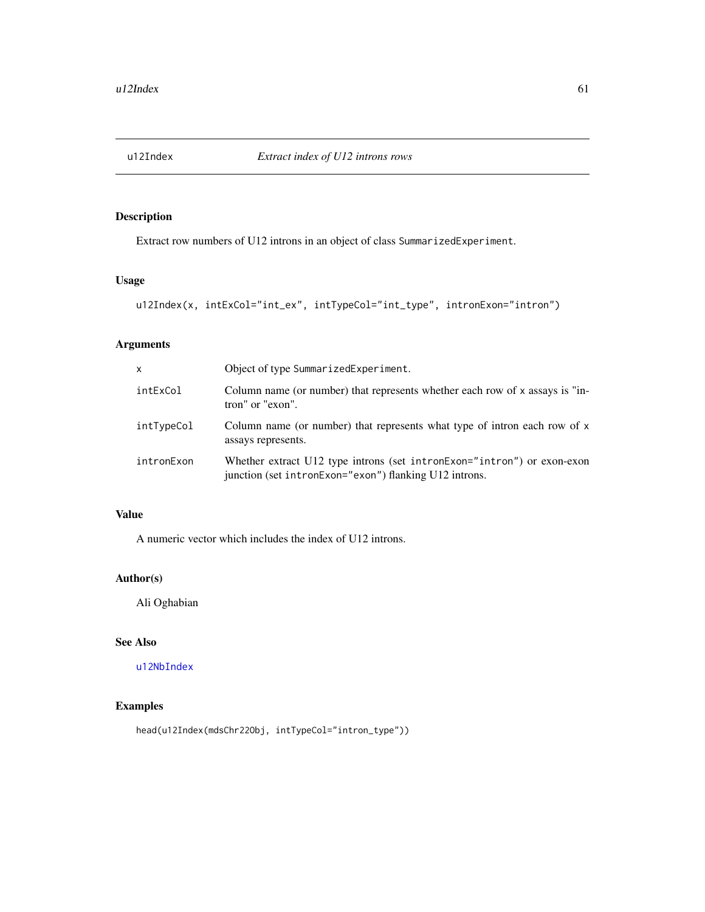# u12Index — *Extract index of U12 introns rows*

## Description

Extract row numbers of U12 introns in an object of class SummarizedExperiment.

## Usage

```
u12Index(x, intExCol="int_ex", intTypeCol="int_type", intronExon="intron")
```

## Arguments

| | |
|---|---|
| x | Object of type SummarizedExperiment. |
| intExCol | Column name (or number) that represents whether each row of x assays is "intron" or "exon". |
| intTypeCol | Column name (or number) that represents what type of intron each row of x assays represents. |
| intronExon | Whether extract U12 type introns (set intronExon="intron") or exon-exon junction (set intronExon="exon") flanking U12 introns. |

## Value

A numeric vector which includes the index of U12 introns.

## Author(s)

Ali Oghabian

## See Also

u12NbIndex

## Examples

```
head(u12Index(mdsChr22Obj, intTypeCol="intron_type"))
```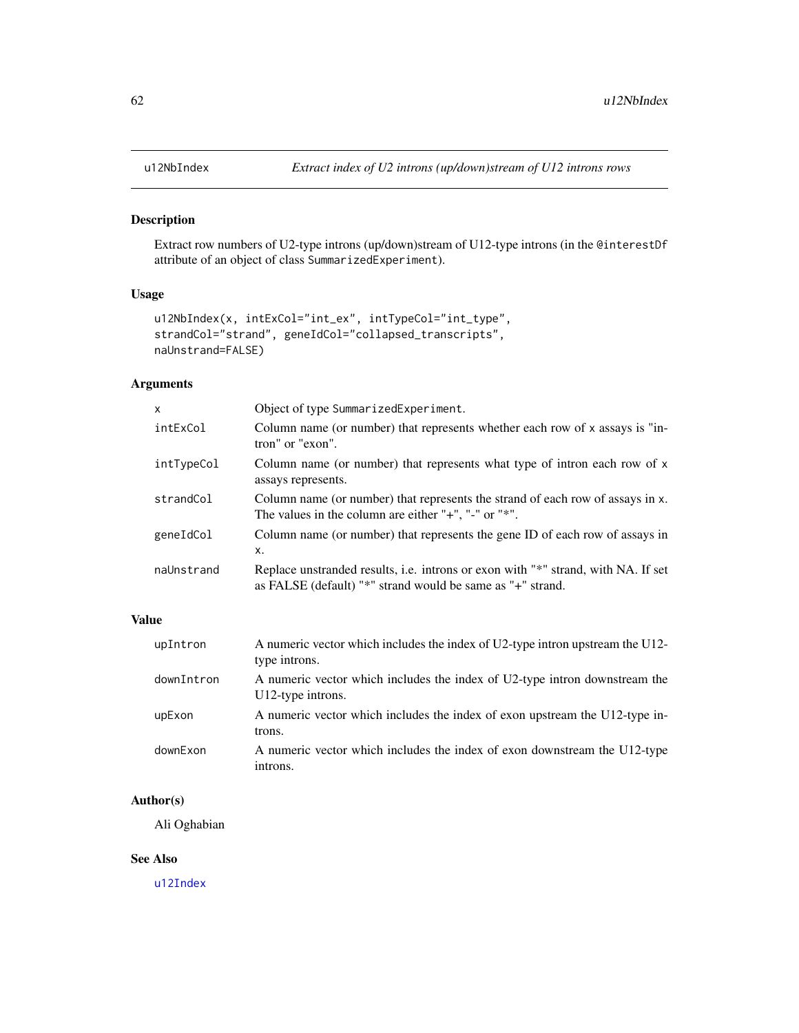# u12NbIndex — *Extract index of U2 introns (up/down)stream of U12 introns rows*

## Description

Extract row numbers of U2-type introns (up/down)stream of U12-type introns (in the @interestDf attribute of an object of class SummarizedExperiment).

## Usage

```
u12NbIndex(x, intExCol="int_ex", intTypeCol="int_type",
strandCol="strand", geneIdCol="collapsed_transcripts",
naUnstrand=FALSE)
```

## Arguments

| | |
|---|---|
| x | Object of type SummarizedExperiment. |
| intExCol | Column name (or number) that represents whether each row of x assays is "intron" or "exon". |
| intTypeCol | Column name (or number) that represents what type of intron each row of x assays represents. |
| strandCol | Column name (or number) that represents the strand of each row of assays in x. The values in the column are either "+", "-" or "*". |
| geneIdCol | Column name (or number) that represents the gene ID of each row of assays in x. |
| naUnstrand | Replace unstranded results, i.e. introns or exon with "*" strand, with NA. If set as FALSE (default) "*" strand would be same as "+" strand. |

## Value

| | |
|---|---|
| upIntron | A numeric vector which includes the index of U2-type intron upstream the U12-type introns. |
| downIntron | A numeric vector which includes the index of U2-type intron downstream the U12-type introns. |
| upExon | A numeric vector which includes the index of exon upstream the U12-type introns. |
| downExon | A numeric vector which includes the index of exon downstream the U12-type introns. |

## Author(s)

Ali Oghabian

## See Also

u12Index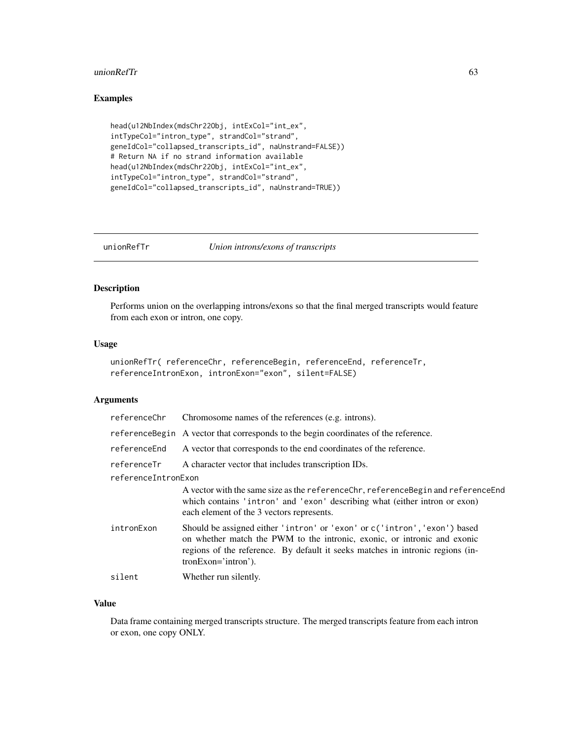## Examples

```
head(u12NbIndex(mdsChr22Obj, intExCol="int_ex",
intTypeCol="intron_type", strandCol="strand",
geneIdCol="collapsed_transcripts_id", naUnstrand=FALSE))
# Return NA if no strand information available
head(u12NbIndex(mdsChr22Obj, intExCol="int_ex",
intTypeCol="intron_type", strandCol="strand",
geneIdCol="collapsed_transcripts_id", naUnstrand=TRUE))
```

---

# unionRefTr *Union introns/exons of transcripts*

---

## Description

Performs union on the overlapping introns/exons so that the final merged transcripts would feature from each exon or intron, one copy.

## Usage

```
unionRefTr( referenceChr, referenceBegin, referenceEnd, referenceTr,
referenceIntronExon, intronExon="exon", silent=FALSE)
```

## Arguments

| | |
|---|---|
| referenceChr | Chromosome names of the references (e.g. introns). |
| referenceBegin | A vector that corresponds to the begin coordinates of the reference. |
| referenceEnd | A vector that corresponds to the end coordinates of the reference. |
| referenceTr | A character vector that includes transcription IDs. |
| referenceIntronExon | A vector with the same size as the referenceChr, referenceBegin and referenceEnd which contains 'intron' and 'exon' describing what (either intron or exon) each element of the 3 vectors represents. |
| intronExon | Should be assigned either 'intron' or 'exon' or c('intron','exon') based on whether match the PWM to the intronic, exonic, or intronic and exonic regions of the reference. By default it seeks matches in intronic regions (intronExon='intron'). |
| silent | Whether run silently. |

## Value

Data frame containing merged transcripts structure. The merged transcripts feature from each intron or exon, one copy ONLY.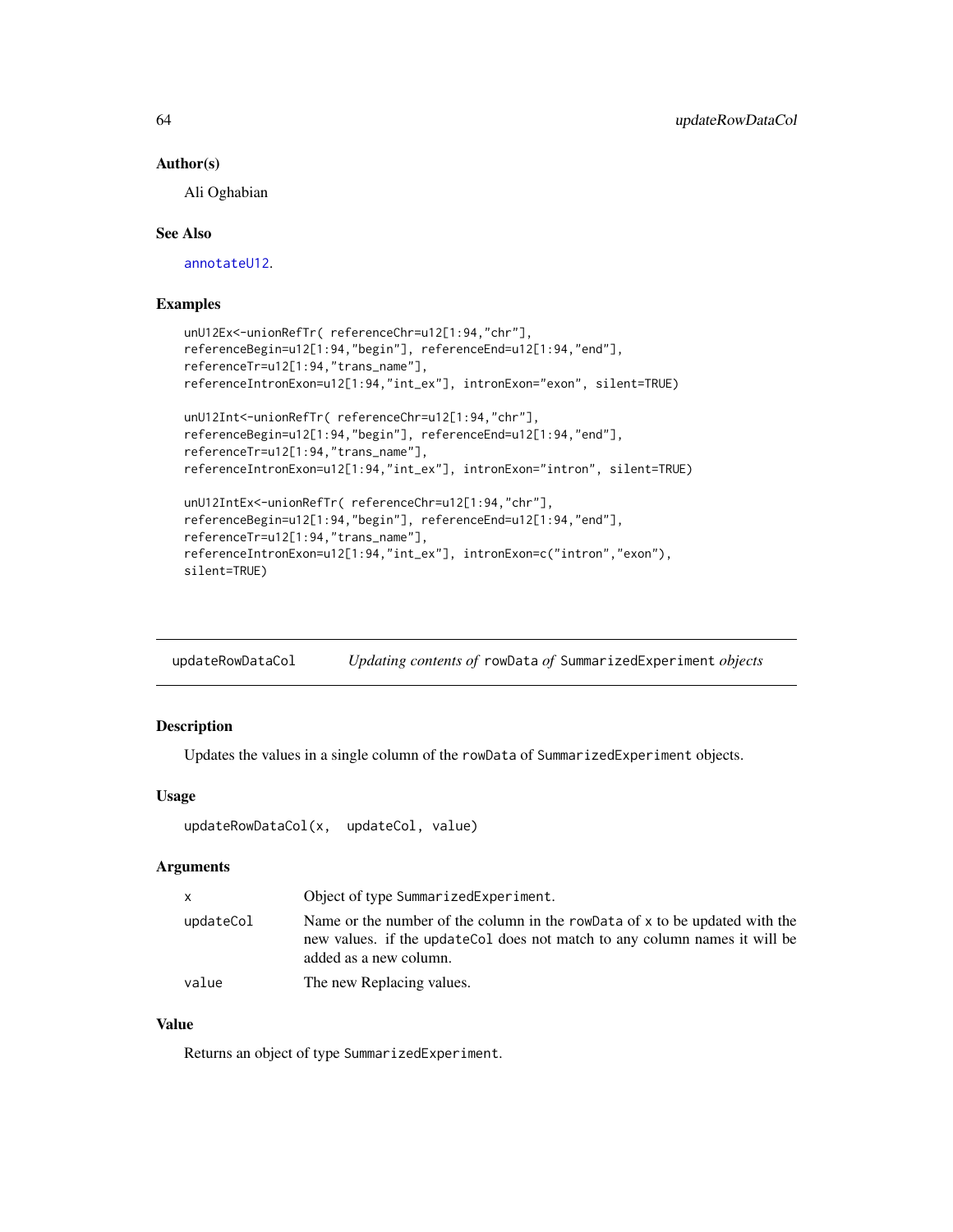### Author(s)

Ali Oghabian

### See Also

annotateU12.

### Examples

```
unU12Ex<-unionRefTr( referenceChr=u12[1:94,"chr"],
referenceBegin=u12[1:94,"begin"], referenceEnd=u12[1:94,"end"],
referenceTr=u12[1:94,"trans_name"],
referenceIntronExon=u12[1:94,"int_ex"], intronExon="exon", silent=TRUE)

unU12Int<-unionRefTr( referenceChr=u12[1:94,"chr"],
referenceBegin=u12[1:94,"begin"], referenceEnd=u12[1:94,"end"],
referenceTr=u12[1:94,"trans_name"],
referenceIntronExon=u12[1:94,"int_ex"], intronExon="intron", silent=TRUE)

unU12IntEx<-unionRefTr( referenceChr=u12[1:94,"chr"],
referenceBegin=u12[1:94,"begin"], referenceEnd=u12[1:94,"end"],
referenceTr=u12[1:94,"trans_name"],
referenceIntronExon=u12[1:94,"int_ex"], intronExon=c("intron","exon"),
silent=TRUE)
```

---

## updateRowDataCol — *Updating contents of* rowData *of* SummarizedExperiment *objects*

### Description

Updates the values in a single column of the rowData of SummarizedExperiment objects.

### Usage

```
updateRowDataCol(x,  updateCol, value)
```

### Arguments

| | |
|---|---|
| x | Object of type SummarizedExperiment. |
| updateCol | Name or the number of the column in the rowData of x to be updated with the new values. if the updateCol does not match to any column names it will be added as a new column. |
| value | The new Replacing values. |

### Value

Returns an object of type SummarizedExperiment.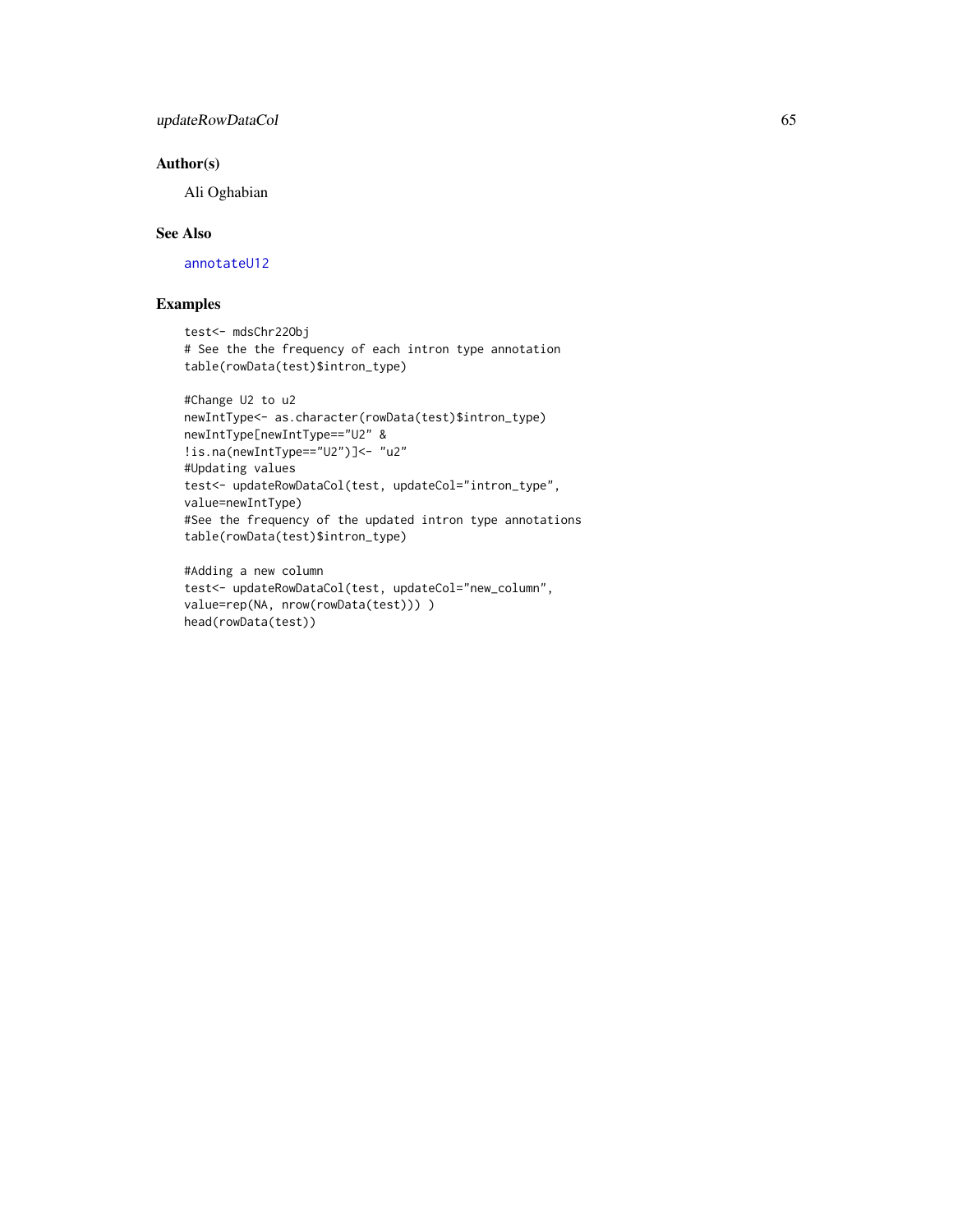## Author(s)

Ali Oghabian

## See Also

annotateU12

## Examples

```
test<- mdsChr22Obj
# See the the frequency of each intron type annotation
table(rowData(test)$intron_type)

#Change U2 to u2
newIntType<- as.character(rowData(test)$intron_type)
newIntType[newIntType=="U2" &
!is.na(newIntType=="U2")]<- "u2"
#Updating values
test<- updateRowDataCol(test, updateCol="intron_type",
value=newIntType)
#See the frequency of the updated intron type annotations
table(rowData(test)$intron_type)

#Adding a new column
test<- updateRowDataCol(test, updateCol="new_column",
value=rep(NA, nrow(rowData(test))) )
head(rowData(test))
```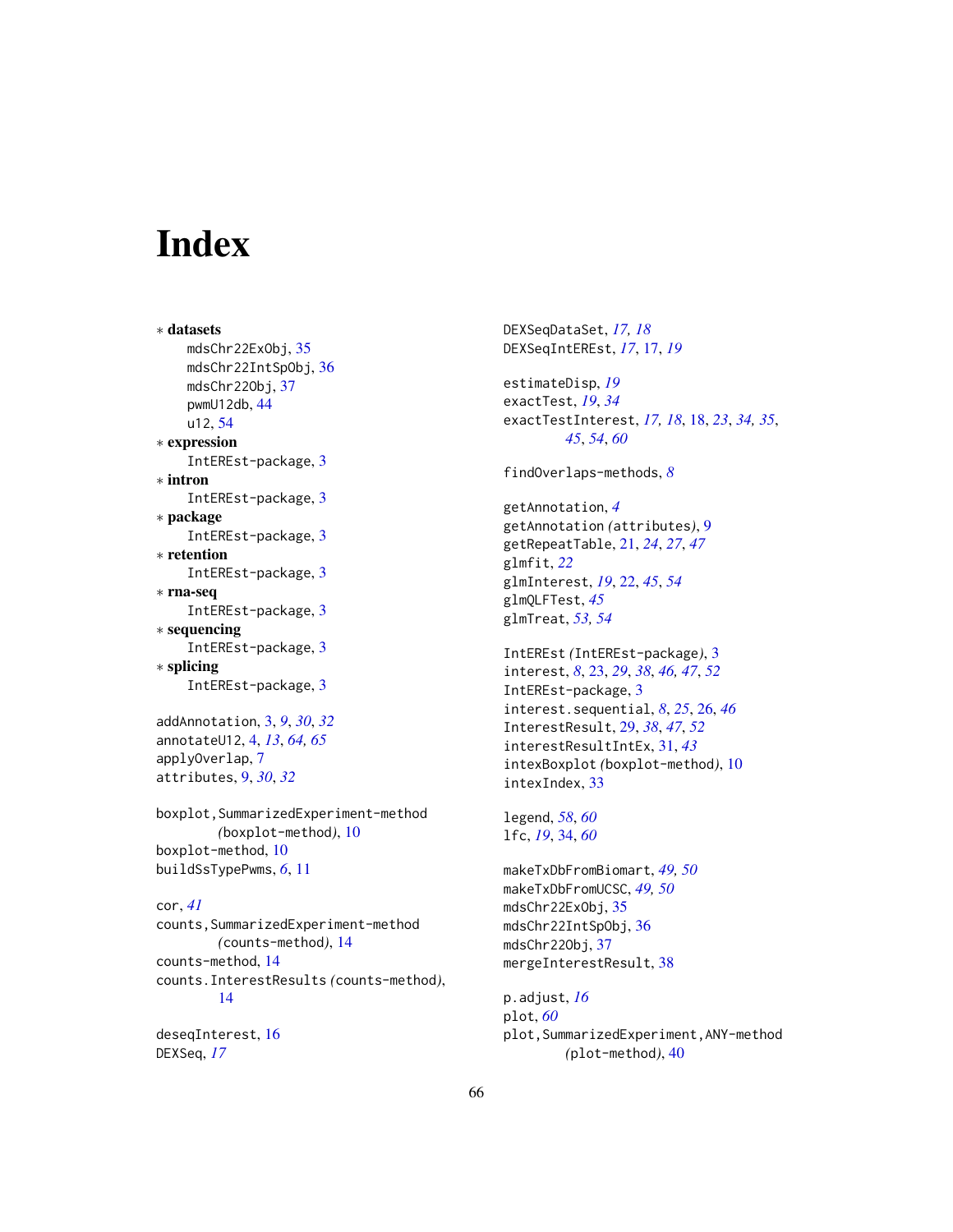# Index

∗ **datasets**
- mdsChr22ExObj, 35
- mdsChr22IntSpObj, 36
- mdsChr22Obj, 37
- pwmU12db, 44
- u12, 54

∗ **expression**
- IntEREst-package, 3

∗ **intron**
- IntEREst-package, 3

∗ **package**
- IntEREst-package, 3

∗ **retention**
- IntEREst-package, 3

∗ **rna-seq**
- IntEREst-package, 3

∗ **sequencing**
- IntEREst-package, 3

∗ **splicing**
- IntEREst-package, 3

addAnnotation, 3, *9*, *30*, *32*
annotateU12, 4, *13*, *64, 65*
applyOverlap, 7
attributes, 9, *30*, *32*

boxplot,SummarizedExperiment-method *(*boxplot-method*)*, 10
boxplot-method, 10
buildSsTypePwms, *6*, 11

cor, *41*
counts,SummarizedExperiment-method *(*counts-method*)*, 14
counts-method, 14
counts.InterestResults *(*counts-method*)*, 14

deseqInterest, 16
DEXSeq, *17*
DEXSeqDataSet, *17, 18*
DEXSeqIntEREst, *17*, 17, *19*

estimateDisp, *19*
exactTest, *19*, *34*
exactTestInterest, *17, 18*, 18, *23*, *34, 35*, *45*, *54*, *60*

findOverlaps-methods, *8*

getAnnotation, *4*
getAnnotation *(*attributes*)*, 9
getRepeatTable, 21, *24*, *27*, *47*
glmfit, *22*
glmInterest, *19*, 22, *45*, *54*
glmQLFTest, *45*
glmTreat, *53, 54*

IntEREst *(*IntEREst-package*)*, 3
interest, *8*, 23, *29*, *38*, *46, 47*, *52*
IntEREst-package, 3
interest.sequential, *8*, *25*, 26, *46*
InterestResult, 29, *38*, *47*, *52*
interestResultIntEx, 31, *43*
intexBoxplot *(*boxplot-method*)*, 10
intexIndex, 33

legend, *58*, *60*
lfc, *19*, 34, *60*

makeTxDbFromBiomart, *49, 50*
makeTxDbFromUCSC, *49, 50*
mdsChr22ExObj, 35
mdsChr22IntSpObj, 36
mdsChr22Obj, 37
mergeInterestResult, 38

p.adjust, *16*
plot, *60*
plot,SummarizedExperiment,ANY-method *(*plot-method*)*, 40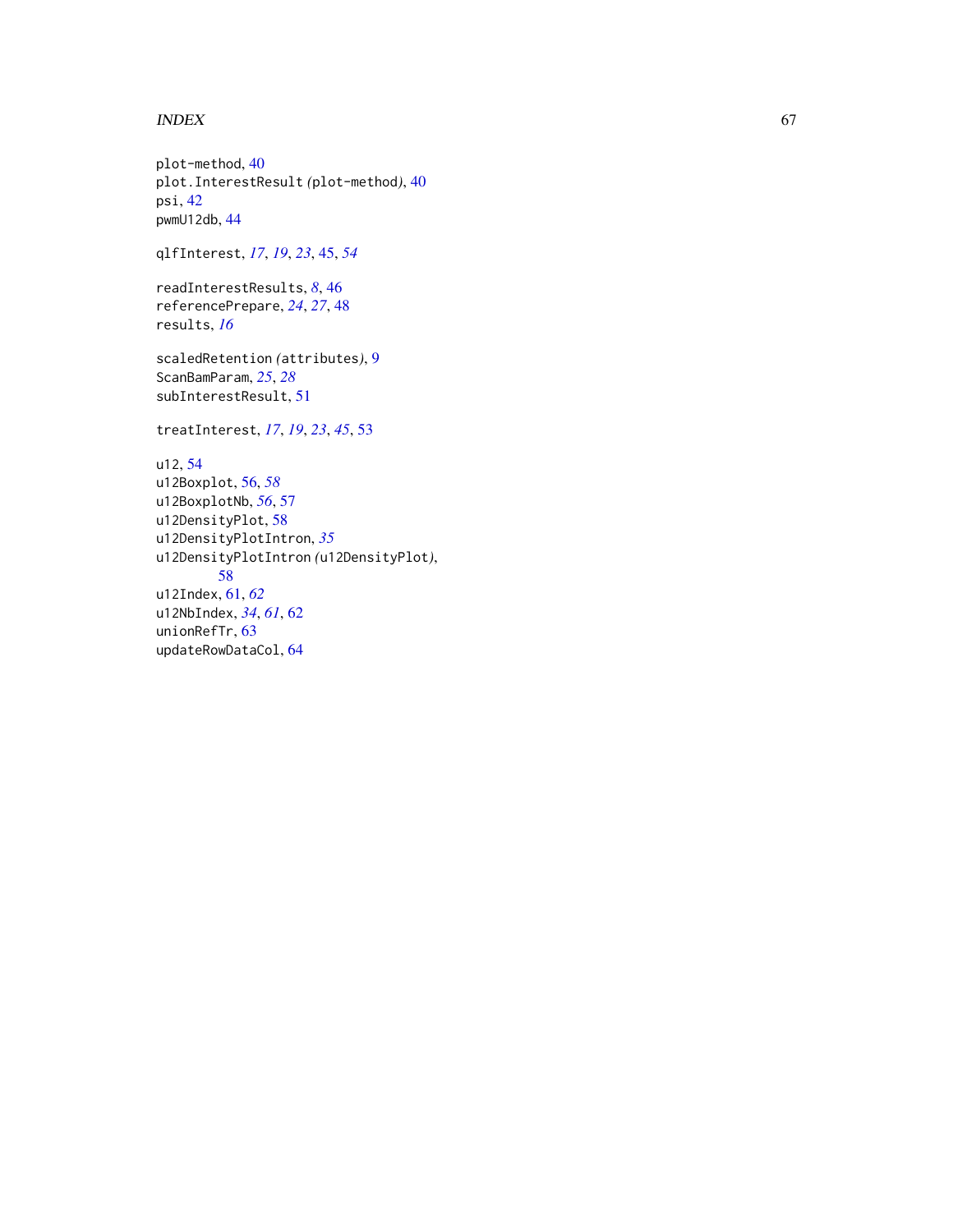plot-method, 40
plot.InterestResult *(*plot-method*)*, 40
psi, 42
pwmU12db, 44

qlfInterest, *17*, *19*, *23*, 45, *54*

readInterestResults, *8*, 46
referencePrepare, *24*, *27*, 48
results, *16*

scaledRetention *(*attributes*)*, 9
ScanBamParam, *25*, *28*
subInterestResult, 51

treatInterest, *17*, *19*, *23*, *45*, 53

u12, 54
u12Boxplot, 56, *58*
u12BoxplotNb, *56*, 57
u12DensityPlot, 58
u12DensityPlotIntron, *35*
u12DensityPlotIntron *(*u12DensityPlot*)*, 58
u12Index, 61, *62*
u12NbIndex, *34*, *61*, 62
unionRefTr, 63
updateRowDataCol, 64